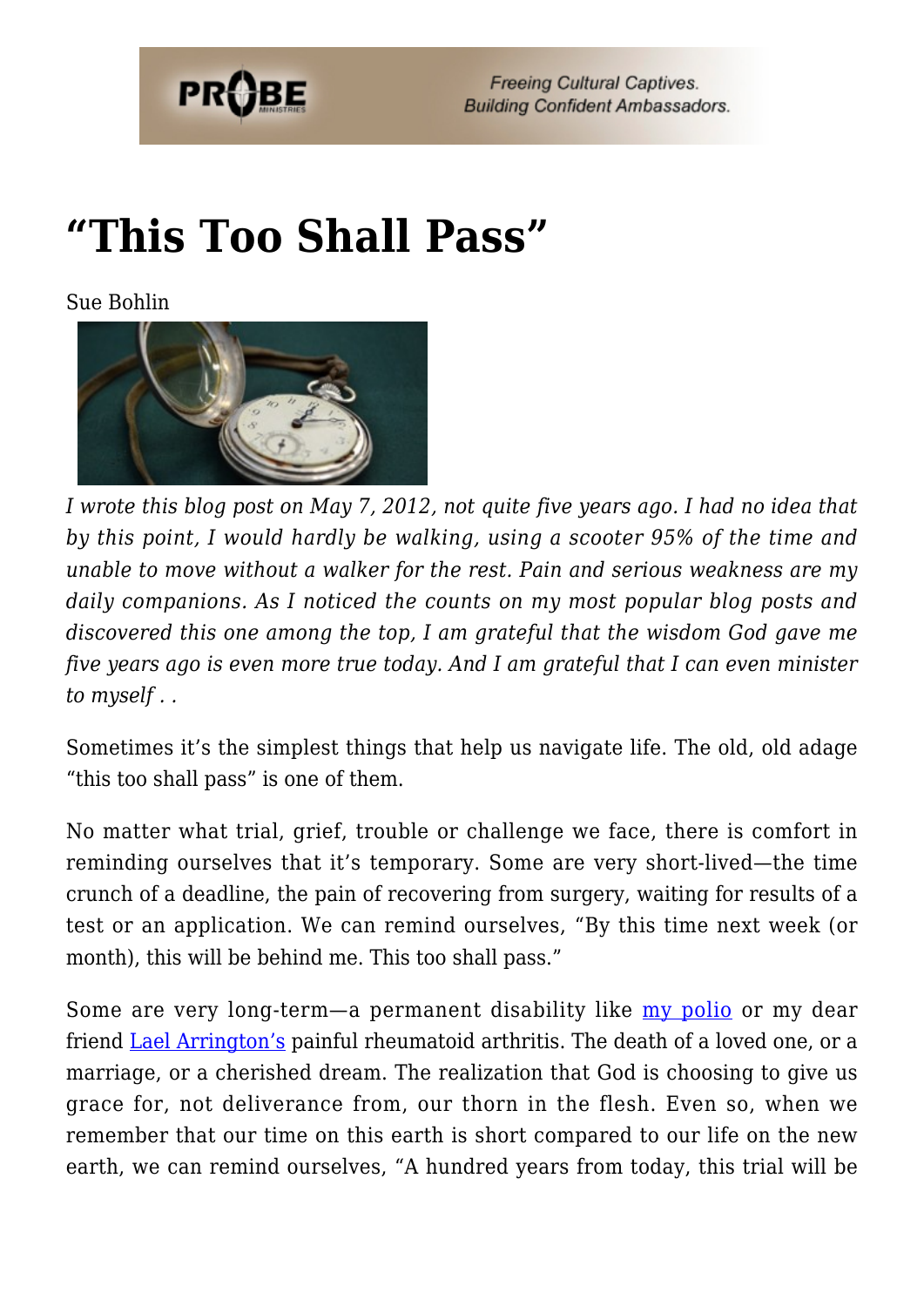# "This Too Shall Pass"

Sue Bohlin

*I wrote this blog post on May 7, 2012, not quite five years ago. I had no idea that by this point, I would hardly be walking, using a scooter 95% of the time and unable to move without a walker for the rest. Pain and serious weakness are my daily companions. As I noticed the counts on my most popular blog posts and discovered this one among the top, I am grateful that the wisdom God gave me five years ago is even more true today. And I am grateful that I can even minister to myself . .*

Sometimes it's the simplest things that help us navigate life. The old, old adage "this too shall pass" is one of them.

No matter what trial, grief, trouble or challenge we face, there is comfort in reminding ourselves that it's temporary. Some are very short-lived—the time crunch of a deadline, the pain of recovering from surgery, waiting for results of a test or an application. We can remind ourselves, "By this time next week (or month), this will be behind me. This too shall pass."

Some are very long-term—a permanent disability like [my polio] or my dear friend [Lael Arrington's] painful rheumatoid arthritis. The death of a loved one, or a marriage, or a cherished dream. The realization that God is choosing to give us grace for, not deliverance from, our thorn in the flesh. Even so, when we remember that our time on this earth is short compared to our life on the new earth, we can remind ourselves, "A hundred years from today, this trial will be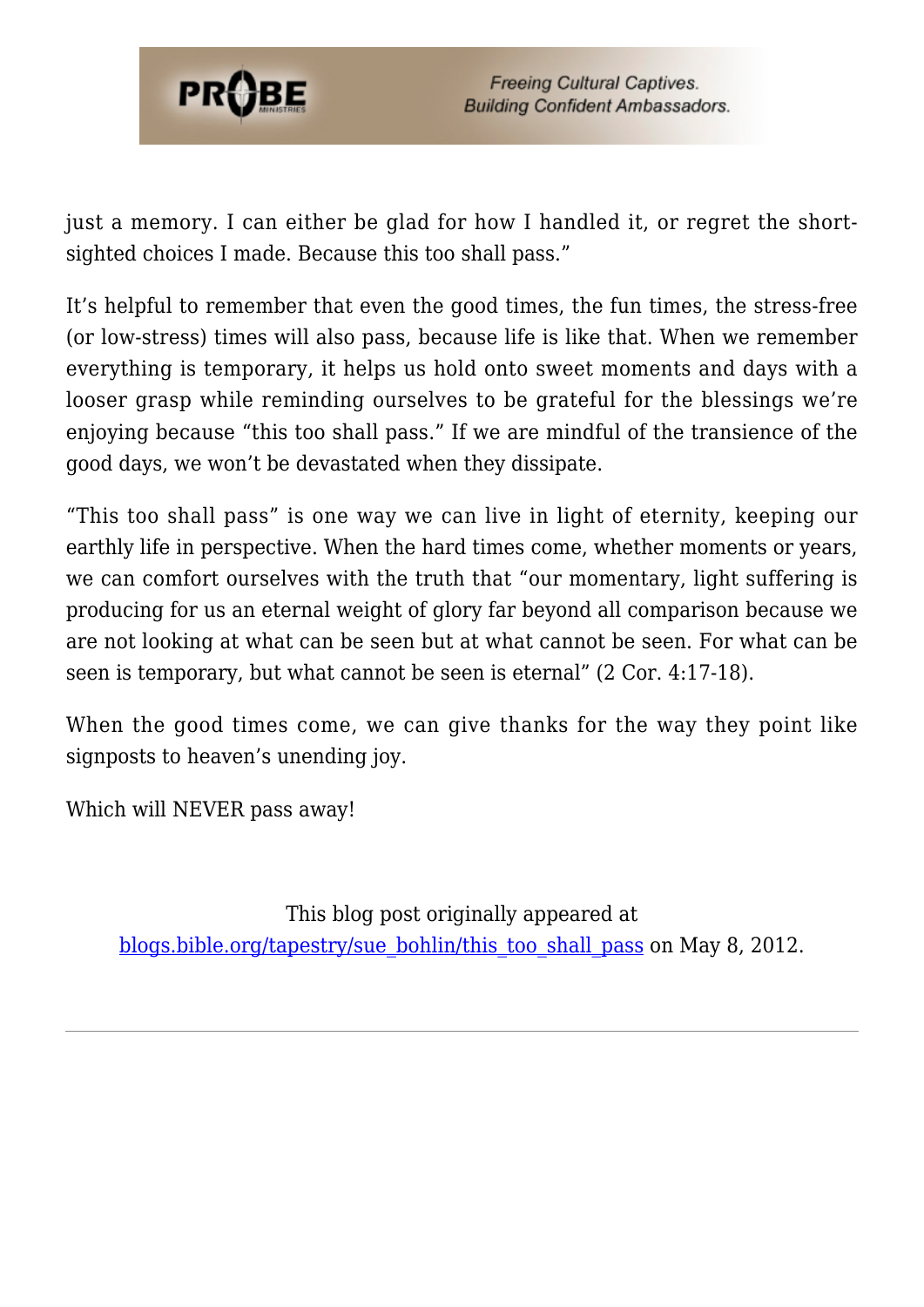just a memory. I can either be glad for how I handled it, or regret the short-sighted choices I made. Because this too shall pass."

It's helpful to remember that even the good times, the fun times, the stress-free (or low-stress) times will also pass, because life is like that. When we remember everything is temporary, it helps us hold onto sweet moments and days with a looser grasp while reminding ourselves to be grateful for the blessings we're enjoying because "this too shall pass." If we are mindful of the transience of the good days, we won't be devastated when they dissipate.

"This too shall pass" is one way we can live in light of eternity, keeping our earthly life in perspective. When the hard times come, whether moments or years, we can comfort ourselves with the truth that "our momentary, light suffering is producing for us an eternal weight of glory far beyond all comparison because we are not looking at what can be seen but at what cannot be seen. For what can be seen is temporary, but what cannot be seen is eternal" (2 Cor. 4:17-18).

When the good times come, we can give thanks for the way they point like signposts to heaven's unending joy.

Which will NEVER pass away!

This blog post originally appeared at blogs.bible.org/tapestry/sue_bohlin/this_too_shall_pass on May 8, 2012.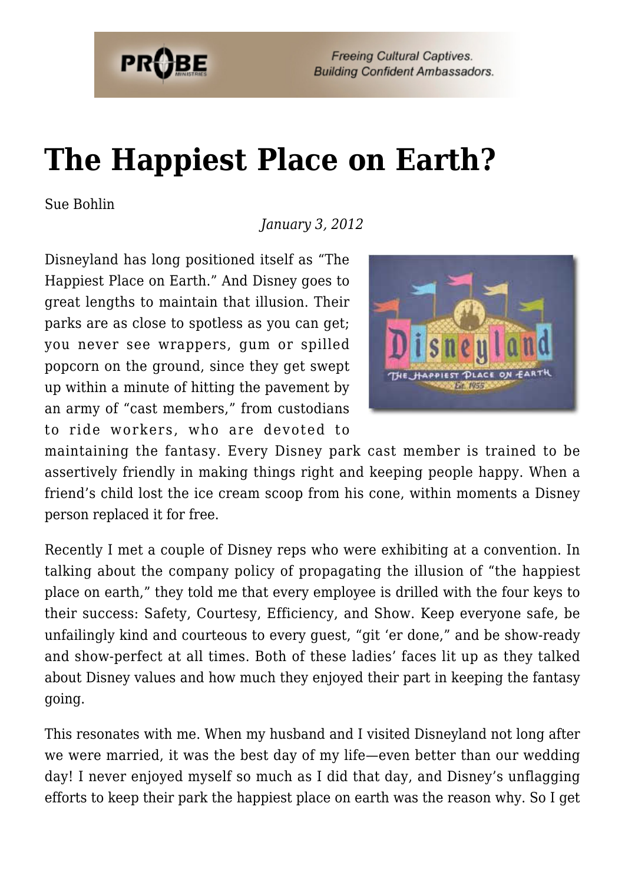# The Happiest Place on Earth?

Sue Bohlin

*January 3, 2012*

Disneyland has long positioned itself as "The Happiest Place on Earth." And Disney goes to great lengths to maintain that illusion. Their parks are as close to spotless as you can get; you never see wrappers, gum or spilled popcorn on the ground, since they get swept up within a minute of hitting the pavement by an army of "cast members," from custodians to ride workers, who are devoted to maintaining the fantasy. Every Disney park cast member is trained to be assertively friendly in making things right and keeping people happy. When a friend's child lost the ice cream scoop from his cone, within moments a Disney person replaced it for free.

Recently I met a couple of Disney reps who were exhibiting at a convention. In talking about the company policy of propagating the illusion of "the happiest place on earth," they told me that every employee is drilled with the four keys to their success: Safety, Courtesy, Efficiency, and Show. Keep everyone safe, be unfailingly kind and courteous to every guest, "git 'er done," and be show-ready and show-perfect at all times. Both of these ladies' faces lit up as they talked about Disney values and how much they enjoyed their part in keeping the fantasy going.

This resonates with me. When my husband and I visited Disneyland not long after we were married, it was the best day of my life—even better than our wedding day! I never enjoyed myself so much as I did that day, and Disney's unflagging efforts to keep their park the happiest place on earth was the reason why. So I get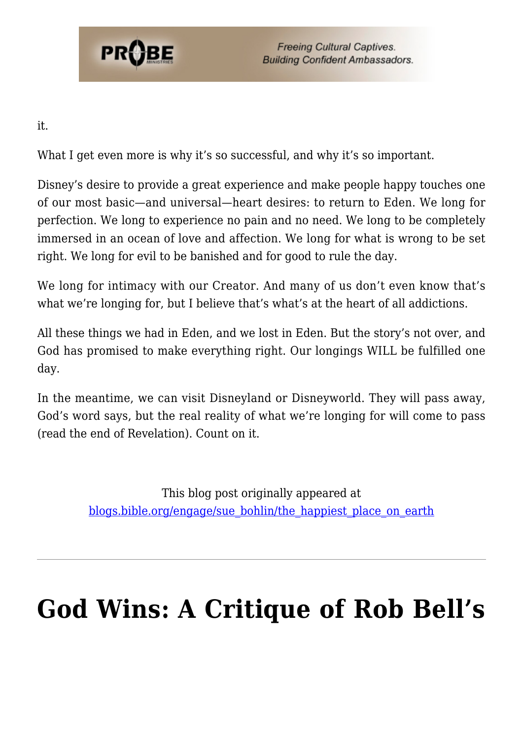it.

What I get even more is why it's so successful, and why it's so important.

Disney's desire to provide a great experience and make people happy touches one of our most basic—and universal—heart desires: to return to Eden. We long for perfection. We long to experience no pain and no need. We long to be completely immersed in an ocean of love and affection. We long for what is wrong to be set right. We long for evil to be banished and for good to rule the day.

We long for intimacy with our Creator. And many of us don't even know that's what we're longing for, but I believe that's what's at the heart of all addictions.

All these things we had in Eden, and we lost in Eden. But the story's not over, and God has promised to make everything right. Our longings WILL be fulfilled one day.

In the meantime, we can visit Disneyland or Disneyworld. They will pass away, God's word says, but the real reality of what we're longing for will come to pass (read the end of Revelation). Count on it.

This blog post originally appeared at
[blogs.bible.org/engage/sue_bohlin/the_happiest_place_on_earth](blogs.bible.org/engage/sue_bohlin/the_happiest_place_on_earth)

---

# God Wins: A Critique of Rob Bell's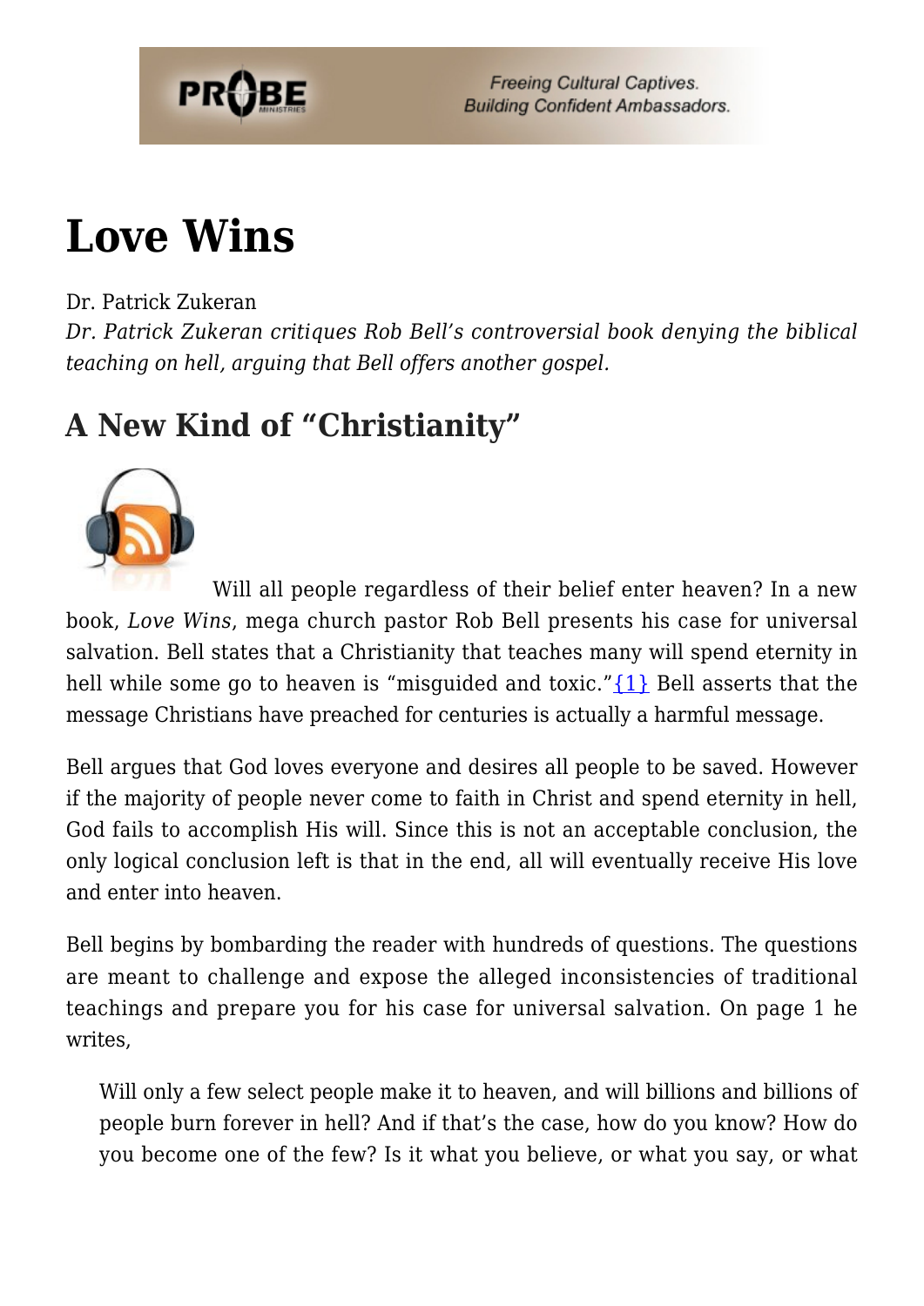# Love Wins

Dr. Patrick Zukeran

*Dr. Patrick Zukeran critiques Rob Bell's controversial book denying the biblical teaching on hell, arguing that Bell offers another gospel.*

## A New Kind of "Christianity"

Will all people regardless of their belief enter heaven? In a new book, *Love Wins*, mega church pastor Rob Bell presents his case for universal salvation. Bell states that a Christianity that teaches many will spend eternity in hell while some go to heaven is "misguided and toxic."{1} Bell asserts that the message Christians have preached for centuries is actually a harmful message.

Bell argues that God loves everyone and desires all people to be saved. However if the majority of people never come to faith in Christ and spend eternity in hell, God fails to accomplish His will. Since this is not an acceptable conclusion, the only logical conclusion left is that in the end, all will eventually receive His love and enter into heaven.

Bell begins by bombarding the reader with hundreds of questions. The questions are meant to challenge and expose the alleged inconsistencies of traditional teachings and prepare you for his case for universal salvation. On page 1 he writes,

> Will only a few select people make it to heaven, and will billions and billions of people burn forever in hell? And if that's the case, how do you know? How do you become one of the few? Is it what you believe, or what you say, or what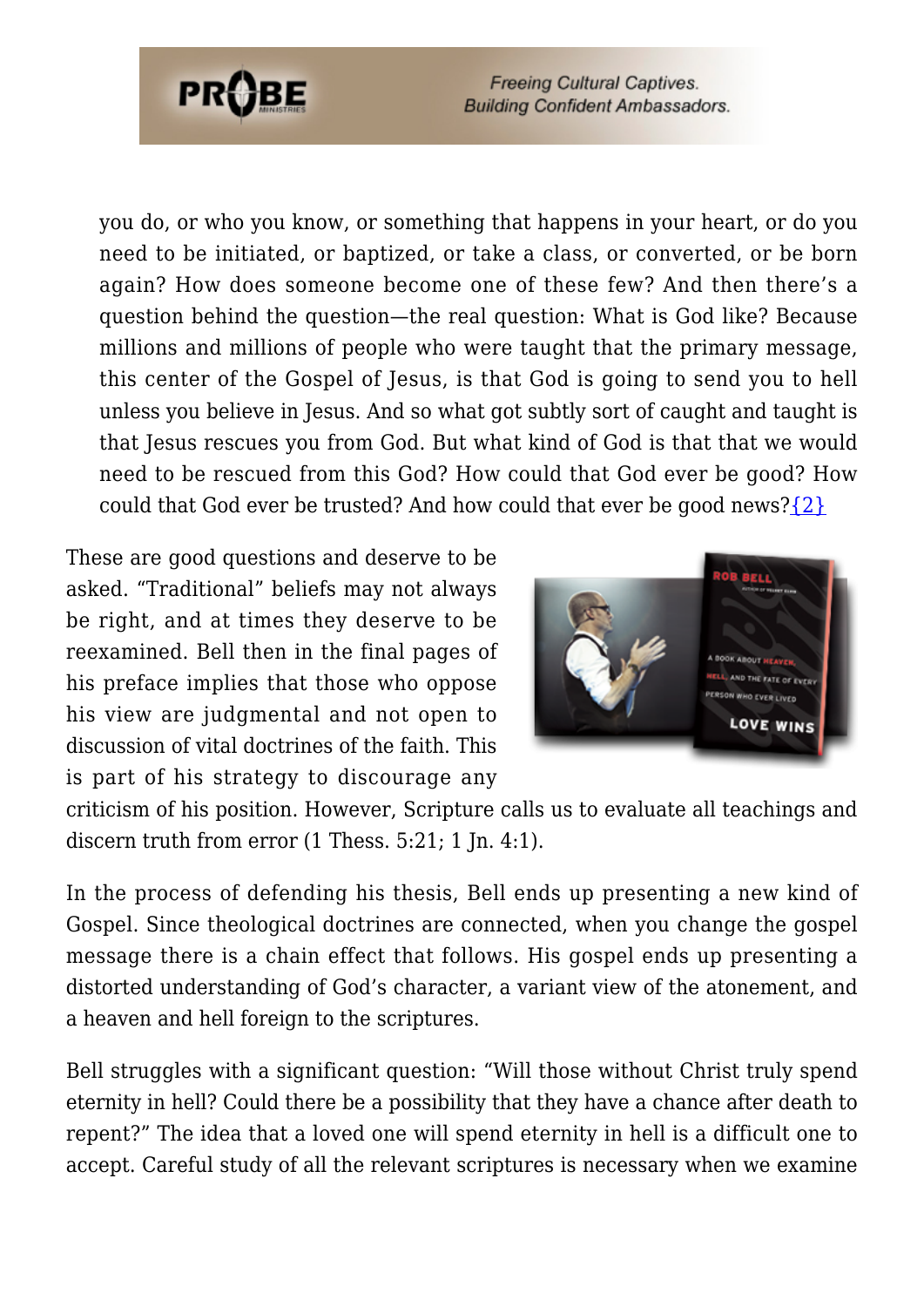> you do, or who you know, or something that happens in your heart, or do you need to be initiated, or baptized, or take a class, or converted, or be born again? How does someone become one of these few? And then there's a question behind the question—the real question: What is God like? Because millions and millions of people who were taught that the primary message, this center of the Gospel of Jesus, is that God is going to send you to hell unless you believe in Jesus. And so what got subtly sort of caught and taught is that Jesus rescues you from God. But what kind of God is that that we would need to be rescued from this God? How could that God ever be good? How could that God ever be trusted? And how could that ever be good news?{2}

These are good questions and deserve to be asked. "Traditional" beliefs may not always be right, and at times they deserve to be reexamined. Bell then in the final pages of his preface implies that those who oppose his view are judgmental and not open to discussion of vital doctrines of the faith. This is part of his strategy to discourage any criticism of his position. However, Scripture calls us to evaluate all teachings and discern truth from error (1 Thess. 5:21; 1 Jn. 4:1).

In the process of defending his thesis, Bell ends up presenting a new kind of Gospel. Since theological doctrines are connected, when you change the gospel message there is a chain effect that follows. His gospel ends up presenting a distorted understanding of God's character, a variant view of the atonement, and a heaven and hell foreign to the scriptures.

Bell struggles with a significant question: "Will those without Christ truly spend eternity in hell? Could there be a possibility that they have a chance after death to repent?" The idea that a loved one will spend eternity in hell is a difficult one to accept. Careful study of all the relevant scriptures is necessary when we examine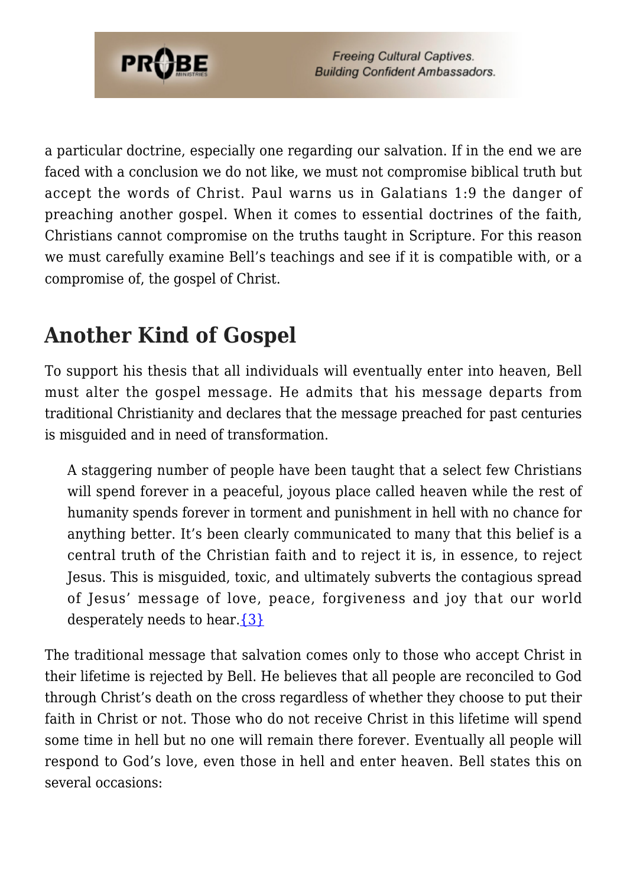a particular doctrine, especially one regarding our salvation. If in the end we are faced with a conclusion we do not like, we must not compromise biblical truth but accept the words of Christ. Paul warns us in Galatians 1:9 the danger of preaching another gospel. When it comes to essential doctrines of the faith, Christians cannot compromise on the truths taught in Scripture. For this reason we must carefully examine Bell's teachings and see if it is compatible with, or a compromise of, the gospel of Christ.

## Another Kind of Gospel

To support his thesis that all individuals will eventually enter into heaven, Bell must alter the gospel message. He admits that his message departs from traditional Christianity and declares that the message preached for past centuries is misguided and in need of transformation.

> A staggering number of people have been taught that a select few Christians will spend forever in a peaceful, joyous place called heaven while the rest of humanity spends forever in torment and punishment in hell with no chance for anything better. It's been clearly communicated to many that this belief is a central truth of the Christian faith and to reject it is, in essence, to reject Jesus. This is misguided, toxic, and ultimately subverts the contagious spread of Jesus' message of love, peace, forgiveness and joy that our world desperately needs to hear.{3}

The traditional message that salvation comes only to those who accept Christ in their lifetime is rejected by Bell. He believes that all people are reconciled to God through Christ's death on the cross regardless of whether they choose to put their faith in Christ or not. Those who do not receive Christ in this lifetime will spend some time in hell but no one will remain there forever. Eventually all people will respond to God's love, even those in hell and enter heaven. Bell states this on several occasions: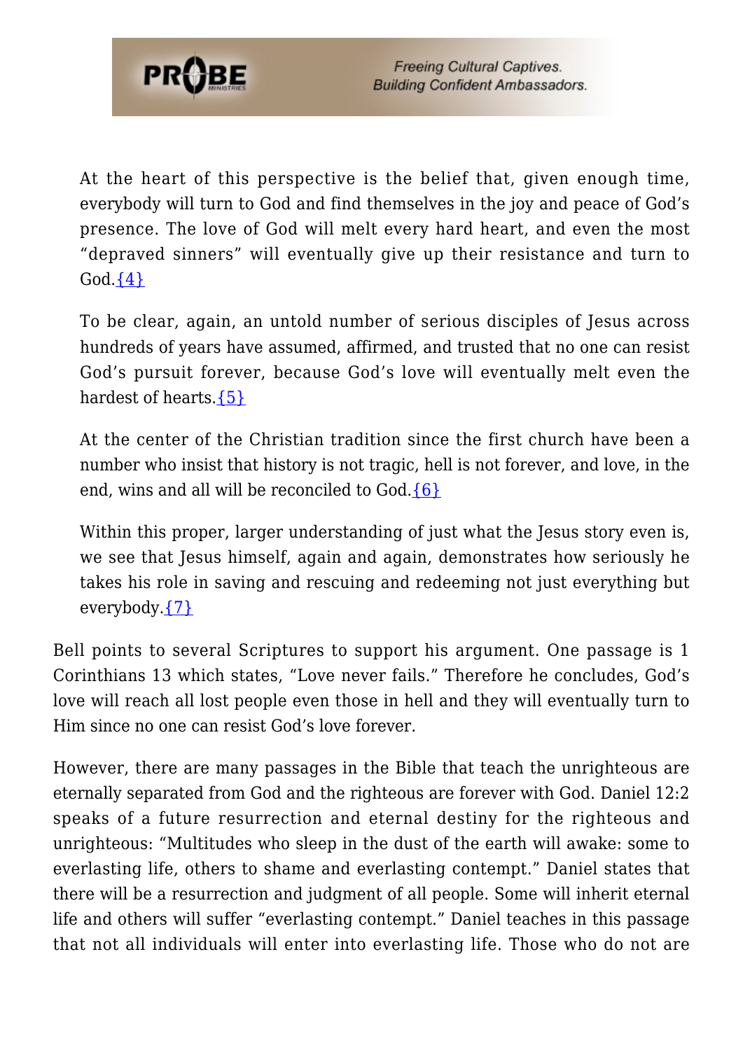> At the heart of this perspective is the belief that, given enough time, everybody will turn to God and find themselves in the joy and peace of God's presence. The love of God will melt every hard heart, and even the most "depraved sinners" will eventually give up their resistance and turn to God.{4}

> To be clear, again, an untold number of serious disciples of Jesus across hundreds of years have assumed, affirmed, and trusted that no one can resist God's pursuit forever, because God's love will eventually melt even the hardest of hearts.{5}

> At the center of the Christian tradition since the first church have been a number who insist that history is not tragic, hell is not forever, and love, in the end, wins and all will be reconciled to God.{6}

> Within this proper, larger understanding of just what the Jesus story even is, we see that Jesus himself, again and again, demonstrates how seriously he takes his role in saving and rescuing and redeeming not just everything but everybody.{7}

Bell points to several Scriptures to support his argument. One passage is 1 Corinthians 13 which states, "Love never fails." Therefore he concludes, God's love will reach all lost people even those in hell and they will eventually turn to Him since no one can resist God's love forever.

However, there are many passages in the Bible that teach the unrighteous are eternally separated from God and the righteous are forever with God. Daniel 12:2 speaks of a future resurrection and eternal destiny for the righteous and unrighteous: "Multitudes who sleep in the dust of the earth will awake: some to everlasting life, others to shame and everlasting contempt." Daniel states that there will be a resurrection and judgment of all people. Some will inherit eternal life and others will suffer "everlasting contempt." Daniel teaches in this passage that not all individuals will enter into everlasting life. Those who do not are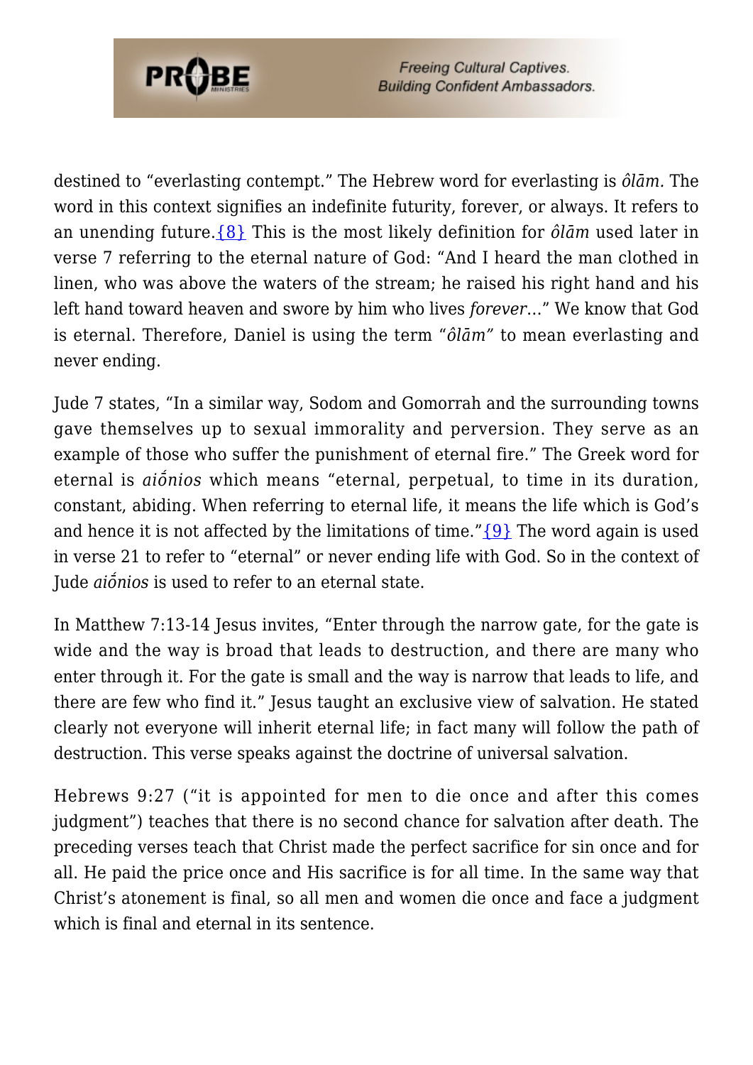destined to "everlasting contempt." The Hebrew word for everlasting is *ôlām.* The word in this context signifies an indefinite futurity, forever, or always. It refers to an unending future.{8} This is the most likely definition for *ôlām* used later in verse 7 referring to the eternal nature of God: "And I heard the man clothed in linen, who was above the waters of the stream; he raised his right hand and his left hand toward heaven and swore by him who lives *forever*…" We know that God is eternal. Therefore, Daniel is using the term "*ôlām"* to mean everlasting and never ending.

Jude 7 states, "In a similar way, Sodom and Gomorrah and the surrounding towns gave themselves up to sexual immorality and perversion. They serve as an example of those who suffer the punishment of eternal fire." The Greek word for eternal is *aiṓnios* which means "eternal, perpetual, to time in its duration, constant, abiding. When referring to eternal life, it means the life which is God's and hence it is not affected by the limitations of time."{9} The word again is used in verse 21 to refer to "eternal" or never ending life with God. So in the context of Jude *aiṓnios* is used to refer to an eternal state.

In Matthew 7:13-14 Jesus invites, "Enter through the narrow gate, for the gate is wide and the way is broad that leads to destruction, and there are many who enter through it. For the gate is small and the way is narrow that leads to life, and there are few who find it." Jesus taught an exclusive view of salvation. He stated clearly not everyone will inherit eternal life; in fact many will follow the path of destruction. This verse speaks against the doctrine of universal salvation.

Hebrews 9:27 ("it is appointed for men to die once and after this comes judgment") teaches that there is no second chance for salvation after death. The preceding verses teach that Christ made the perfect sacrifice for sin once and for all. He paid the price once and His sacrifice is for all time. In the same way that Christ's atonement is final, so all men and women die once and face a judgment which is final and eternal in its sentence.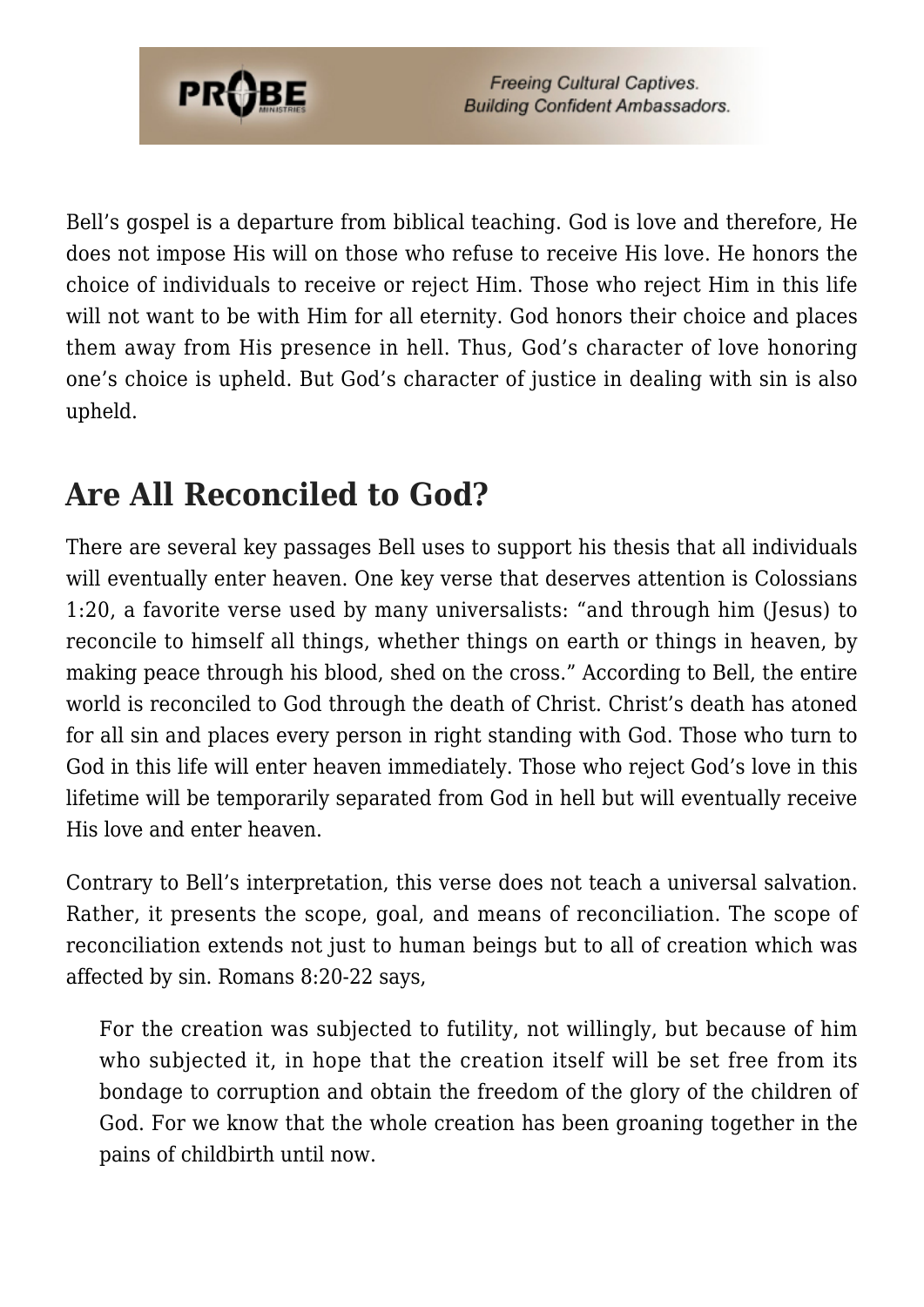Bell's gospel is a departure from biblical teaching. God is love and therefore, He does not impose His will on those who refuse to receive His love. He honors the choice of individuals to receive or reject Him. Those who reject Him in this life will not want to be with Him for all eternity. God honors their choice and places them away from His presence in hell. Thus, God's character of love honoring one's choice is upheld. But God's character of justice in dealing with sin is also upheld.

## Are All Reconciled to God?

There are several key passages Bell uses to support his thesis that all individuals will eventually enter heaven. One key verse that deserves attention is Colossians 1:20, a favorite verse used by many universalists: "and through him (Jesus) to reconcile to himself all things, whether things on earth or things in heaven, by making peace through his blood, shed on the cross." According to Bell, the entire world is reconciled to God through the death of Christ. Christ's death has atoned for all sin and places every person in right standing with God. Those who turn to God in this life will enter heaven immediately. Those who reject God's love in this lifetime will be temporarily separated from God in hell but will eventually receive His love and enter heaven.

Contrary to Bell's interpretation, this verse does not teach a universal salvation. Rather, it presents the scope, goal, and means of reconciliation. The scope of reconciliation extends not just to human beings but to all of creation which was affected by sin. Romans 8:20-22 says,

> For the creation was subjected to futility, not willingly, but because of him who subjected it, in hope that the creation itself will be set free from its bondage to corruption and obtain the freedom of the glory of the children of God. For we know that the whole creation has been groaning together in the pains of childbirth until now.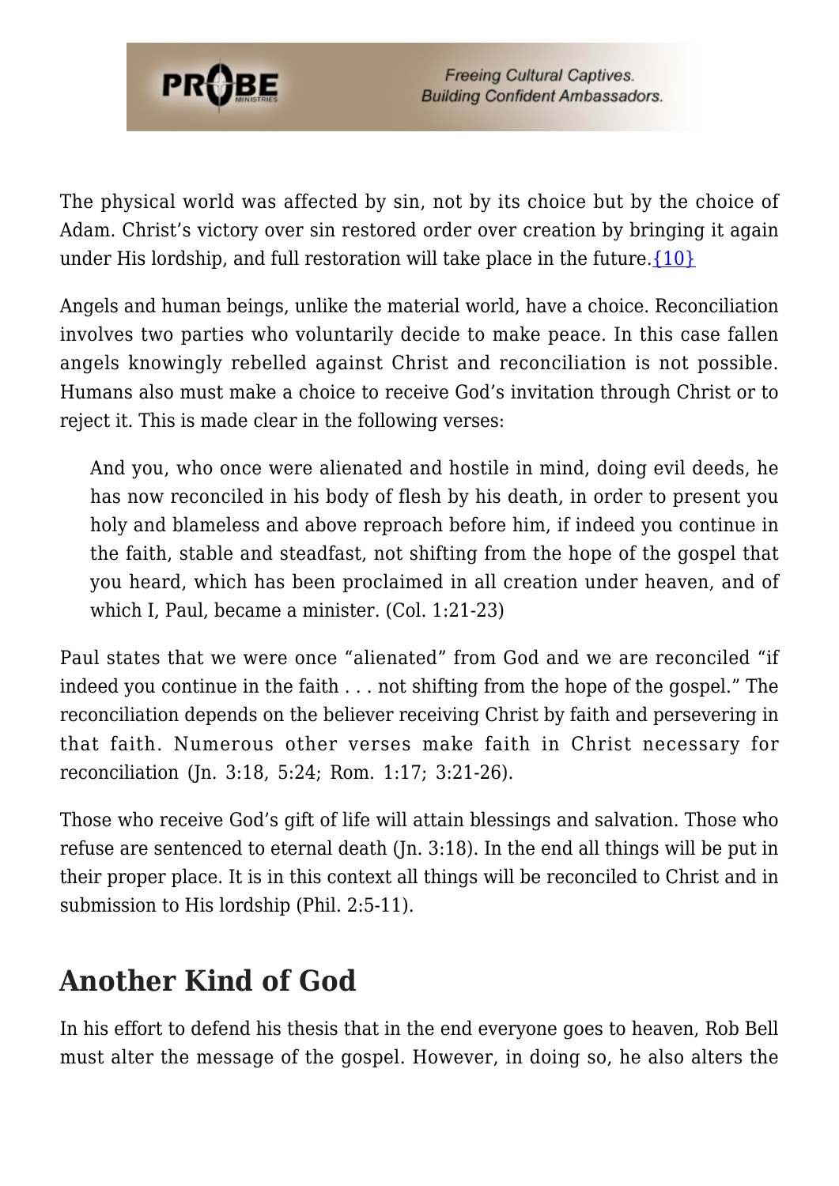The physical world was affected by sin, not by its choice but by the choice of Adam. Christ's victory over sin restored order over creation by bringing it again under His lordship, and full restoration will take place in the future.{10}

Angels and human beings, unlike the material world, have a choice. Reconciliation involves two parties who voluntarily decide to make peace. In this case fallen angels knowingly rebelled against Christ and reconciliation is not possible. Humans also must make a choice to receive God's invitation through Christ or to reject it. This is made clear in the following verses:

> And you, who once were alienated and hostile in mind, doing evil deeds, he has now reconciled in his body of flesh by his death, in order to present you holy and blameless and above reproach before him, if indeed you continue in the faith, stable and steadfast, not shifting from the hope of the gospel that you heard, which has been proclaimed in all creation under heaven, and of which I, Paul, became a minister. (Col. 1:21-23)

Paul states that we were once "alienated" from God and we are reconciled "if indeed you continue in the faith . . . not shifting from the hope of the gospel." The reconciliation depends on the believer receiving Christ by faith and persevering in that faith. Numerous other verses make faith in Christ necessary for reconciliation (Jn. 3:18, 5:24; Rom. 1:17; 3:21-26).

Those who receive God's gift of life will attain blessings and salvation. Those who refuse are sentenced to eternal death (Jn. 3:18). In the end all things will be put in their proper place. It is in this context all things will be reconciled to Christ and in submission to His lordship (Phil. 2:5-11).

## Another Kind of God

In his effort to defend his thesis that in the end everyone goes to heaven, Rob Bell must alter the message of the gospel. However, in doing so, he also alters the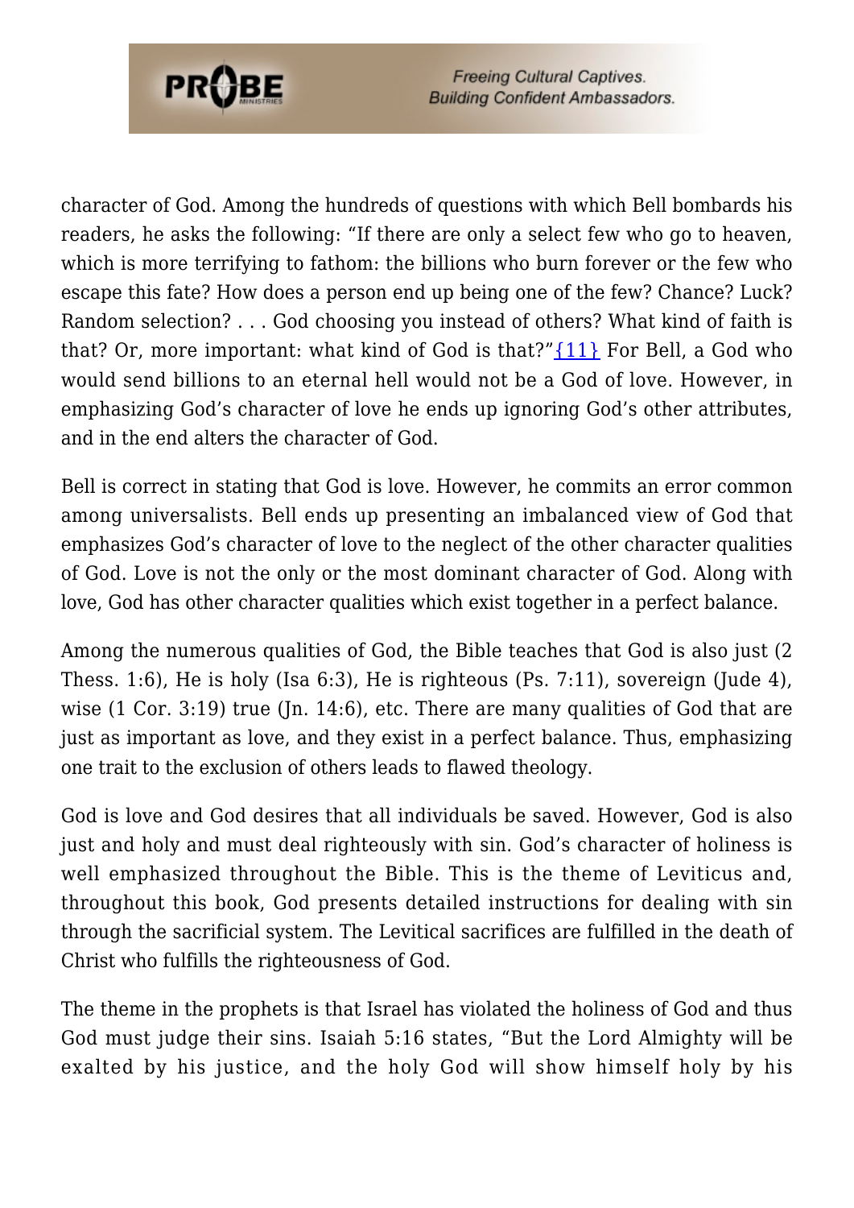character of God. Among the hundreds of questions with which Bell bombards his readers, he asks the following: "If there are only a select few who go to heaven, which is more terrifying to fathom: the billions who burn forever or the few who escape this fate? How does a person end up being one of the few? Chance? Luck? Random selection? . . . God choosing you instead of others? What kind of faith is that? Or, more important: what kind of God is that?"{11} For Bell, a God who would send billions to an eternal hell would not be a God of love. However, in emphasizing God's character of love he ends up ignoring God's other attributes, and in the end alters the character of God.

Bell is correct in stating that God is love. However, he commits an error common among universalists. Bell ends up presenting an imbalanced view of God that emphasizes God's character of love to the neglect of the other character qualities of God. Love is not the only or the most dominant character of God. Along with love, God has other character qualities which exist together in a perfect balance.

Among the numerous qualities of God, the Bible teaches that God is also just (2 Thess. 1:6), He is holy (Isa 6:3), He is righteous (Ps. 7:11), sovereign (Jude 4), wise (1 Cor. 3:19) true (Jn. 14:6), etc. There are many qualities of God that are just as important as love, and they exist in a perfect balance. Thus, emphasizing one trait to the exclusion of others leads to flawed theology.

God is love and God desires that all individuals be saved. However, God is also just and holy and must deal righteously with sin. God's character of holiness is well emphasized throughout the Bible. This is the theme of Leviticus and, throughout this book, God presents detailed instructions for dealing with sin through the sacrificial system. The Levitical sacrifices are fulfilled in the death of Christ who fulfills the righteousness of God.

The theme in the prophets is that Israel has violated the holiness of God and thus God must judge their sins. Isaiah 5:16 states, "But the Lord Almighty will be exalted by his justice, and the holy God will show himself holy by his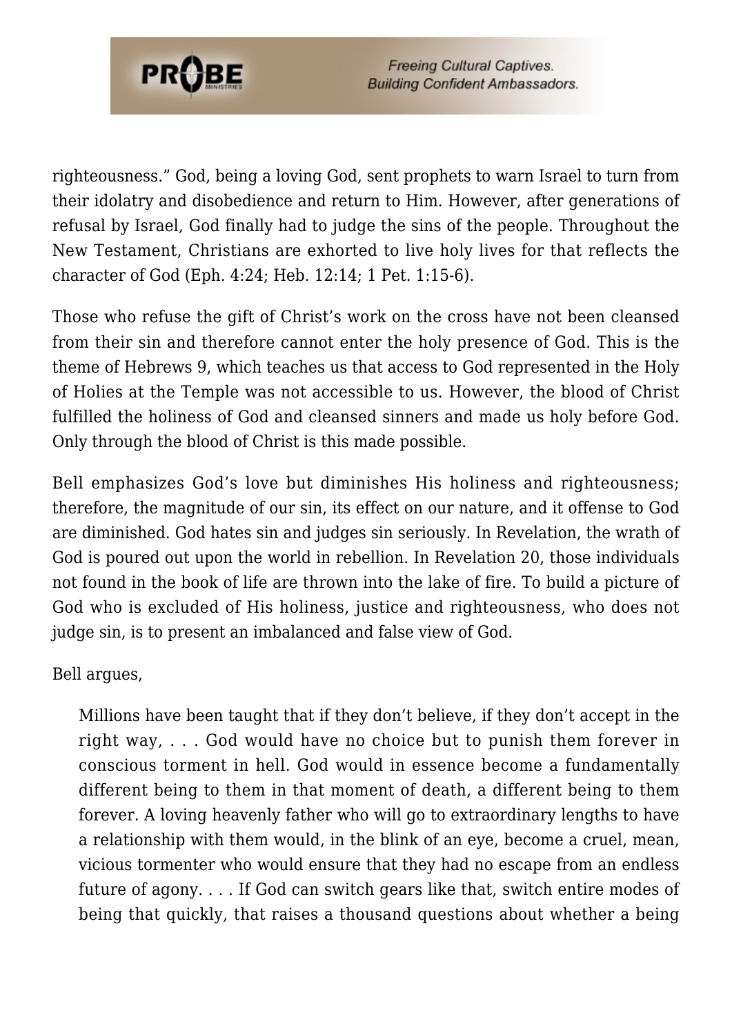righteousness." God, being a loving God, sent prophets to warn Israel to turn from their idolatry and disobedience and return to Him. However, after generations of refusal by Israel, God finally had to judge the sins of the people. Throughout the New Testament, Christians are exhorted to live holy lives for that reflects the character of God (Eph. 4:24; Heb. 12:14; 1 Pet. 1:15-6).

Those who refuse the gift of Christ's work on the cross have not been cleansed from their sin and therefore cannot enter the holy presence of God. This is the theme of Hebrews 9, which teaches us that access to God represented in the Holy of Holies at the Temple was not accessible to us. However, the blood of Christ fulfilled the holiness of God and cleansed sinners and made us holy before God. Only through the blood of Christ is this made possible.

Bell emphasizes God's love but diminishes His holiness and righteousness; therefore, the magnitude of our sin, its effect on our nature, and it offense to God are diminished. God hates sin and judges sin seriously. In Revelation, the wrath of God is poured out upon the world in rebellion. In Revelation 20, those individuals not found in the book of life are thrown into the lake of fire. To build a picture of God who is excluded of His holiness, justice and righteousness, who does not judge sin, is to present an imbalanced and false view of God.

Bell argues,

> Millions have been taught that if they don't believe, if they don't accept in the right way, . . . God would have no choice but to punish them forever in conscious torment in hell. God would in essence become a fundamentally different being to them in that moment of death, a different being to them forever. A loving heavenly father who will go to extraordinary lengths to have a relationship with them would, in the blink of an eye, become a cruel, mean, vicious tormenter who would ensure that they had no escape from an endless future of agony. . . . If God can switch gears like that, switch entire modes of being that quickly, that raises a thousand questions about whether a being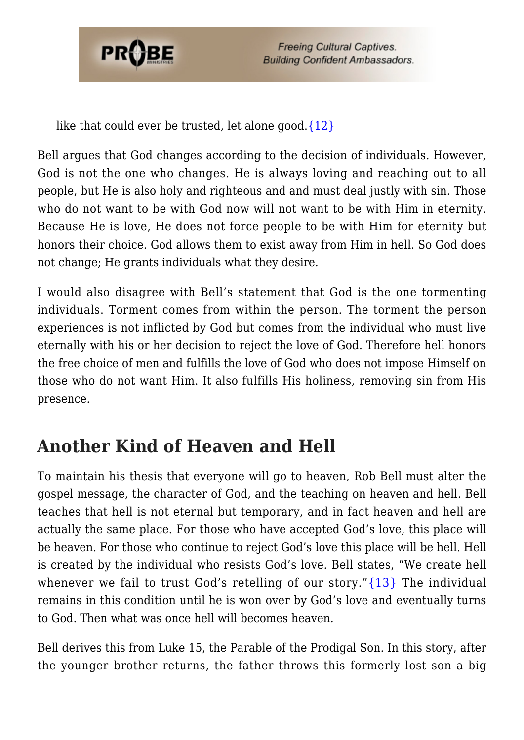like that could ever be trusted, let alone good.{12}

Bell argues that God changes according to the decision of individuals. However, God is not the one who changes. He is always loving and reaching out to all people, but He is also holy and righteous and and must deal justly with sin. Those who do not want to be with God now will not want to be with Him in eternity. Because He is love, He does not force people to be with Him for eternity but honors their choice. God allows them to exist away from Him in hell. So God does not change; He grants individuals what they desire.

I would also disagree with Bell's statement that God is the one tormenting individuals. Torment comes from within the person. The torment the person experiences is not inflicted by God but comes from the individual who must live eternally with his or her decision to reject the love of God. Therefore hell honors the free choice of men and fulfills the love of God who does not impose Himself on those who do not want Him. It also fulfills His holiness, removing sin from His presence.

## Another Kind of Heaven and Hell

To maintain his thesis that everyone will go to heaven, Rob Bell must alter the gospel message, the character of God, and the teaching on heaven and hell. Bell teaches that hell is not eternal but temporary, and in fact heaven and hell are actually the same place. For those who have accepted God's love, this place will be heaven. For those who continue to reject God's love this place will be hell. Hell is created by the individual who resists God's love. Bell states, "We create hell whenever we fail to trust God's retelling of our story."{13} The individual remains in this condition until he is won over by God's love and eventually turns to God. Then what was once hell will becomes heaven.

Bell derives this from Luke 15, the Parable of the Prodigal Son. In this story, after the younger brother returns, the father throws this formerly lost son a big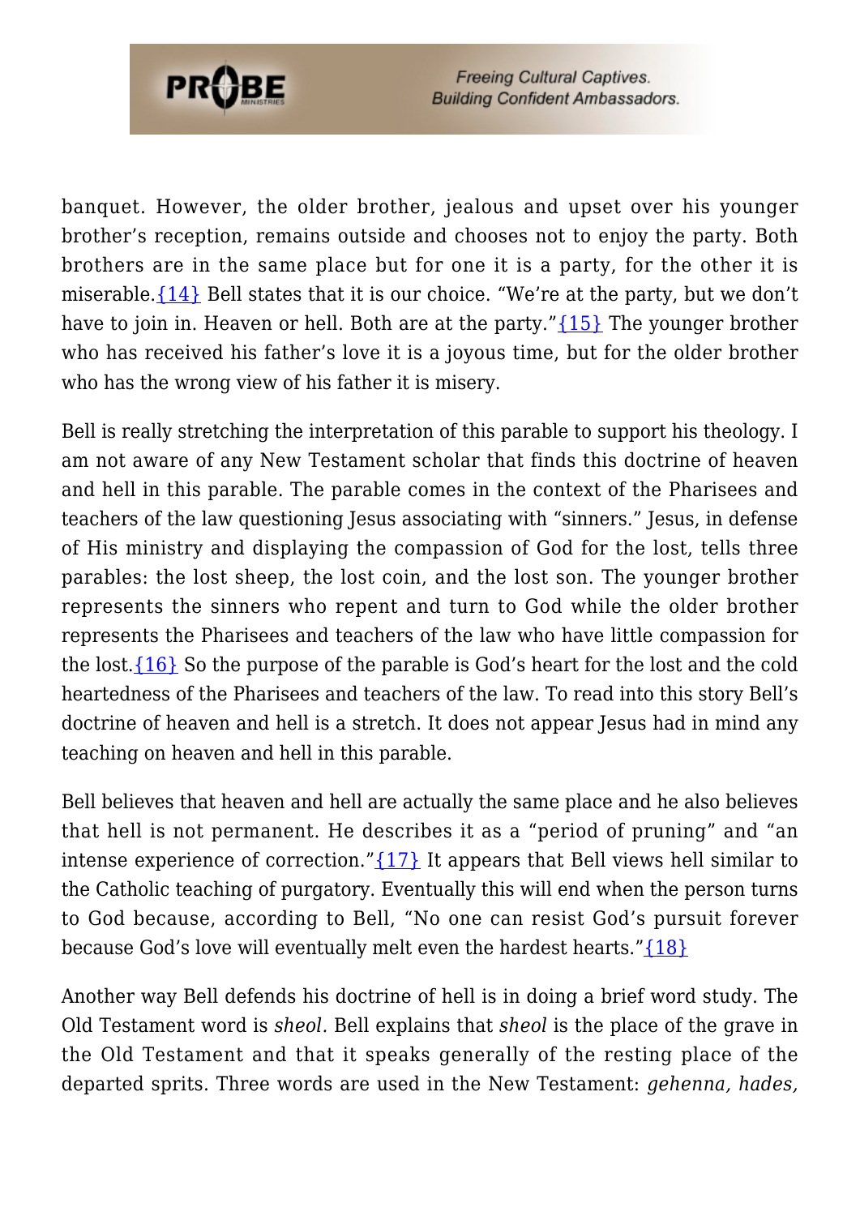banquet. However, the older brother, jealous and upset over his younger brother's reception, remains outside and chooses not to enjoy the party. Both brothers are in the same place but for one it is a party, for the other it is miserable.{14} Bell states that it is our choice. "We're at the party, but we don't have to join in. Heaven or hell. Both are at the party."{15} The younger brother who has received his father's love it is a joyous time, but for the older brother who has the wrong view of his father it is misery.

Bell is really stretching the interpretation of this parable to support his theology. I am not aware of any New Testament scholar that finds this doctrine of heaven and hell in this parable. The parable comes in the context of the Pharisees and teachers of the law questioning Jesus associating with "sinners." Jesus, in defense of His ministry and displaying the compassion of God for the lost, tells three parables: the lost sheep, the lost coin, and the lost son. The younger brother represents the sinners who repent and turn to God while the older brother represents the Pharisees and teachers of the law who have little compassion for the lost.{16} So the purpose of the parable is God's heart for the lost and the cold heartedness of the Pharisees and teachers of the law. To read into this story Bell's doctrine of heaven and hell is a stretch. It does not appear Jesus had in mind any teaching on heaven and hell in this parable.

Bell believes that heaven and hell are actually the same place and he also believes that hell is not permanent. He describes it as a "period of pruning" and "an intense experience of correction."{17} It appears that Bell views hell similar to the Catholic teaching of purgatory. Eventually this will end when the person turns to God because, according to Bell, "No one can resist God's pursuit forever because God's love will eventually melt even the hardest hearts."{18}

Another way Bell defends his doctrine of hell is in doing a brief word study. The Old Testament word is *sheol*. Bell explains that *sheol* is the place of the grave in the Old Testament and that it speaks generally of the resting place of the departed sprits. Three words are used in the New Testament: *gehenna, hades,*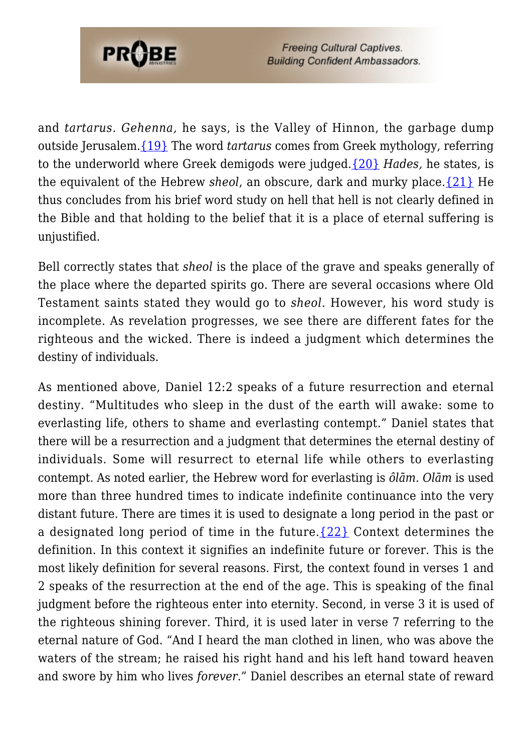and *tartarus*. *Gehenna,* he says, is the Valley of Hinnon, the garbage dump outside Jerusalem.{19} The word *tartarus* comes from Greek mythology, referring to the underworld where Greek demigods were judged.{20} *Hades,* he states, is the equivalent of the Hebrew *sheol*, an obscure, dark and murky place.{21} He thus concludes from his brief word study on hell that hell is not clearly defined in the Bible and that holding to the belief that it is a place of eternal suffering is unjustified.

Bell correctly states that *sheol* is the place of the grave and speaks generally of the place where the departed spirits go. There are several occasions where Old Testament saints stated they would go to *sheol*. However, his word study is incomplete. As revelation progresses, we see there are different fates for the righteous and the wicked. There is indeed a judgment which determines the destiny of individuals.

As mentioned above, Daniel 12:2 speaks of a future resurrection and eternal destiny. "Multitudes who sleep in the dust of the earth will awake: some to everlasting life, others to shame and everlasting contempt." Daniel states that there will be a resurrection and a judgment that determines the eternal destiny of individuals. Some will resurrect to eternal life while others to everlasting contempt. As noted earlier, the Hebrew word for everlasting is *ôlām. Olām* is used more than three hundred times to indicate indefinite continuance into the very distant future. There are times it is used to designate a long period in the past or a designated long period of time in the future.{22} Context determines the definition. In this context it signifies an indefinite future or forever. This is the most likely definition for several reasons. First, the context found in verses 1 and 2 speaks of the resurrection at the end of the age. This is speaking of the final judgment before the righteous enter into eternity. Second, in verse 3 it is used of the righteous shining forever. Third, it is used later in verse 7 referring to the eternal nature of God. "And I heard the man clothed in linen, who was above the waters of the stream; he raised his right hand and his left hand toward heaven and swore by him who lives *forever*." Daniel describes an eternal state of reward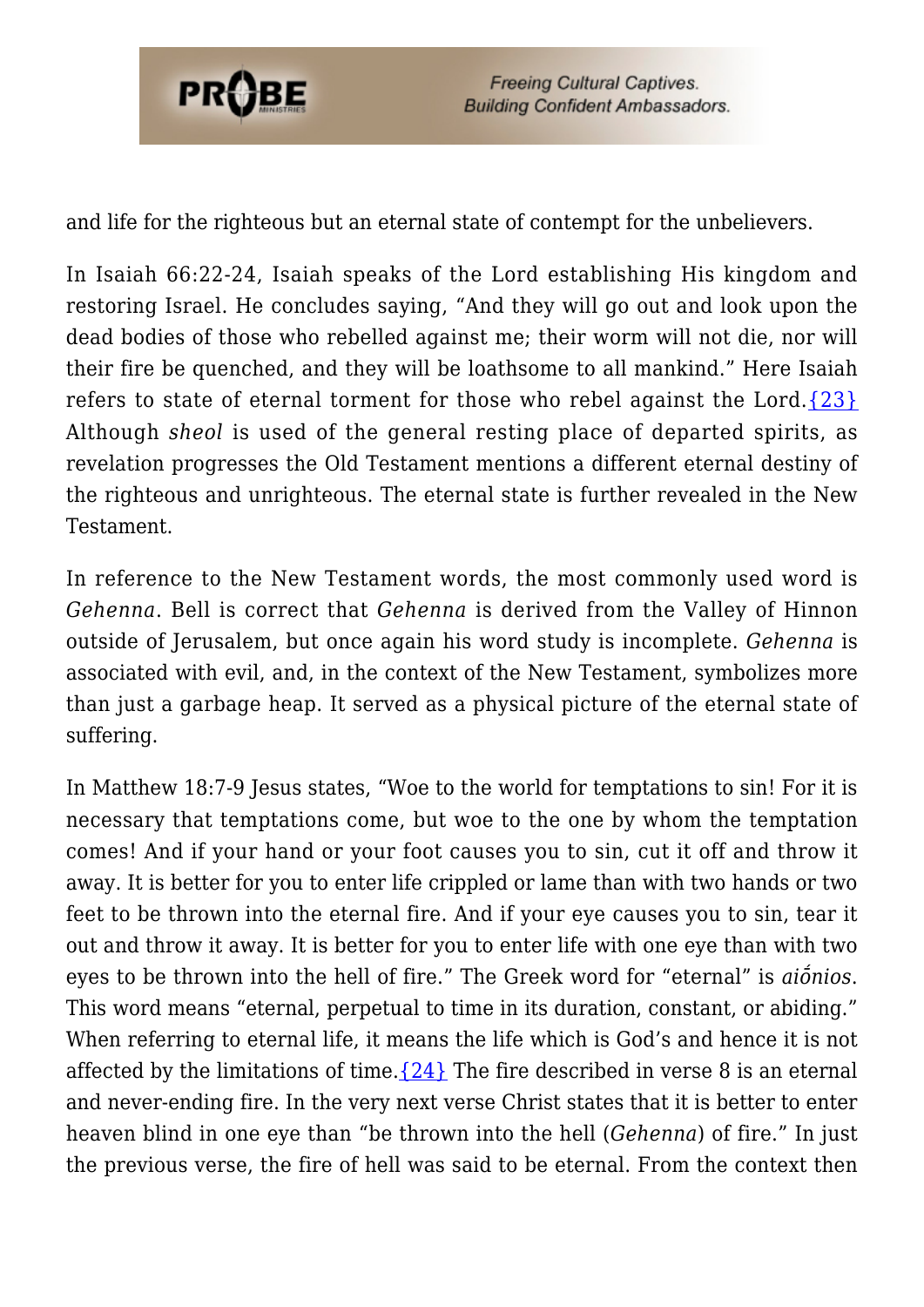and life for the righteous but an eternal state of contempt for the unbelievers.

In Isaiah 66:22-24, Isaiah speaks of the Lord establishing His kingdom and restoring Israel. He concludes saying, "And they will go out and look upon the dead bodies of those who rebelled against me; their worm will not die, nor will their fire be quenched, and they will be loathsome to all mankind." Here Isaiah refers to state of eternal torment for those who rebel against the Lord.{23} Although *sheol* is used of the general resting place of departed spirits, as revelation progresses the Old Testament mentions a different eternal destiny of the righteous and unrighteous. The eternal state is further revealed in the New Testament.

In reference to the New Testament words, the most commonly used word is *Gehenna*. Bell is correct that *Gehenna* is derived from the Valley of Hinnon outside of Jerusalem, but once again his word study is incomplete. *Gehenna* is associated with evil, and, in the context of the New Testament, symbolizes more than just a garbage heap. It served as a physical picture of the eternal state of suffering.

In Matthew 18:7-9 Jesus states, "Woe to the world for temptations to sin! For it is necessary that temptations come, but woe to the one by whom the temptation comes! And if your hand or your foot causes you to sin, cut it off and throw it away. It is better for you to enter life crippled or lame than with two hands or two feet to be thrown into the eternal fire. And if your eye causes you to sin, tear it out and throw it away. It is better for you to enter life with one eye than with two eyes to be thrown into the hell of fire." The Greek word for "eternal" is *aiṓnios*. This word means "eternal, perpetual to time in its duration, constant, or abiding." When referring to eternal life, it means the life which is God's and hence it is not affected by the limitations of time.{24} The fire described in verse 8 is an eternal and never-ending fire. In the very next verse Christ states that it is better to enter heaven blind in one eye than "be thrown into the hell (*Gehenna*) of fire." In just the previous verse, the fire of hell was said to be eternal. From the context then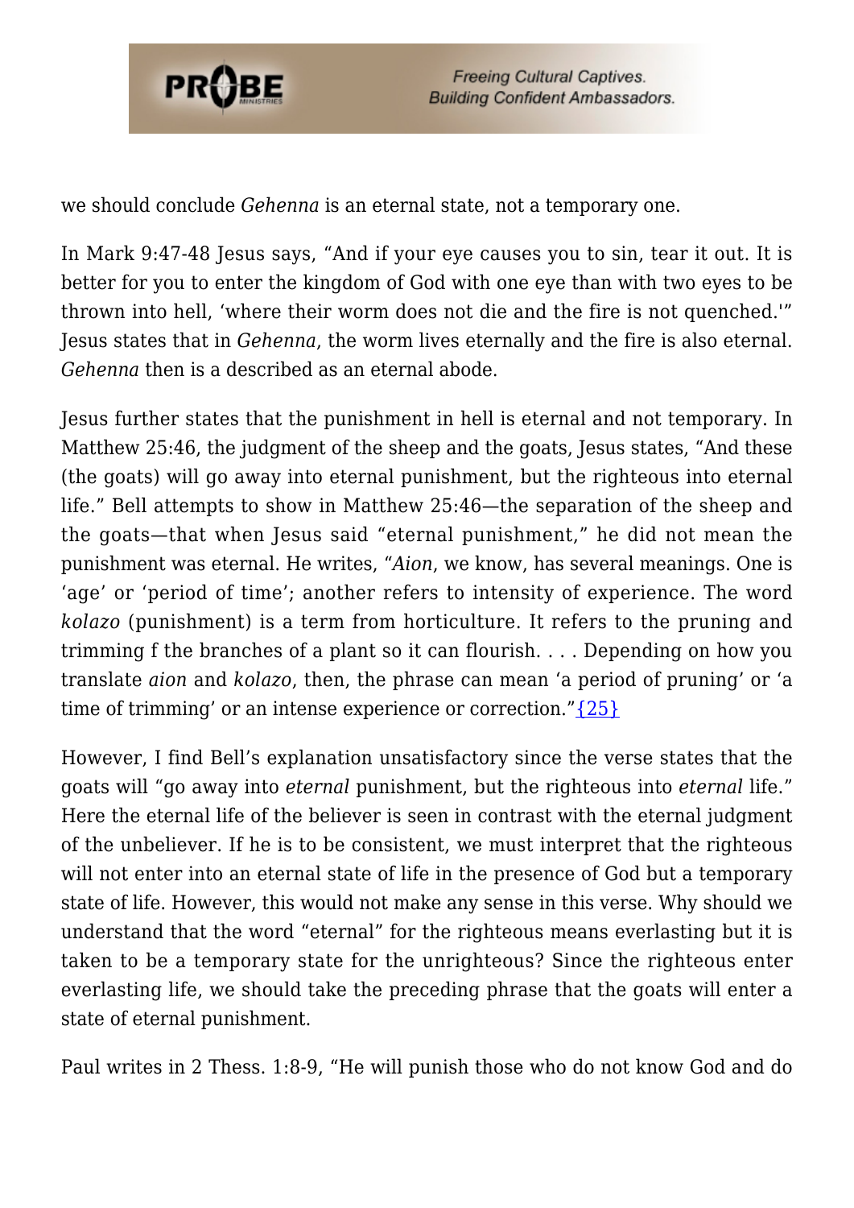we should conclude *Gehenna* is an eternal state, not a temporary one.

In Mark 9:47-48 Jesus says, "And if your eye causes you to sin, tear it out. It is better for you to enter the kingdom of God with one eye than with two eyes to be thrown into hell, 'where their worm does not die and the fire is not quenched.'" Jesus states that in *Gehenna*, the worm lives eternally and the fire is also eternal. *Gehenna* then is a described as an eternal abode.

Jesus further states that the punishment in hell is eternal and not temporary. In Matthew 25:46, the judgment of the sheep and the goats, Jesus states, "And these (the goats) will go away into eternal punishment, but the righteous into eternal life." Bell attempts to show in Matthew 25:46—the separation of the sheep and the goats—that when Jesus said "eternal punishment," he did not mean the punishment was eternal. He writes, "*Aion*, we know, has several meanings. One is 'age' or 'period of time'; another refers to intensity of experience. The word *kolazo* (punishment) is a term from horticulture. It refers to the pruning and trimming f the branches of a plant so it can flourish. . . . Depending on how you translate *aion* and *kolazo*, then, the phrase can mean 'a period of pruning' or 'a time of trimming' or an intense experience or correction."{25}

However, I find Bell's explanation unsatisfactory since the verse states that the goats will "go away into *eternal* punishment, but the righteous into *eternal* life." Here the eternal life of the believer is seen in contrast with the eternal judgment of the unbeliever. If he is to be consistent, we must interpret that the righteous will not enter into an eternal state of life in the presence of God but a temporary state of life. However, this would not make any sense in this verse. Why should we understand that the word "eternal" for the righteous means everlasting but it is taken to be a temporary state for the unrighteous? Since the righteous enter everlasting life, we should take the preceding phrase that the goats will enter a state of eternal punishment.

Paul writes in 2 Thess. 1:8-9, "He will punish those who do not know God and do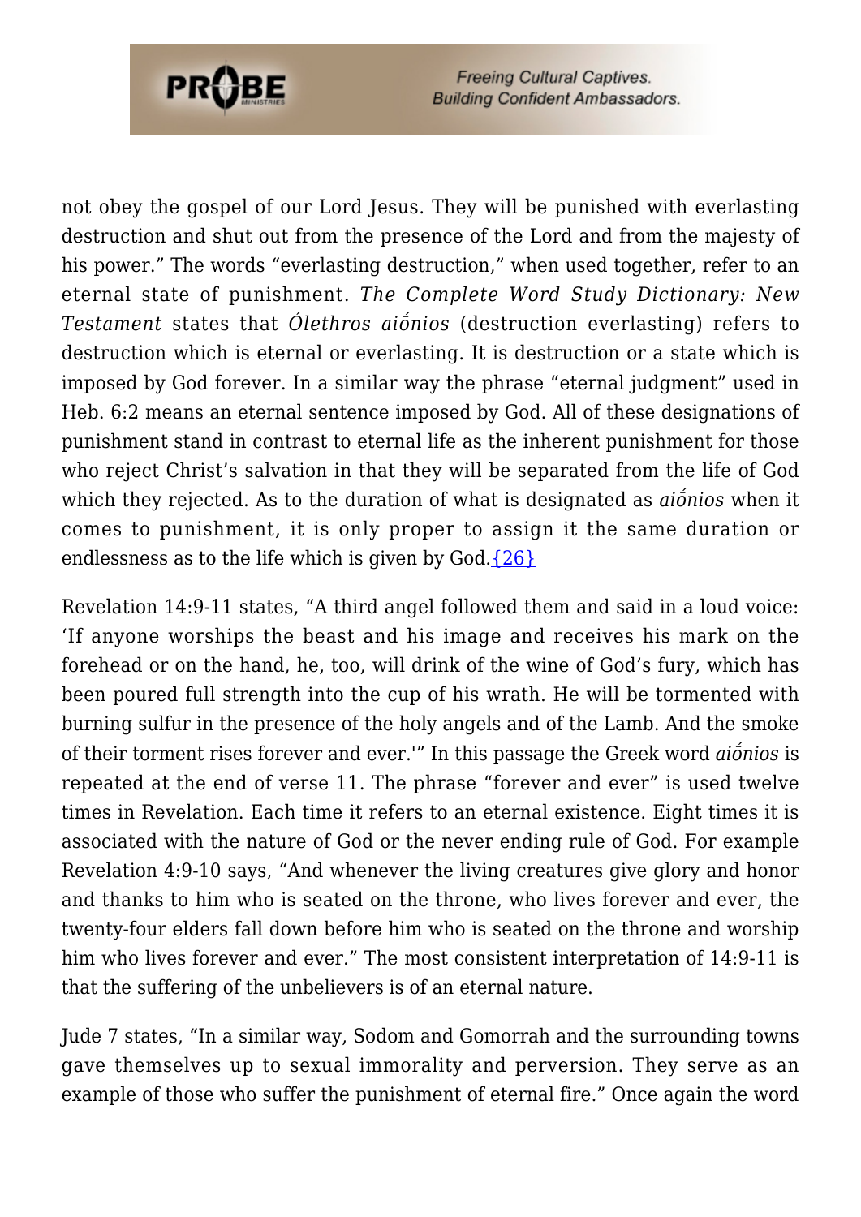not obey the gospel of our Lord Jesus. They will be punished with everlasting destruction and shut out from the presence of the Lord and from the majesty of his power." The words "everlasting destruction," when used together, refer to an eternal state of punishment. *The Complete Word Study Dictionary: New Testament* states that *Ólethros aiṓnios* (destruction everlasting) refers to destruction which is eternal or everlasting. It is destruction or a state which is imposed by God forever. In a similar way the phrase "eternal judgment" used in Heb. 6:2 means an eternal sentence imposed by God. All of these designations of punishment stand in contrast to eternal life as the inherent punishment for those who reject Christ's salvation in that they will be separated from the life of God which they rejected. As to the duration of what is designated as *aiṓnios* when it comes to punishment, it is only proper to assign it the same duration or endlessness as to the life which is given by God.{26}

Revelation 14:9-11 states, "A third angel followed them and said in a loud voice: 'If anyone worships the beast and his image and receives his mark on the forehead or on the hand, he, too, will drink of the wine of God's fury, which has been poured full strength into the cup of his wrath. He will be tormented with burning sulfur in the presence of the holy angels and of the Lamb. And the smoke of their torment rises forever and ever.'" In this passage the Greek word *aiṓnios* is repeated at the end of verse 11. The phrase "forever and ever" is used twelve times in Revelation. Each time it refers to an eternal existence. Eight times it is associated with the nature of God or the never ending rule of God. For example Revelation 4:9-10 says, "And whenever the living creatures give glory and honor and thanks to him who is seated on the throne, who lives forever and ever, the twenty-four elders fall down before him who is seated on the throne and worship him who lives forever and ever." The most consistent interpretation of 14:9-11 is that the suffering of the unbelievers is of an eternal nature.

Jude 7 states, "In a similar way, Sodom and Gomorrah and the surrounding towns gave themselves up to sexual immorality and perversion. They serve as an example of those who suffer the punishment of eternal fire." Once again the word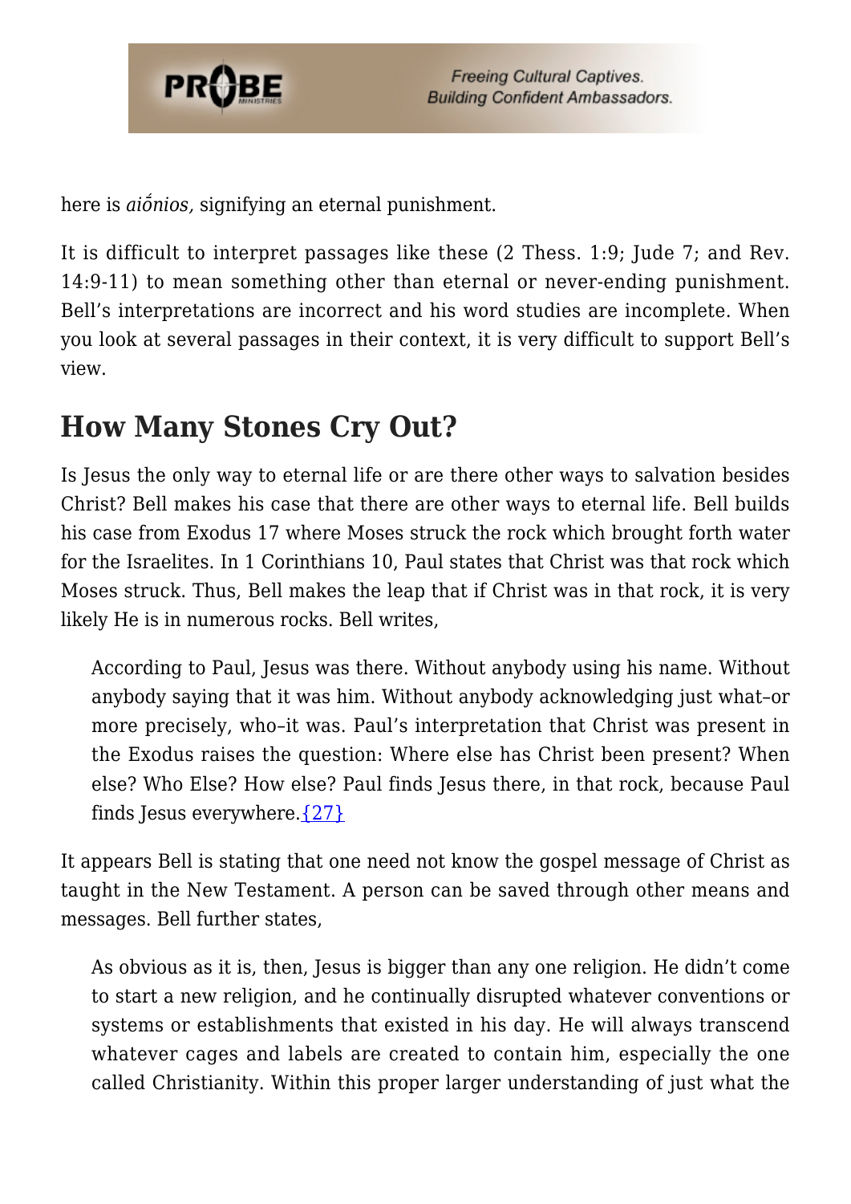here is *aiṓnios,* signifying an eternal punishment.

It is difficult to interpret passages like these (2 Thess. 1:9; Jude 7; and Rev. 14:9-11) to mean something other than eternal or never-ending punishment. Bell's interpretations are incorrect and his word studies are incomplete. When you look at several passages in their context, it is very difficult to support Bell's view.

## How Many Stones Cry Out?

Is Jesus the only way to eternal life or are there other ways to salvation besides Christ? Bell makes his case that there are other ways to eternal life. Bell builds his case from Exodus 17 where Moses struck the rock which brought forth water for the Israelites. In 1 Corinthians 10, Paul states that Christ was that rock which Moses struck. Thus, Bell makes the leap that if Christ was in that rock, it is very likely He is in numerous rocks. Bell writes,

> According to Paul, Jesus was there. Without anybody using his name. Without anybody saying that it was him. Without anybody acknowledging just what–or more precisely, who–it was. Paul's interpretation that Christ was present in the Exodus raises the question: Where else has Christ been present? When else? Who Else? How else? Paul finds Jesus there, in that rock, because Paul finds Jesus everywhere.{27}

It appears Bell is stating that one need not know the gospel message of Christ as taught in the New Testament. A person can be saved through other means and messages. Bell further states,

> As obvious as it is, then, Jesus is bigger than any one religion. He didn't come to start a new religion, and he continually disrupted whatever conventions or systems or establishments that existed in his day. He will always transcend whatever cages and labels are created to contain him, especially the one called Christianity. Within this proper larger understanding of just what the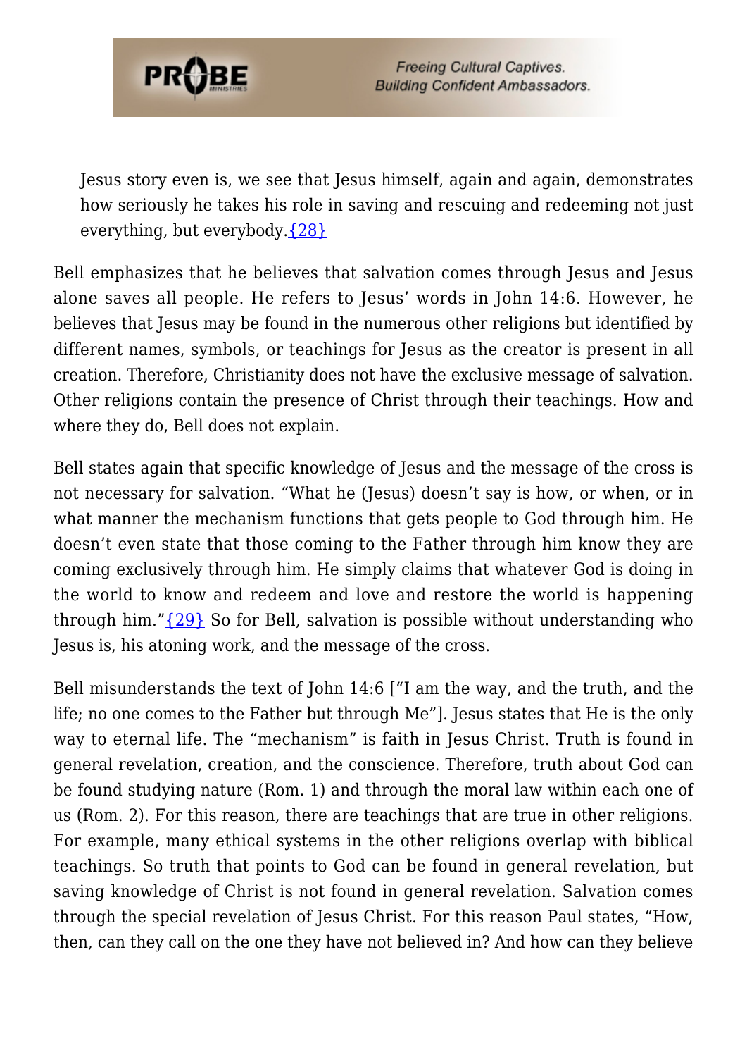> Jesus story even is, we see that Jesus himself, again and again, demonstrates how seriously he takes his role in saving and rescuing and redeeming not just everything, but everybody.{28}

Bell emphasizes that he believes that salvation comes through Jesus and Jesus alone saves all people. He refers to Jesus' words in John 14:6. However, he believes that Jesus may be found in the numerous other religions but identified by different names, symbols, or teachings for Jesus as the creator is present in all creation. Therefore, Christianity does not have the exclusive message of salvation. Other religions contain the presence of Christ through their teachings. How and where they do, Bell does not explain.

Bell states again that specific knowledge of Jesus and the message of the cross is not necessary for salvation. "What he (Jesus) doesn't say is how, or when, or in what manner the mechanism functions that gets people to God through him. He doesn't even state that those coming to the Father through him know they are coming exclusively through him. He simply claims that whatever God is doing in the world to know and redeem and love and restore the world is happening through him."{29} So for Bell, salvation is possible without understanding who Jesus is, his atoning work, and the message of the cross.

Bell misunderstands the text of John 14:6 ["I am the way, and the truth, and the life; no one comes to the Father but through Me"]. Jesus states that He is the only way to eternal life. The "mechanism" is faith in Jesus Christ. Truth is found in general revelation, creation, and the conscience. Therefore, truth about God can be found studying nature (Rom. 1) and through the moral law within each one of us (Rom. 2). For this reason, there are teachings that are true in other religions. For example, many ethical systems in the other religions overlap with biblical teachings. So truth that points to God can be found in general revelation, but saving knowledge of Christ is not found in general revelation. Salvation comes through the special revelation of Jesus Christ. For this reason Paul states, "How, then, can they call on the one they have not believed in? And how can they believe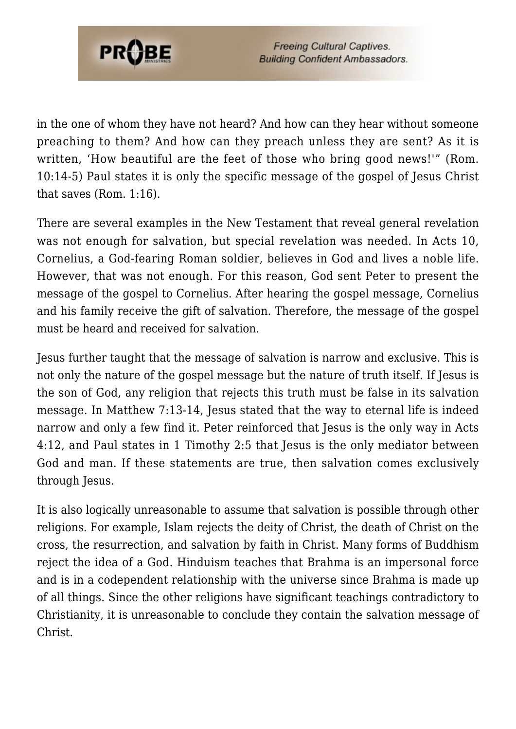in the one of whom they have not heard? And how can they hear without someone preaching to them? And how can they preach unless they are sent? As it is written, 'How beautiful are the feet of those who bring good news!'" (Rom. 10:14-5) Paul states it is only the specific message of the gospel of Jesus Christ that saves (Rom. 1:16).

There are several examples in the New Testament that reveal general revelation was not enough for salvation, but special revelation was needed. In Acts 10, Cornelius, a God-fearing Roman soldier, believes in God and lives a noble life. However, that was not enough. For this reason, God sent Peter to present the message of the gospel to Cornelius. After hearing the gospel message, Cornelius and his family receive the gift of salvation. Therefore, the message of the gospel must be heard and received for salvation.

Jesus further taught that the message of salvation is narrow and exclusive. This is not only the nature of the gospel message but the nature of truth itself. If Jesus is the son of God, any religion that rejects this truth must be false in its salvation message. In Matthew 7:13-14, Jesus stated that the way to eternal life is indeed narrow and only a few find it. Peter reinforced that Jesus is the only way in Acts 4:12, and Paul states in 1 Timothy 2:5 that Jesus is the only mediator between God and man. If these statements are true, then salvation comes exclusively through Jesus.

It is also logically unreasonable to assume that salvation is possible through other religions. For example, Islam rejects the deity of Christ, the death of Christ on the cross, the resurrection, and salvation by faith in Christ. Many forms of Buddhism reject the idea of a God. Hinduism teaches that Brahma is an impersonal force and is in a codependent relationship with the universe since Brahma is made up of all things. Since the other religions have significant teachings contradictory to Christianity, it is unreasonable to conclude they contain the salvation message of Christ.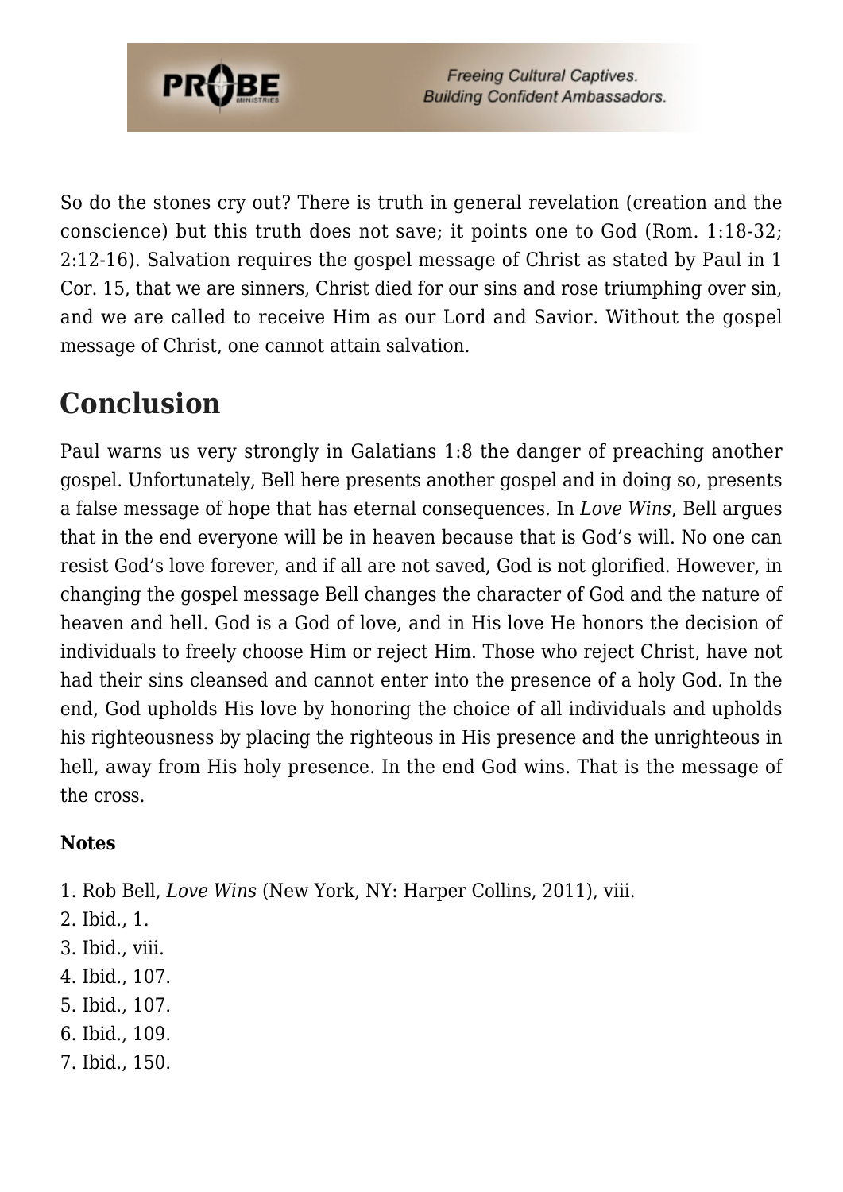So do the stones cry out? There is truth in general revelation (creation and the conscience) but this truth does not save; it points one to God (Rom. 1:18-32; 2:12-16). Salvation requires the gospel message of Christ as stated by Paul in 1 Cor. 15, that we are sinners, Christ died for our sins and rose triumphing over sin, and we are called to receive Him as our Lord and Savior. Without the gospel message of Christ, one cannot attain salvation.

## Conclusion

Paul warns us very strongly in Galatians 1:8 the danger of preaching another gospel. Unfortunately, Bell here presents another gospel and in doing so, presents a false message of hope that has eternal consequences. In *Love Wins*, Bell argues that in the end everyone will be in heaven because that is God's will. No one can resist God's love forever, and if all are not saved, God is not glorified. However, in changing the gospel message Bell changes the character of God and the nature of heaven and hell. God is a God of love, and in His love He honors the decision of individuals to freely choose Him or reject Him. Those who reject Christ, have not had their sins cleansed and cannot enter into the presence of a holy God. In the end, God upholds His love by honoring the choice of all individuals and upholds his righteousness by placing the righteous in His presence and the unrighteous in hell, away from His holy presence. In the end God wins. That is the message of the cross.

**Notes**

1. Rob Bell, *Love Wins* (New York, NY: Harper Collins, 2011), viii.
2. Ibid., 1.
3. Ibid., viii.
4. Ibid., 107.
5. Ibid., 107.
6. Ibid., 109.
7. Ibid., 150.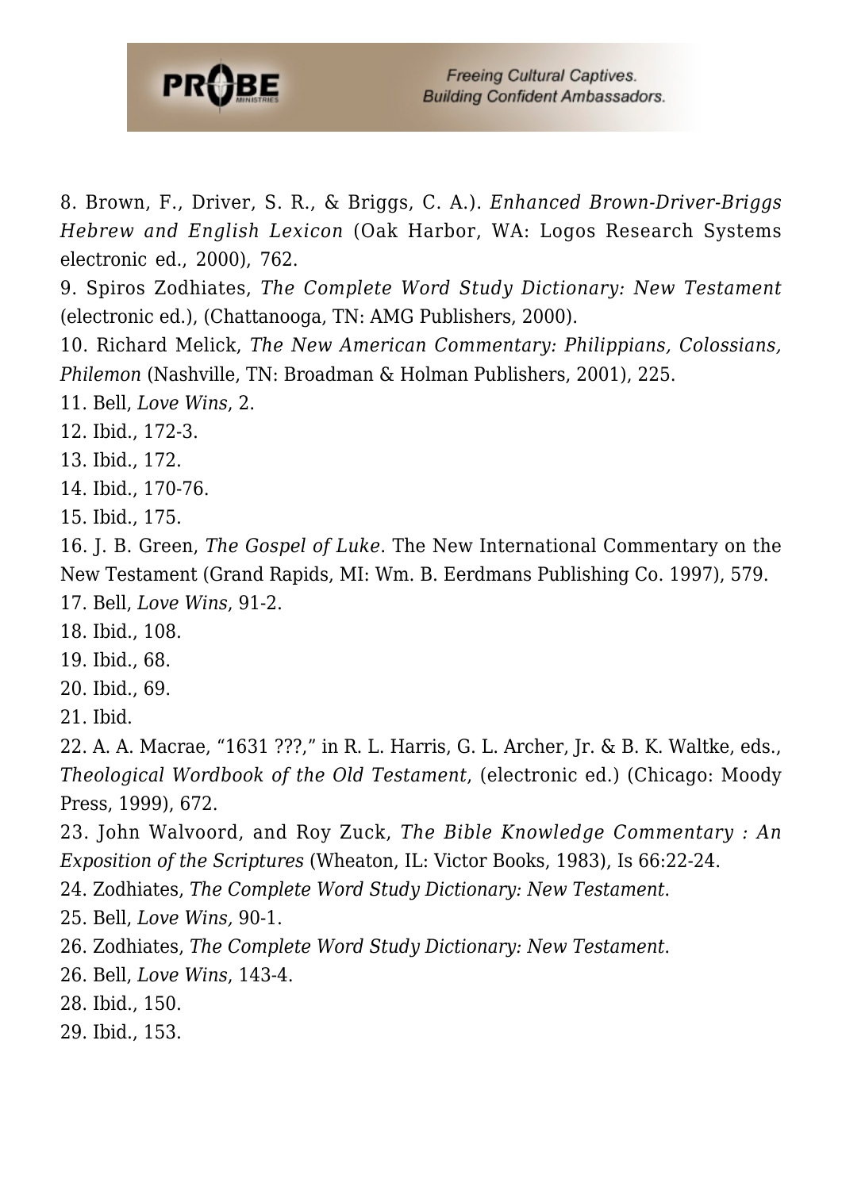8. Brown, F., Driver, S. R., & Briggs, C. A.). *Enhanced Brown-Driver-Briggs Hebrew and English Lexicon* (Oak Harbor, WA: Logos Research Systems electronic ed., 2000), 762.
9. Spiros Zodhiates, *The Complete Word Study Dictionary: New Testament* (electronic ed.), (Chattanooga, TN: AMG Publishers, 2000).
10. Richard Melick, *The New American Commentary: Philippians, Colossians, Philemon* (Nashville, TN: Broadman & Holman Publishers, 2001), 225.
11. Bell, *Love Wins*, 2.
12. Ibid., 172-3.
13. Ibid., 172.
14. Ibid., 170-76.
15. Ibid., 175.
16. J. B. Green, *The Gospel of Luke*. The New International Commentary on the New Testament (Grand Rapids, MI: Wm. B. Eerdmans Publishing Co. 1997), 579.
17. Bell, *Love Wins*, 91-2.
18. Ibid., 108.
19. Ibid., 68.
20. Ibid., 69.
21. Ibid.
22. A. A. Macrae, "1631 ???," in R. L. Harris, G. L. Archer, Jr. & B. K. Waltke, eds., *Theological Wordbook of the Old Testament*, (electronic ed.) (Chicago: Moody Press, 1999), 672.
23. John Walvoord, and Roy Zuck, *The Bible Knowledge Commentary : An Exposition of the Scriptures* (Wheaton, IL: Victor Books, 1983), Is 66:22-24.
24. Zodhiates, *The Complete Word Study Dictionary: New Testament*.
25. Bell, *Love Wins,* 90-1.
26. Zodhiates, *The Complete Word Study Dictionary: New Testament*.
26. Bell, *Love Wins*, 143-4.
28. Ibid., 150.
29. Ibid., 153.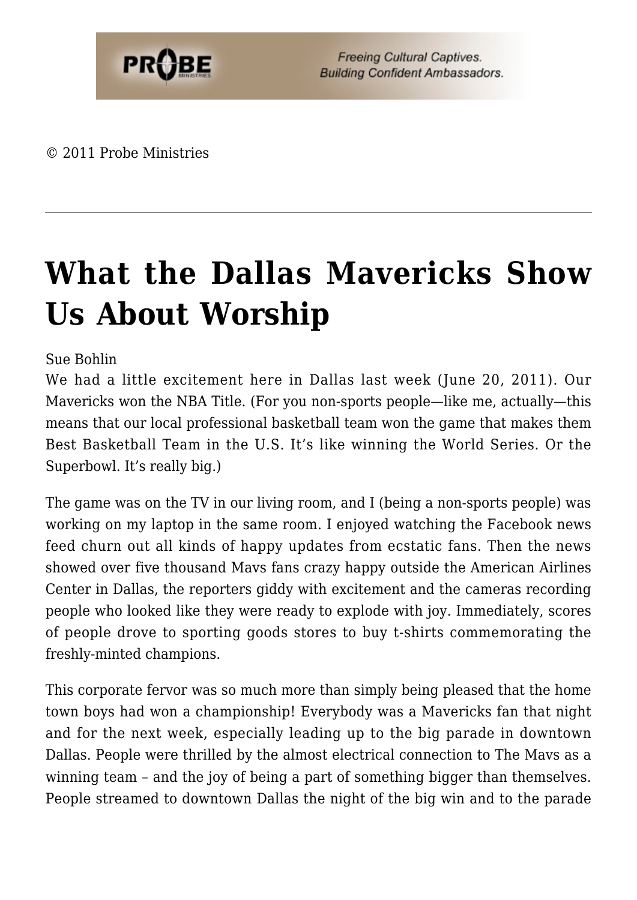© 2011 Probe Ministries

---

# What the Dallas Mavericks Show Us About Worship

Sue Bohlin

We had a little excitement here in Dallas last week (June 20, 2011). Our Mavericks won the NBA Title. (For you non-sports people—like me, actually—this means that our local professional basketball team won the game that makes them Best Basketball Team in the U.S. It's like winning the World Series. Or the Superbowl. It's really big.)

The game was on the TV in our living room, and I (being a non-sports people) was working on my laptop in the same room. I enjoyed watching the Facebook news feed churn out all kinds of happy updates from ecstatic fans. Then the news showed over five thousand Mavs fans crazy happy outside the American Airlines Center in Dallas, the reporters giddy with excitement and the cameras recording people who looked like they were ready to explode with joy. Immediately, scores of people drove to sporting goods stores to buy t-shirts commemorating the freshly-minted champions.

This corporate fervor was so much more than simply being pleased that the home town boys had won a championship! Everybody was a Mavericks fan that night and for the next week, especially leading up to the big parade in downtown Dallas. People were thrilled by the almost electrical connection to The Mavs as a winning team – and the joy of being a part of something bigger than themselves. People streamed to downtown Dallas the night of the big win and to the parade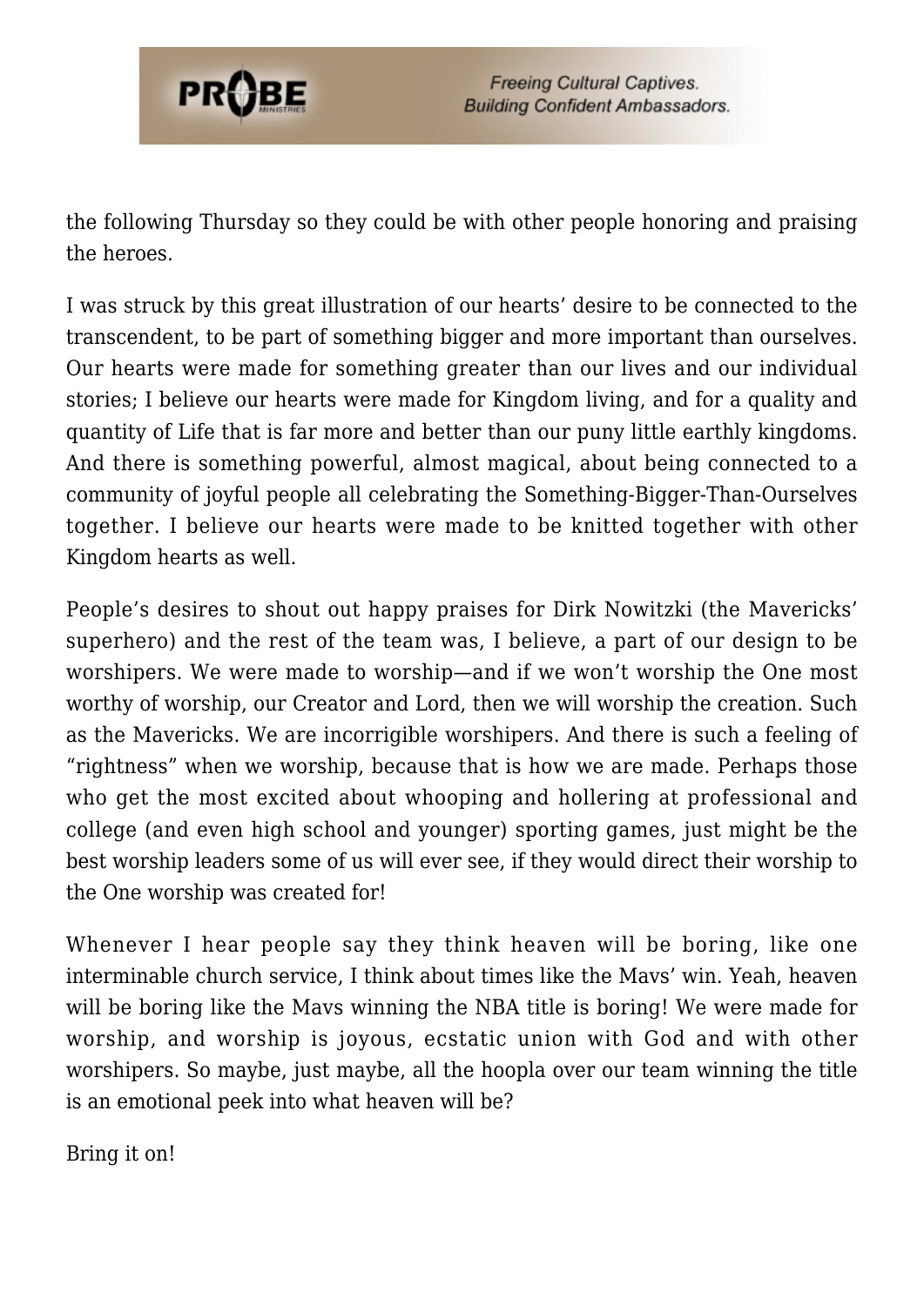the following Thursday so they could be with other people honoring and praising the heroes.

I was struck by this great illustration of our hearts' desire to be connected to the transcendent, to be part of something bigger and more important than ourselves. Our hearts were made for something greater than our lives and our individual stories; I believe our hearts were made for Kingdom living, and for a quality and quantity of Life that is far more and better than our puny little earthly kingdoms. And there is something powerful, almost magical, about being connected to a community of joyful people all celebrating the Something-Bigger-Than-Ourselves together. I believe our hearts were made to be knitted together with other Kingdom hearts as well.

People's desires to shout out happy praises for Dirk Nowitzki (the Mavericks' superhero) and the rest of the team was, I believe, a part of our design to be worshipers. We were made to worship—and if we won't worship the One most worthy of worship, our Creator and Lord, then we will worship the creation. Such as the Mavericks. We are incorrigible worshipers. And there is such a feeling of "rightness" when we worship, because that is how we are made. Perhaps those who get the most excited about whooping and hollering at professional and college (and even high school and younger) sporting games, just might be the best worship leaders some of us will ever see, if they would direct their worship to the One worship was created for!

Whenever I hear people say they think heaven will be boring, like one interminable church service, I think about times like the Mavs' win. Yeah, heaven will be boring like the Mavs winning the NBA title is boring! We were made for worship, and worship is joyous, ecstatic union with God and with other worshipers. So maybe, just maybe, all the hoopla over our team winning the title is an emotional peek into what heaven will be?

Bring it on!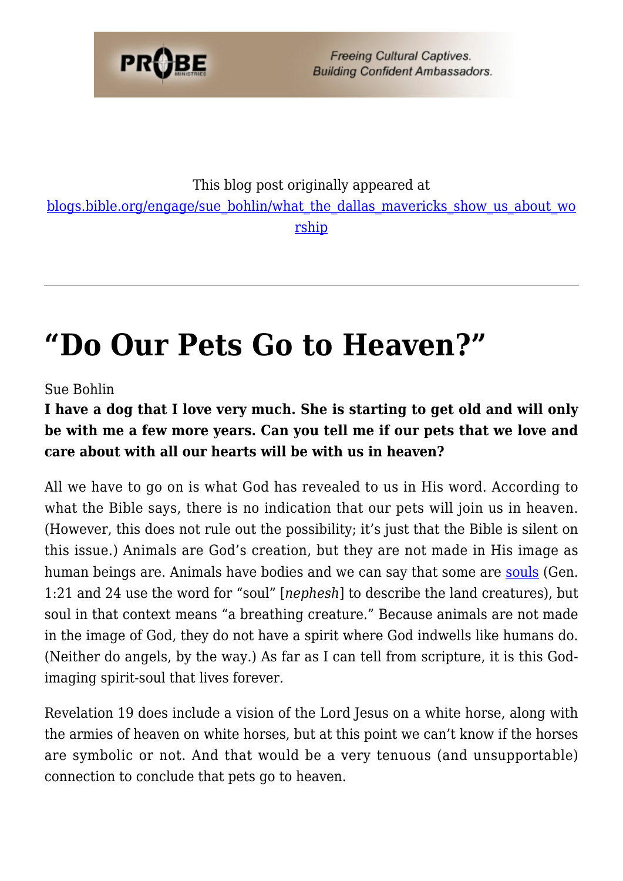This blog post originally appeared at [blogs.bible.org/engage/sue_bohlin/what_the_dallas_mavericks_show_us_about_worship](blogs.bible.org/engage/sue_bohlin/what_the_dallas_mavericks_show_us_about_worship)

---

# "Do Our Pets Go to Heaven?"

Sue Bohlin

**I have a dog that I love very much. She is starting to get old and will only be with me a few more years. Can you tell me if our pets that we love and care about with all our hearts will be with us in heaven?**

All we have to go on is what God has revealed to us in His word. According to what the Bible says, there is no indication that our pets will join us in heaven. (However, this does not rule out the possibility; it's just that the Bible is silent on this issue.) Animals are God's creation, but they are not made in His image as human beings are. Animals have bodies and we can say that some are souls (Gen. 1:21 and 24 use the word for "soul" [*nephesh*] to describe the land creatures), but soul in that context means "a breathing creature." Because animals are not made in the image of God, they do not have a spirit where God indwells like humans do. (Neither do angels, by the way.) As far as I can tell from scripture, it is this God-imaging spirit-soul that lives forever.

Revelation 19 does include a vision of the Lord Jesus on a white horse, along with the armies of heaven on white horses, but at this point we can't know if the horses are symbolic or not. And that would be a very tenuous (and unsupportable) connection to conclude that pets go to heaven.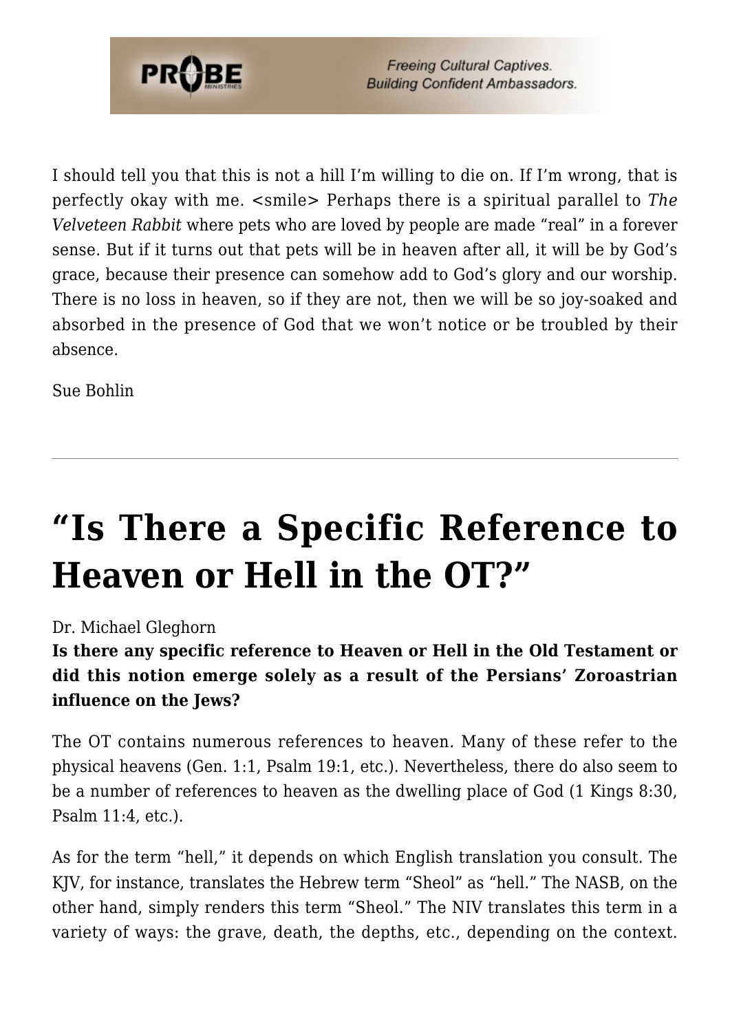I should tell you that this is not a hill I'm willing to die on. If I'm wrong, that is perfectly okay with me. <smile> Perhaps there is a spiritual parallel to *The Velveteen Rabbit* where pets who are loved by people are made "real" in a forever sense. But if it turns out that pets will be in heaven after all, it will be by God's grace, because their presence can somehow add to God's glory and our worship. There is no loss in heaven, so if they are not, then we will be so joy-soaked and absorbed in the presence of God that we won't notice or be troubled by their absence.

Sue Bohlin

---

# "Is There a Specific Reference to Heaven or Hell in the OT?"

Dr. Michael Gleghorn

**Is there any specific reference to Heaven or Hell in the Old Testament or did this notion emerge solely as a result of the Persians' Zoroastrian influence on the Jews?**

The OT contains numerous references to heaven. Many of these refer to the physical heavens (Gen. 1:1, Psalm 19:1, etc.). Nevertheless, there do also seem to be a number of references to heaven as the dwelling place of God (1 Kings 8:30, Psalm 11:4, etc.).

As for the term "hell," it depends on which English translation you consult. The KJV, for instance, translates the Hebrew term "Sheol" as "hell." The NASB, on the other hand, simply renders this term "Sheol." The NIV translates this term in a variety of ways: the grave, death, the depths, etc., depending on the context.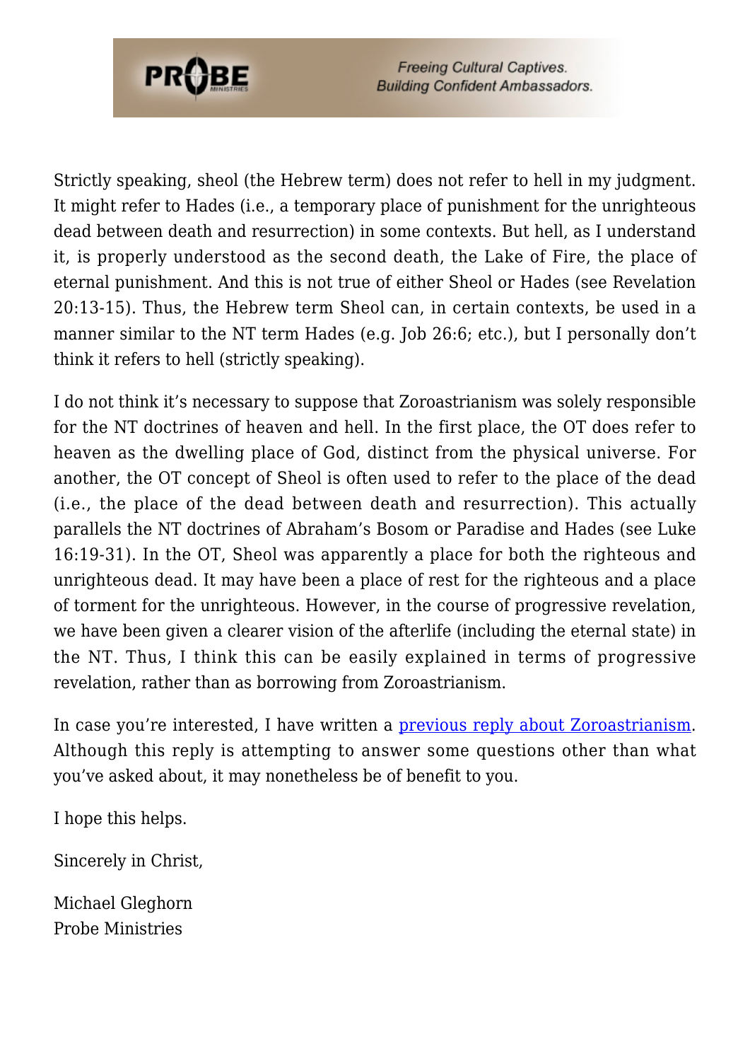Strictly speaking, sheol (the Hebrew term) does not refer to hell in my judgment. It might refer to Hades (i.e., a temporary place of punishment for the unrighteous dead between death and resurrection) in some contexts. But hell, as I understand it, is properly understood as the second death, the Lake of Fire, the place of eternal punishment. And this is not true of either Sheol or Hades (see Revelation 20:13-15). Thus, the Hebrew term Sheol can, in certain contexts, be used in a manner similar to the NT term Hades (e.g. Job 26:6; etc.), but I personally don't think it refers to hell (strictly speaking).

I do not think it's necessary to suppose that Zoroastrianism was solely responsible for the NT doctrines of heaven and hell. In the first place, the OT does refer to heaven as the dwelling place of God, distinct from the physical universe. For another, the OT concept of Sheol is often used to refer to the place of the dead (i.e., the place of the dead between death and resurrection). This actually parallels the NT doctrines of Abraham's Bosom or Paradise and Hades (see Luke 16:19-31). In the OT, Sheol was apparently a place for both the righteous and unrighteous dead. It may have been a place of rest for the righteous and a place of torment for the unrighteous. However, in the course of progressive revelation, we have been given a clearer vision of the afterlife (including the eternal state) in the NT. Thus, I think this can be easily explained in terms of progressive revelation, rather than as borrowing from Zoroastrianism.

In case you're interested, I have written a previous reply about Zoroastrianism. Although this reply is attempting to answer some questions other than what you've asked about, it may nonetheless be of benefit to you.

I hope this helps.

Sincerely in Christ,

Michael Gleghorn
Probe Ministries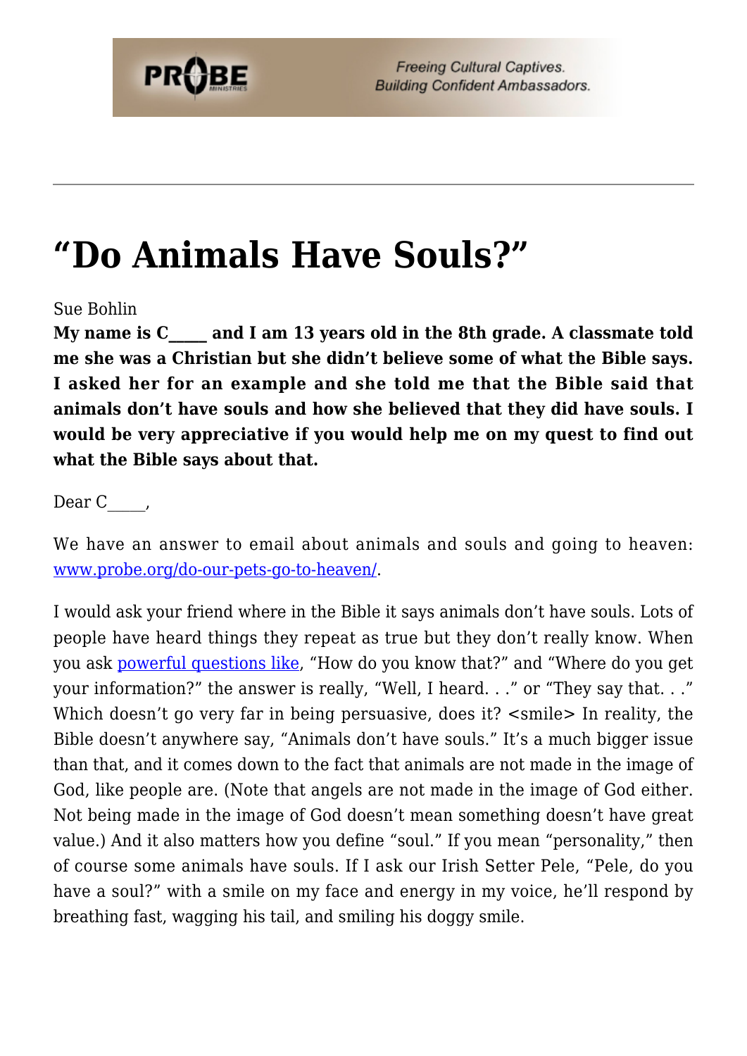# "Do Animals Have Souls?"

Sue Bohlin

**My name is C_____ and I am 13 years old in the 8th grade. A classmate told me she was a Christian but she didn't believe some of what the Bible says. I asked her for an example and she told me that the Bible said that animals don't have souls and how she believed that they did have souls. I would be very appreciative if you would help me on my quest to find out what the Bible says about that.**

Dear C_____,

We have an answer to email about animals and souls and going to heaven: www.probe.org/do-our-pets-go-to-heaven/.

I would ask your friend where in the Bible it says animals don't have souls. Lots of people have heard things they repeat as true but they don't really know. When you ask powerful questions like, "How do you know that?" and "Where do you get your information?" the answer is really, "Well, I heard. . ." or "They say that. . ." Which doesn't go very far in being persuasive, does it? <smile> In reality, the Bible doesn't anywhere say, "Animals don't have souls." It's a much bigger issue than that, and it comes down to the fact that animals are not made in the image of God, like people are. (Note that angels are not made in the image of God either. Not being made in the image of God doesn't mean something doesn't have great value.) And it also matters how you define "soul." If you mean "personality," then of course some animals have souls. If I ask our Irish Setter Pele, "Pele, do you have a soul?" with a smile on my face and energy in my voice, he'll respond by breathing fast, wagging his tail, and smiling his doggy smile.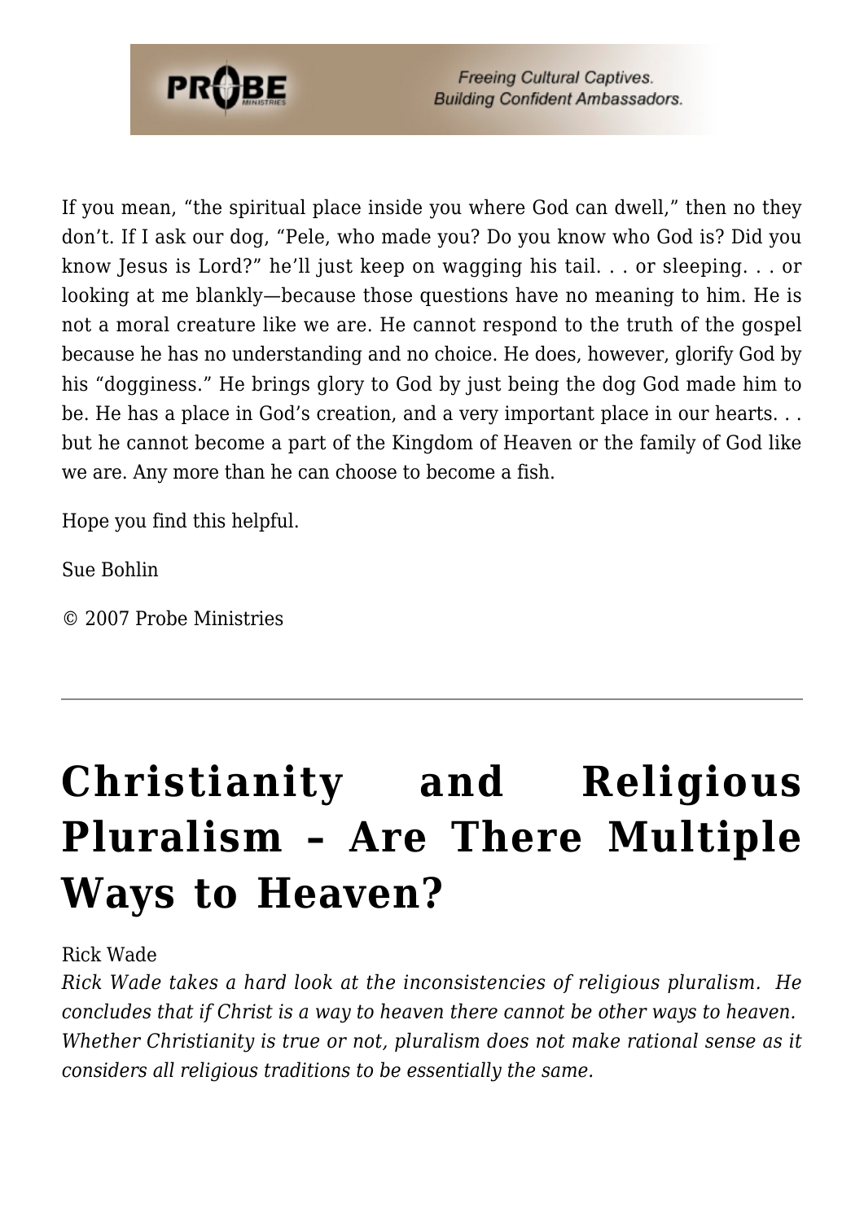If you mean, "the spiritual place inside you where God can dwell," then no they don't. If I ask our dog, "Pele, who made you? Do you know who God is? Did you know Jesus is Lord?" he'll just keep on wagging his tail. . . or sleeping. . . or looking at me blankly—because those questions have no meaning to him. He is not a moral creature like we are. He cannot respond to the truth of the gospel because he has no understanding and no choice. He does, however, glorify God by his "dogginess." He brings glory to God by just being the dog God made him to be. He has a place in God's creation, and a very important place in our hearts. . . but he cannot become a part of the Kingdom of Heaven or the family of God like we are. Any more than he can choose to become a fish.

Hope you find this helpful.

Sue Bohlin

© 2007 Probe Ministries

---

# Christianity and Religious Pluralism – Are There Multiple Ways to Heaven?

Rick Wade

*Rick Wade takes a hard look at the inconsistencies of religious pluralism. He concludes that if Christ is a way to heaven there cannot be other ways to heaven. Whether Christianity is true or not, pluralism does not make rational sense as it considers all religious traditions to be essentially the same.*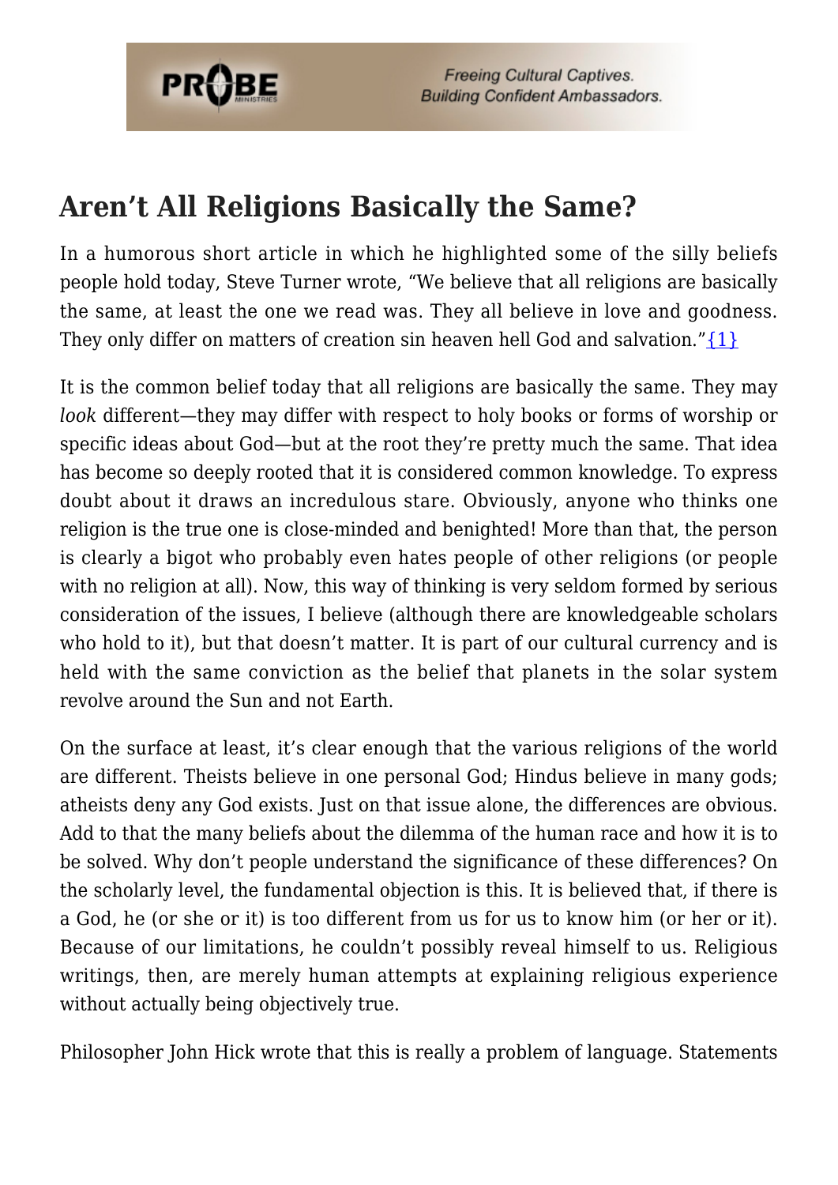## Aren't All Religions Basically the Same?

In a humorous short article in which he highlighted some of the silly beliefs people hold today, Steve Turner wrote, "We believe that all religions are basically the same, at least the one we read was. They all believe in love and goodness. They only differ on matters of creation sin heaven hell God and salvation."{1}

It is the common belief today that all religions are basically the same. They may *look* different—they may differ with respect to holy books or forms of worship or specific ideas about God—but at the root they're pretty much the same. That idea has become so deeply rooted that it is considered common knowledge. To express doubt about it draws an incredulous stare. Obviously, anyone who thinks one religion is the true one is close-minded and benighted! More than that, the person is clearly a bigot who probably even hates people of other religions (or people with no religion at all). Now, this way of thinking is very seldom formed by serious consideration of the issues, I believe (although there are knowledgeable scholars who hold to it), but that doesn't matter. It is part of our cultural currency and is held with the same conviction as the belief that planets in the solar system revolve around the Sun and not Earth.

On the surface at least, it's clear enough that the various religions of the world are different. Theists believe in one personal God; Hindus believe in many gods; atheists deny any God exists. Just on that issue alone, the differences are obvious. Add to that the many beliefs about the dilemma of the human race and how it is to be solved. Why don't people understand the significance of these differences? On the scholarly level, the fundamental objection is this. It is believed that, if there is a God, he (or she or it) is too different from us for us to know him (or her or it). Because of our limitations, he couldn't possibly reveal himself to us. Religious writings, then, are merely human attempts at explaining religious experience without actually being objectively true.

Philosopher John Hick wrote that this is really a problem of language. Statements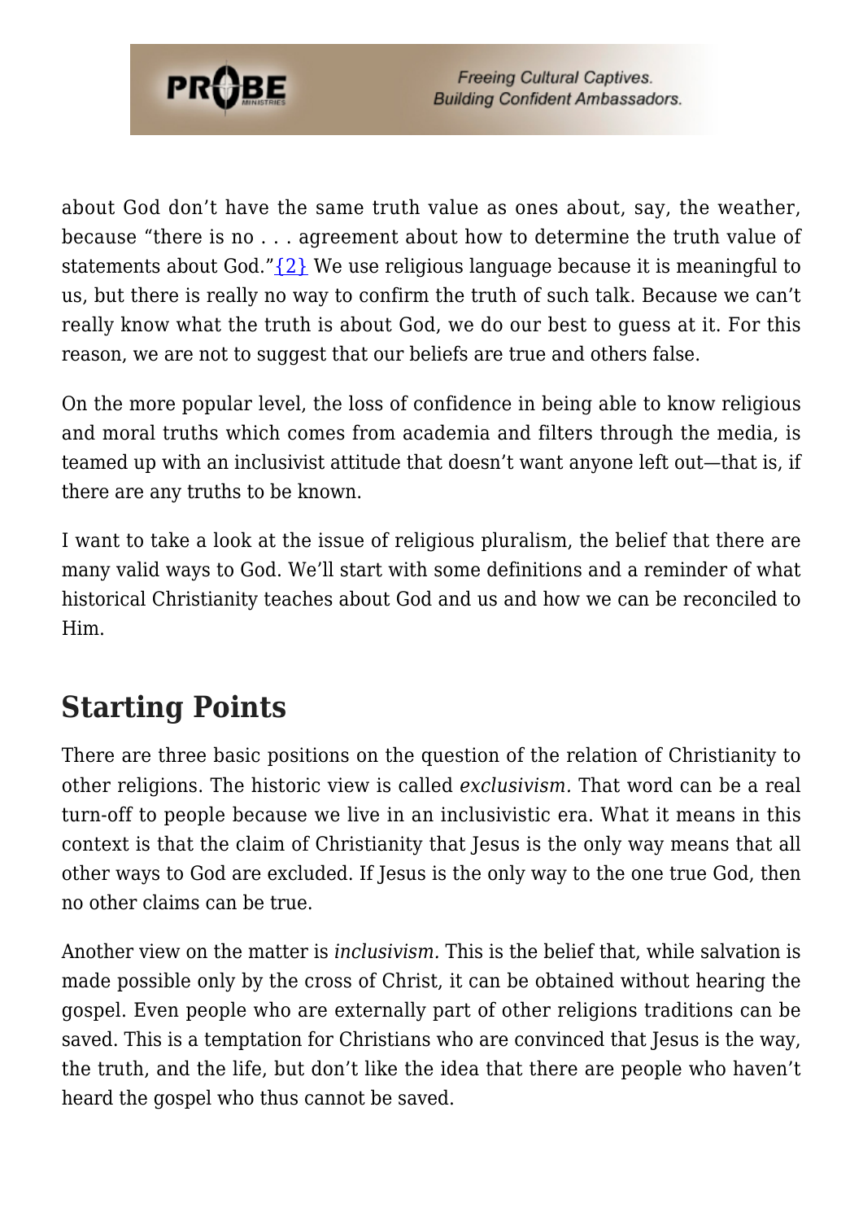about God don't have the same truth value as ones about, say, the weather, because "there is no . . . agreement about how to determine the truth value of statements about God."{2} We use religious language because it is meaningful to us, but there is really no way to confirm the truth of such talk. Because we can't really know what the truth is about God, we do our best to guess at it. For this reason, we are not to suggest that our beliefs are true and others false.

On the more popular level, the loss of confidence in being able to know religious and moral truths which comes from academia and filters through the media, is teamed up with an inclusivist attitude that doesn't want anyone left out—that is, if there are any truths to be known.

I want to take a look at the issue of religious pluralism, the belief that there are many valid ways to God. We'll start with some definitions and a reminder of what historical Christianity teaches about God and us and how we can be reconciled to Him.

## Starting Points

There are three basic positions on the question of the relation of Christianity to other religions. The historic view is called *exclusivism.* That word can be a real turn-off to people because we live in an inclusivistic era. What it means in this context is that the claim of Christianity that Jesus is the only way means that all other ways to God are excluded. If Jesus is the only way to the one true God, then no other claims can be true.

Another view on the matter is *inclusivism.* This is the belief that, while salvation is made possible only by the cross of Christ, it can be obtained without hearing the gospel. Even people who are externally part of other religions traditions can be saved. This is a temptation for Christians who are convinced that Jesus is the way, the truth, and the life, but don't like the idea that there are people who haven't heard the gospel who thus cannot be saved.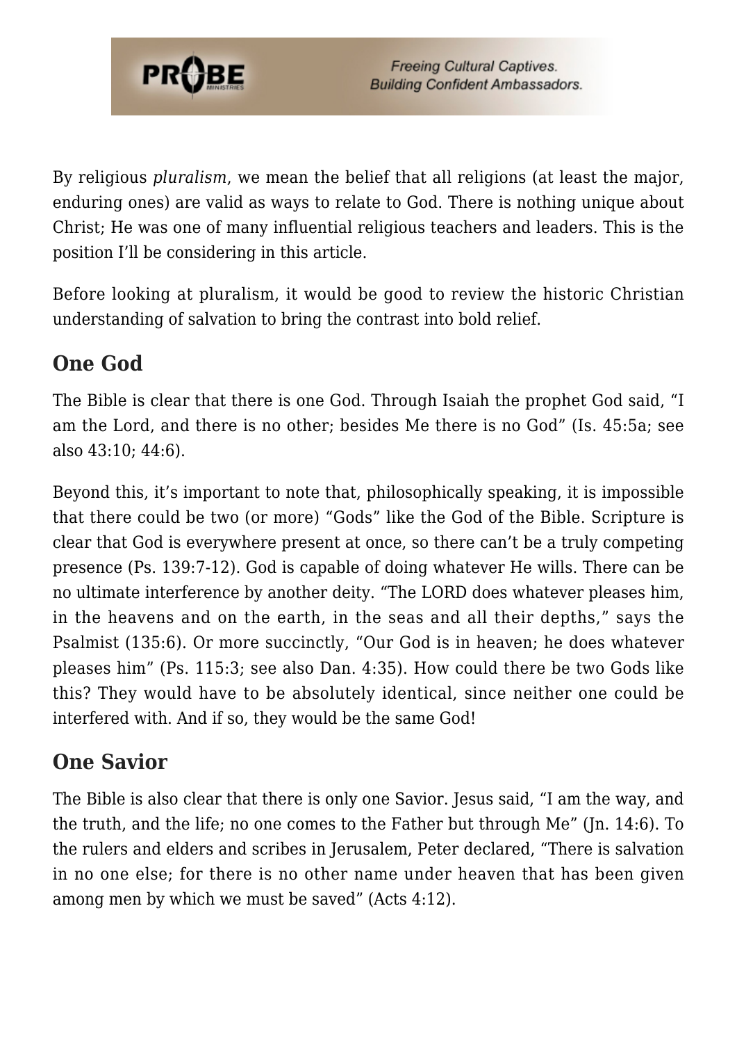By religious *pluralism*, we mean the belief that all religions (at least the major, enduring ones) are valid as ways to relate to God. There is nothing unique about Christ; He was one of many influential religious teachers and leaders. This is the position I'll be considering in this article.

Before looking at pluralism, it would be good to review the historic Christian understanding of salvation to bring the contrast into bold relief.

## One God

The Bible is clear that there is one God. Through Isaiah the prophet God said, "I am the Lord, and there is no other; besides Me there is no God" (Is. 45:5a; see also 43:10; 44:6).

Beyond this, it's important to note that, philosophically speaking, it is impossible that there could be two (or more) "Gods" like the God of the Bible. Scripture is clear that God is everywhere present at once, so there can't be a truly competing presence (Ps. 139:7-12). God is capable of doing whatever He wills. There can be no ultimate interference by another deity. "The LORD does whatever pleases him, in the heavens and on the earth, in the seas and all their depths," says the Psalmist (135:6). Or more succinctly, "Our God is in heaven; he does whatever pleases him" (Ps. 115:3; see also Dan. 4:35). How could there be two Gods like this? They would have to be absolutely identical, since neither one could be interfered with. And if so, they would be the same God!

## One Savior

The Bible is also clear that there is only one Savior. Jesus said, "I am the way, and the truth, and the life; no one comes to the Father but through Me" (Jn. 14:6). To the rulers and elders and scribes in Jerusalem, Peter declared, "There is salvation in no one else; for there is no other name under heaven that has been given among men by which we must be saved" (Acts 4:12).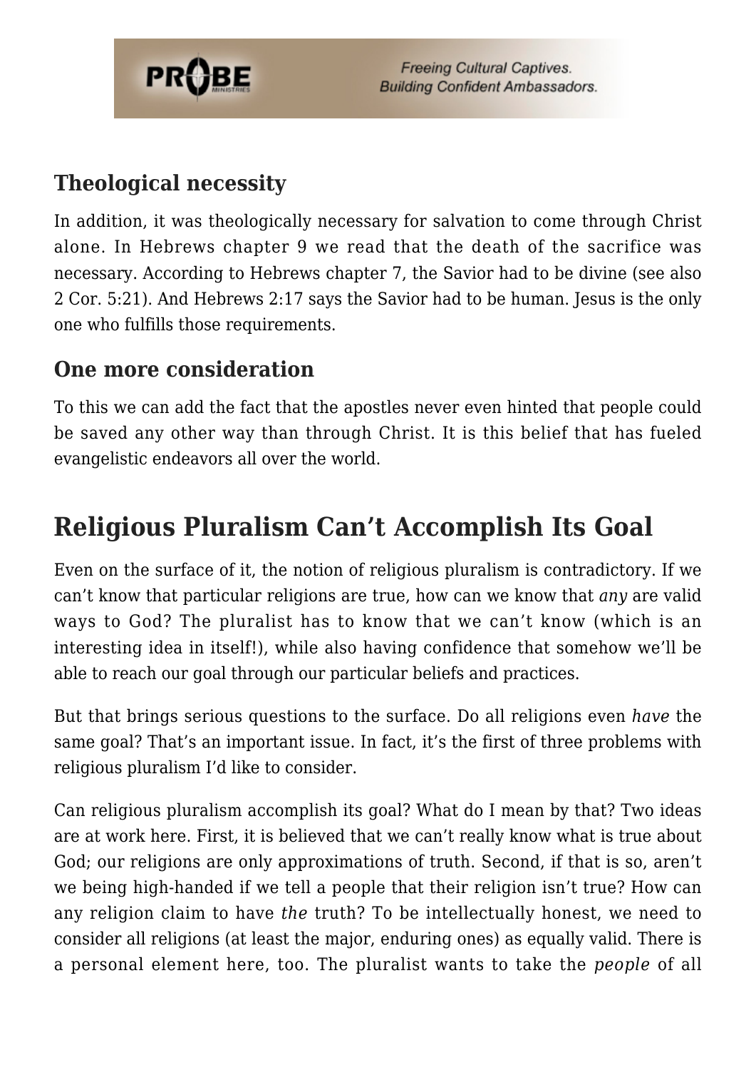### Theological necessity

In addition, it was theologically necessary for salvation to come through Christ alone. In Hebrews chapter 9 we read that the death of the sacrifice was necessary. According to Hebrews chapter 7, the Savior had to be divine (see also 2 Cor. 5:21). And Hebrews 2:17 says the Savior had to be human. Jesus is the only one who fulfills those requirements.

### One more consideration

To this we can add the fact that the apostles never even hinted that people could be saved any other way than through Christ. It is this belief that has fueled evangelistic endeavors all over the world.

## Religious Pluralism Can't Accomplish Its Goal

Even on the surface of it, the notion of religious pluralism is contradictory. If we can't know that particular religions are true, how can we know that *any* are valid ways to God? The pluralist has to know that we can't know (which is an interesting idea in itself!), while also having confidence that somehow we'll be able to reach our goal through our particular beliefs and practices.

But that brings serious questions to the surface. Do all religions even *have* the same goal? That's an important issue. In fact, it's the first of three problems with religious pluralism I'd like to consider.

Can religious pluralism accomplish its goal? What do I mean by that? Two ideas are at work here. First, it is believed that we can't really know what is true about God; our religions are only approximations of truth. Second, if that is so, aren't we being high-handed if we tell a people that their religion isn't true? How can any religion claim to have *the* truth? To be intellectually honest, we need to consider all religions (at least the major, enduring ones) as equally valid. There is a personal element here, too. The pluralist wants to take the *people* of all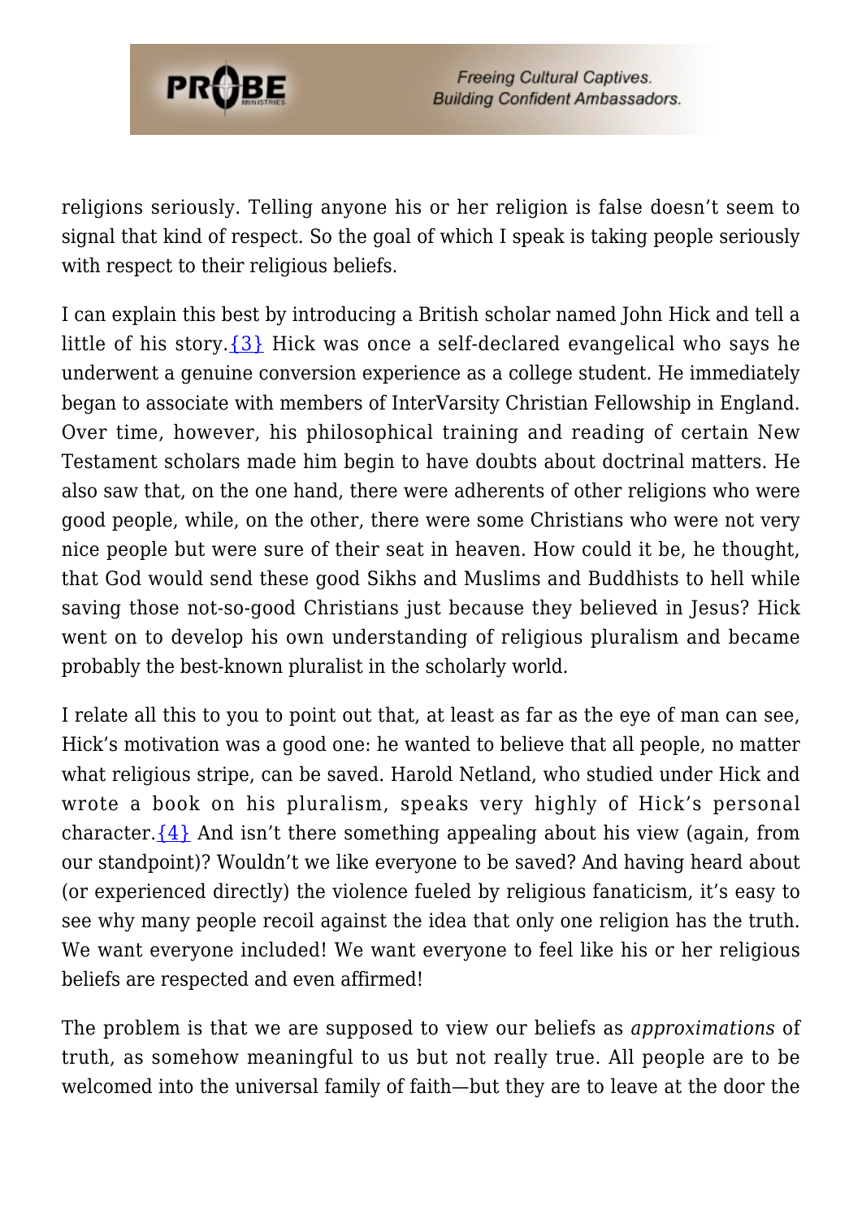religions seriously. Telling anyone his or her religion is false doesn't seem to signal that kind of respect. So the goal of which I speak is taking people seriously with respect to their religious beliefs.

I can explain this best by introducing a British scholar named John Hick and tell a little of his story.{3} Hick was once a self-declared evangelical who says he underwent a genuine conversion experience as a college student. He immediately began to associate with members of InterVarsity Christian Fellowship in England. Over time, however, his philosophical training and reading of certain New Testament scholars made him begin to have doubts about doctrinal matters. He also saw that, on the one hand, there were adherents of other religions who were good people, while, on the other, there were some Christians who were not very nice people but were sure of their seat in heaven. How could it be, he thought, that God would send these good Sikhs and Muslims and Buddhists to hell while saving those not-so-good Christians just because they believed in Jesus? Hick went on to develop his own understanding of religious pluralism and became probably the best-known pluralist in the scholarly world.

I relate all this to you to point out that, at least as far as the eye of man can see, Hick's motivation was a good one: he wanted to believe that all people, no matter what religious stripe, can be saved. Harold Netland, who studied under Hick and wrote a book on his pluralism, speaks very highly of Hick's personal character.{4} And isn't there something appealing about his view (again, from our standpoint)? Wouldn't we like everyone to be saved? And having heard about (or experienced directly) the violence fueled by religious fanaticism, it's easy to see why many people recoil against the idea that only one religion has the truth. We want everyone included! We want everyone to feel like his or her religious beliefs are respected and even affirmed!

The problem is that we are supposed to view our beliefs as *approximations* of truth, as somehow meaningful to us but not really true. All people are to be welcomed into the universal family of faith—but they are to leave at the door the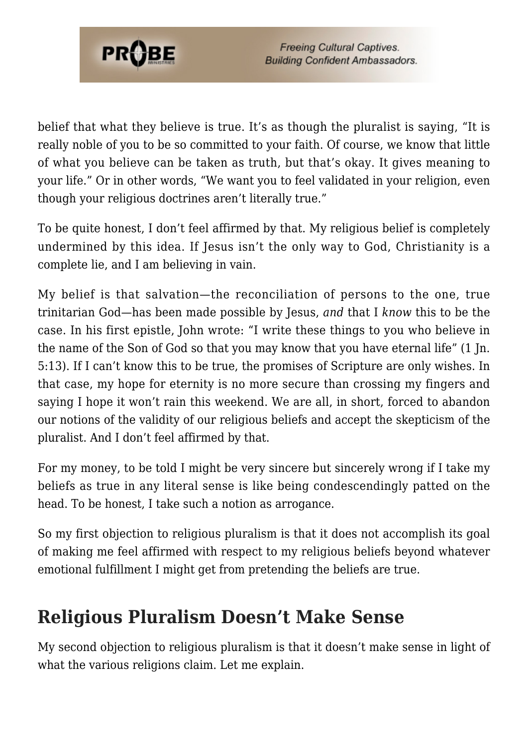belief that what they believe is true. It's as though the pluralist is saying, "It is really noble of you to be so committed to your faith. Of course, we know that little of what you believe can be taken as truth, but that's okay. It gives meaning to your life." Or in other words, "We want you to feel validated in your religion, even though your religious doctrines aren't literally true."

To be quite honest, I don't feel affirmed by that. My religious belief is completely undermined by this idea. If Jesus isn't the only way to God, Christianity is a complete lie, and I am believing in vain.

My belief is that salvation—the reconciliation of persons to the one, true trinitarian God—has been made possible by Jesus, *and* that I *know* this to be the case. In his first epistle, John wrote: "I write these things to you who believe in the name of the Son of God so that you may know that you have eternal life" (1 Jn. 5:13). If I can't know this to be true, the promises of Scripture are only wishes. In that case, my hope for eternity is no more secure than crossing my fingers and saying I hope it won't rain this weekend. We are all, in short, forced to abandon our notions of the validity of our religious beliefs and accept the skepticism of the pluralist. And I don't feel affirmed by that.

For my money, to be told I might be very sincere but sincerely wrong if I take my beliefs as true in any literal sense is like being condescendingly patted on the head. To be honest, I take such a notion as arrogance.

So my first objection to religious pluralism is that it does not accomplish its goal of making me feel affirmed with respect to my religious beliefs beyond whatever emotional fulfillment I might get from pretending the beliefs are true.

## Religious Pluralism Doesn't Make Sense

My second objection to religious pluralism is that it doesn't make sense in light of what the various religions claim. Let me explain.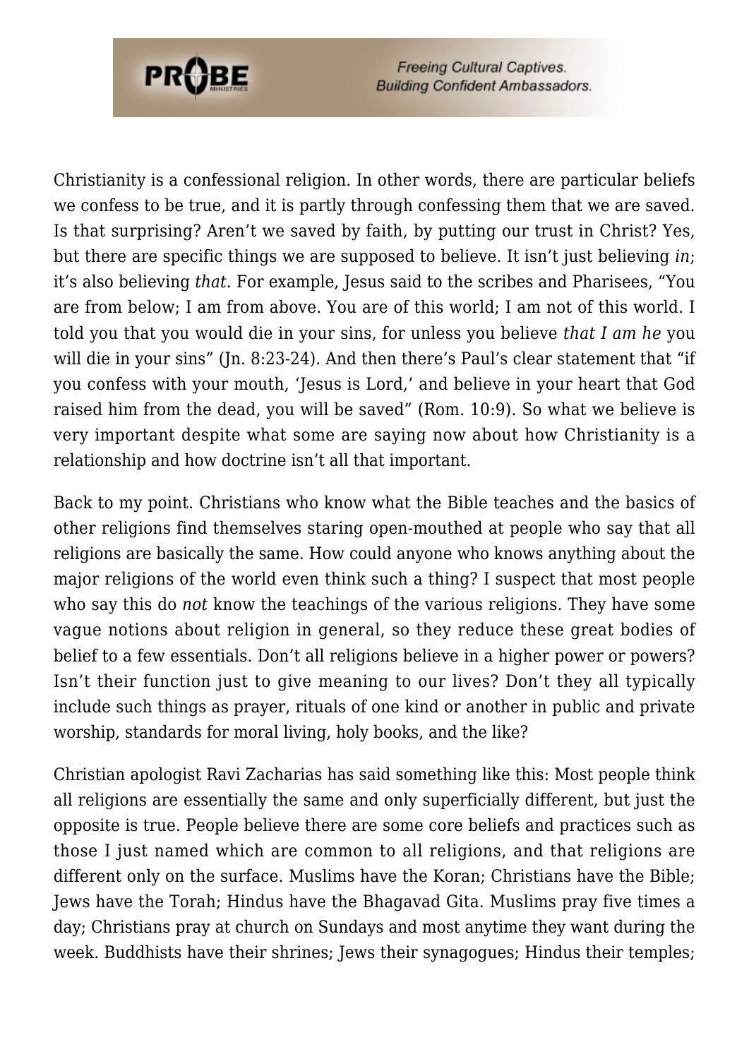Christianity is a confessional religion. In other words, there are particular beliefs we confess to be true, and it is partly through confessing them that we are saved. Is that surprising? Aren't we saved by faith, by putting our trust in Christ? Yes, but there are specific things we are supposed to believe. It isn't just believing *in*; it's also believing *that*. For example, Jesus said to the scribes and Pharisees, "You are from below; I am from above. You are of this world; I am not of this world. I told you that you would die in your sins, for unless you believe *that I am he* you will die in your sins" (Jn. 8:23-24). And then there's Paul's clear statement that "if you confess with your mouth, 'Jesus is Lord,' and believe in your heart that God raised him from the dead, you will be saved" (Rom. 10:9). So what we believe is very important despite what some are saying now about how Christianity is a relationship and how doctrine isn't all that important.

Back to my point. Christians who know what the Bible teaches and the basics of other religions find themselves staring open-mouthed at people who say that all religions are basically the same. How could anyone who knows anything about the major religions of the world even think such a thing? I suspect that most people who say this do *not* know the teachings of the various religions. They have some vague notions about religion in general, so they reduce these great bodies of belief to a few essentials. Don't all religions believe in a higher power or powers? Isn't their function just to give meaning to our lives? Don't they all typically include such things as prayer, rituals of one kind or another in public and private worship, standards for moral living, holy books, and the like?

Christian apologist Ravi Zacharias has said something like this: Most people think all religions are essentially the same and only superficially different, but just the opposite is true. People believe there are some core beliefs and practices such as those I just named which are common to all religions, and that religions are different only on the surface. Muslims have the Koran; Christians have the Bible; Jews have the Torah; Hindus have the Bhagavad Gita. Muslims pray five times a day; Christians pray at church on Sundays and most anytime they want during the week. Buddhists have their shrines; Jews their synagogues; Hindus their temples;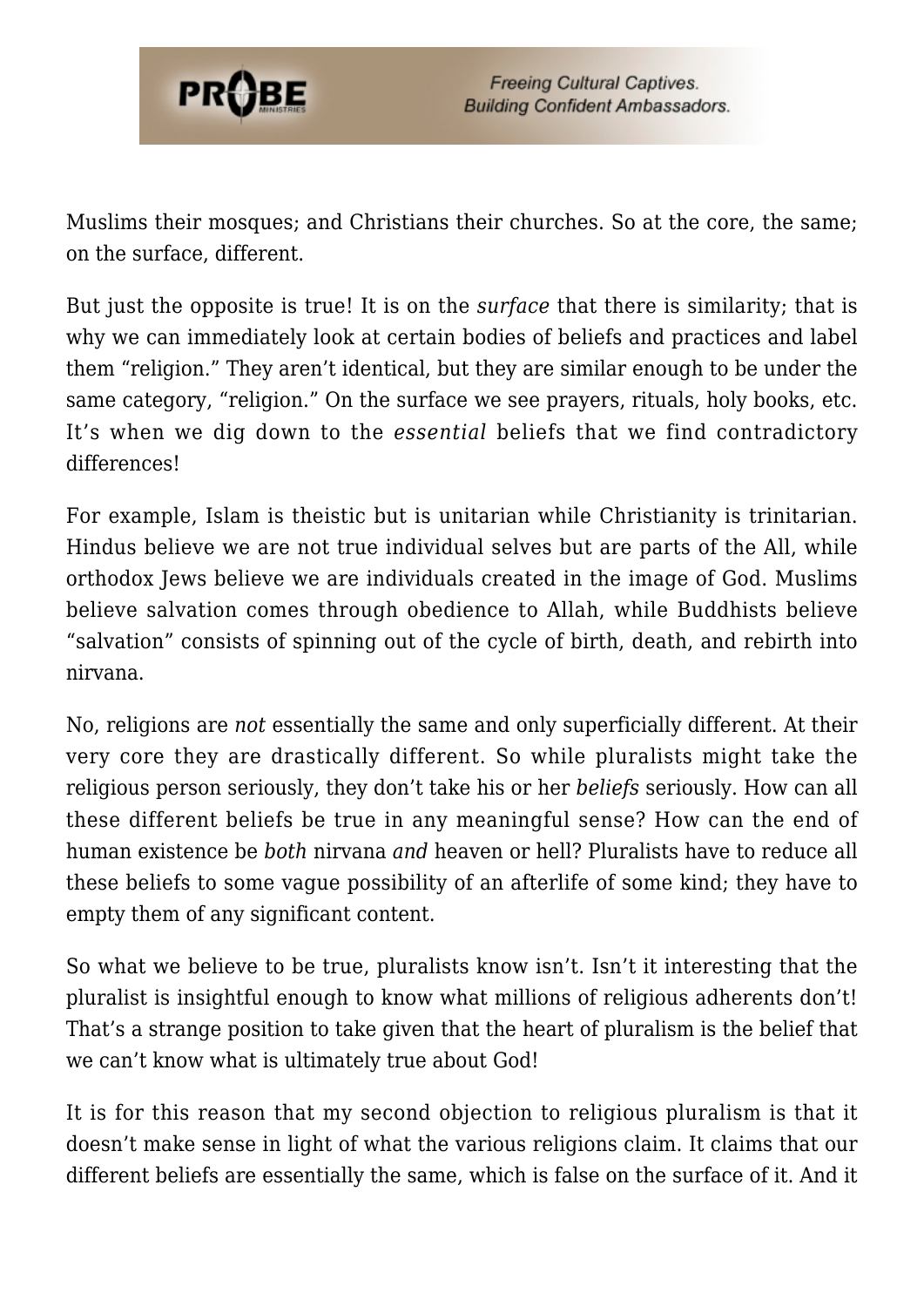Muslims their mosques; and Christians their churches. So at the core, the same; on the surface, different.

But just the opposite is true! It is on the *surface* that there is similarity; that is why we can immediately look at certain bodies of beliefs and practices and label them "religion." They aren't identical, but they are similar enough to be under the same category, "religion." On the surface we see prayers, rituals, holy books, etc. It's when we dig down to the *essential* beliefs that we find contradictory differences!

For example, Islam is theistic but is unitarian while Christianity is trinitarian. Hindus believe we are not true individual selves but are parts of the All, while orthodox Jews believe we are individuals created in the image of God. Muslims believe salvation comes through obedience to Allah, while Buddhists believe "salvation" consists of spinning out of the cycle of birth, death, and rebirth into nirvana.

No, religions are *not* essentially the same and only superficially different. At their very core they are drastically different. So while pluralists might take the religious person seriously, they don't take his or her *beliefs* seriously. How can all these different beliefs be true in any meaningful sense? How can the end of human existence be *both* nirvana *and* heaven or hell? Pluralists have to reduce all these beliefs to some vague possibility of an afterlife of some kind; they have to empty them of any significant content.

So what we believe to be true, pluralists know isn't. Isn't it interesting that the pluralist is insightful enough to know what millions of religious adherents don't! That's a strange position to take given that the heart of pluralism is the belief that we can't know what is ultimately true about God!

It is for this reason that my second objection to religious pluralism is that it doesn't make sense in light of what the various religions claim. It claims that our different beliefs are essentially the same, which is false on the surface of it. And it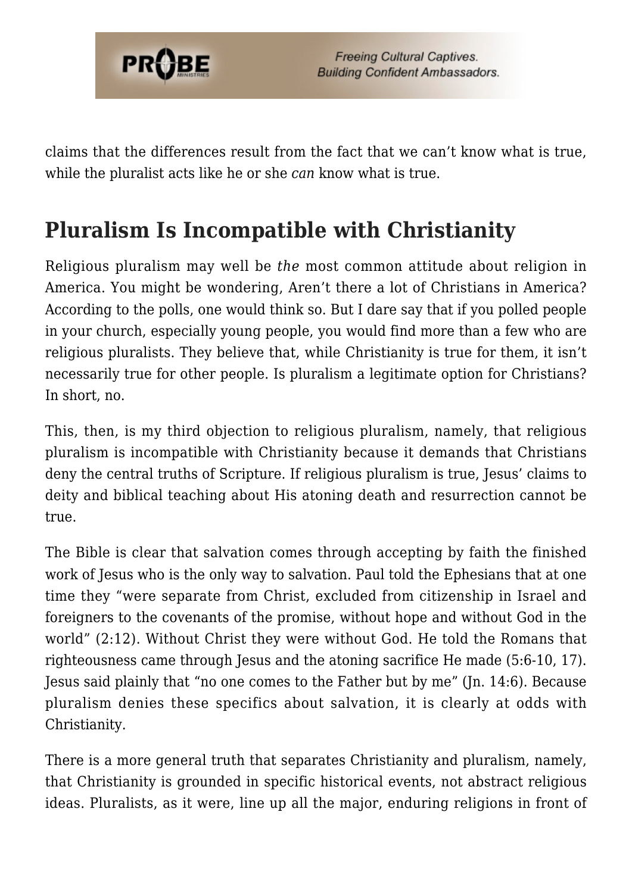claims that the differences result from the fact that we can't know what is true, while the pluralist acts like he or she *can* know what is true.

## Pluralism Is Incompatible with Christianity

Religious pluralism may well be *the* most common attitude about religion in America. You might be wondering, Aren't there a lot of Christians in America? According to the polls, one would think so. But I dare say that if you polled people in your church, especially young people, you would find more than a few who are religious pluralists. They believe that, while Christianity is true for them, it isn't necessarily true for other people. Is pluralism a legitimate option for Christians? In short, no.

This, then, is my third objection to religious pluralism, namely, that religious pluralism is incompatible with Christianity because it demands that Christians deny the central truths of Scripture. If religious pluralism is true, Jesus' claims to deity and biblical teaching about His atoning death and resurrection cannot be true.

The Bible is clear that salvation comes through accepting by faith the finished work of Jesus who is the only way to salvation. Paul told the Ephesians that at one time they "were separate from Christ, excluded from citizenship in Israel and foreigners to the covenants of the promise, without hope and without God in the world" (2:12). Without Christ they were without God. He told the Romans that righteousness came through Jesus and the atoning sacrifice He made (5:6-10, 17). Jesus said plainly that "no one comes to the Father but by me" (Jn. 14:6). Because pluralism denies these specifics about salvation, it is clearly at odds with Christianity.

There is a more general truth that separates Christianity and pluralism, namely, that Christianity is grounded in specific historical events, not abstract religious ideas. Pluralists, as it were, line up all the major, enduring religions in front of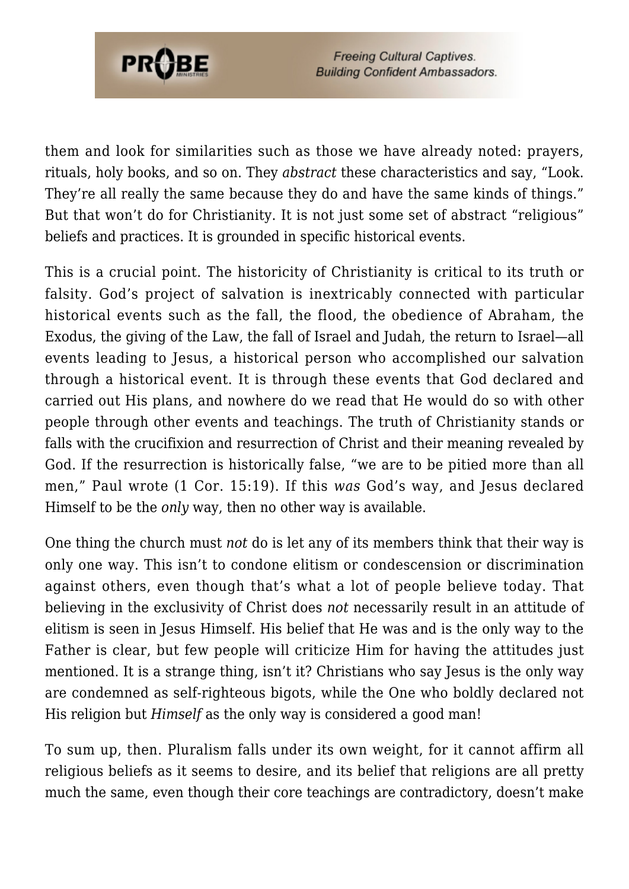them and look for similarities such as those we have already noted: prayers, rituals, holy books, and so on. They *abstract* these characteristics and say, “Look. They’re all really the same because they do and have the same kinds of things.” But that won’t do for Christianity. It is not just some set of abstract “religious” beliefs and practices. It is grounded in specific historical events.

This is a crucial point. The historicity of Christianity is critical to its truth or falsity. God’s project of salvation is inextricably connected with particular historical events such as the fall, the flood, the obedience of Abraham, the Exodus, the giving of the Law, the fall of Israel and Judah, the return to Israel—all events leading to Jesus, a historical person who accomplished our salvation through a historical event. It is through these events that God declared and carried out His plans, and nowhere do we read that He would do so with other people through other events and teachings. The truth of Christianity stands or falls with the crucifixion and resurrection of Christ and their meaning revealed by God. If the resurrection is historically false, “we are to be pitied more than all men,” Paul wrote (1 Cor. 15:19). If this *was* God’s way, and Jesus declared Himself to be the *only* way, then no other way is available.

One thing the church must *not* do is let any of its members think that their way is only one way. This isn’t to condone elitism or condescension or discrimination against others, even though that’s what a lot of people believe today. That believing in the exclusivity of Christ does *not* necessarily result in an attitude of elitism is seen in Jesus Himself. His belief that He was and is the only way to the Father is clear, but few people will criticize Him for having the attitudes just mentioned. It is a strange thing, isn’t it? Christians who say Jesus is the only way are condemned as self-righteous bigots, while the One who boldly declared not His religion but *Himself* as the only way is considered a good man!

To sum up, then. Pluralism falls under its own weight, for it cannot affirm all religious beliefs as it seems to desire, and its belief that religions are all pretty much the same, even though their core teachings are contradictory, doesn’t make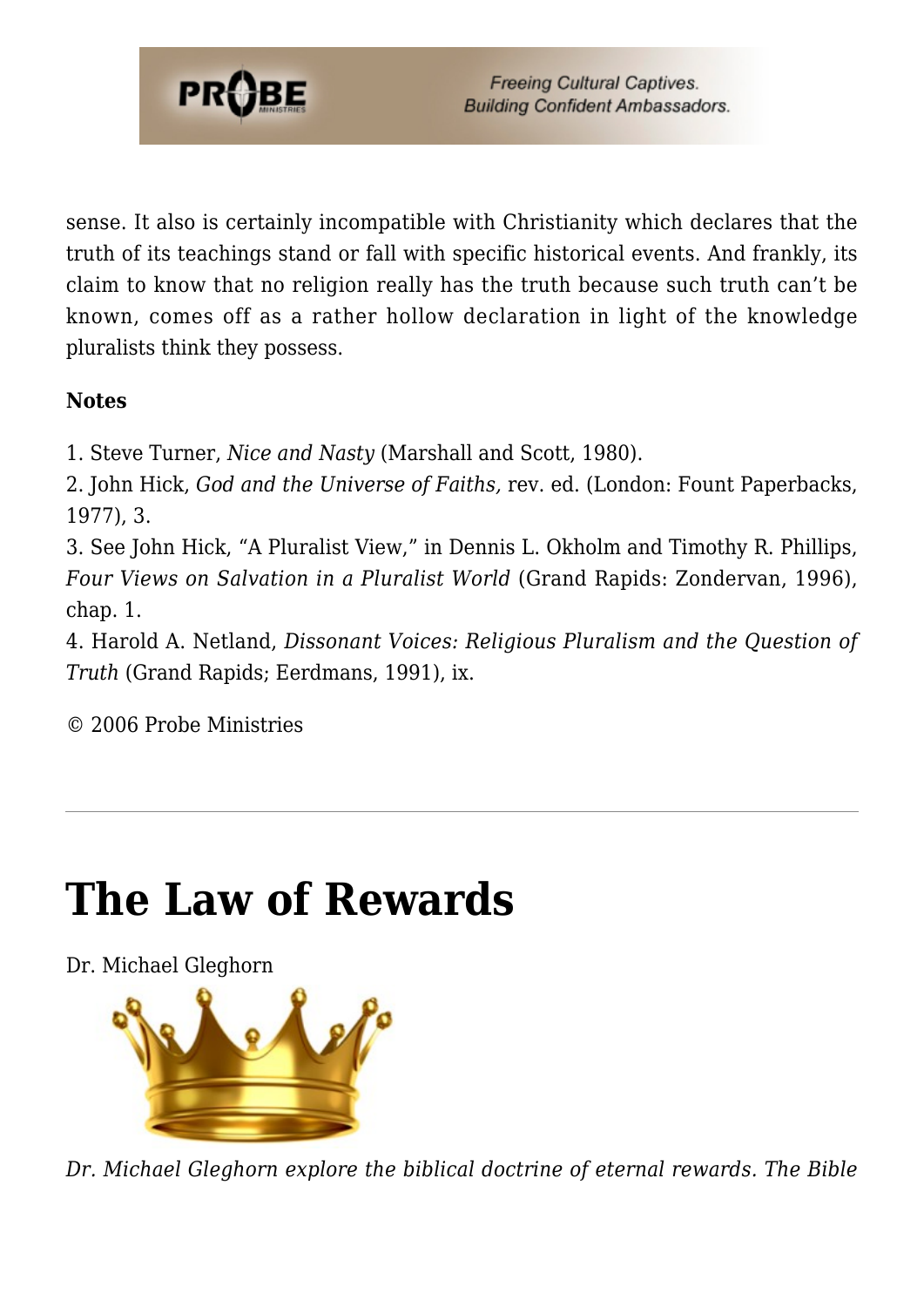sense. It also is certainly incompatible with Christianity which declares that the truth of its teachings stand or fall with specific historical events. And frankly, its claim to know that no religion really has the truth because such truth can't be known, comes off as a rather hollow declaration in light of the knowledge pluralists think they possess.

**Notes**

1. Steve Turner, *Nice and Nasty* (Marshall and Scott, 1980).
2. John Hick, *God and the Universe of Faiths,* rev. ed. (London: Fount Paperbacks, 1977), 3.
3. See John Hick, "A Pluralist View," in Dennis L. Okholm and Timothy R. Phillips, *Four Views on Salvation in a Pluralist World* (Grand Rapids: Zondervan, 1996), chap. 1.
4. Harold A. Netland, *Dissonant Voices: Religious Pluralism and the Question of Truth* (Grand Rapids; Eerdmans, 1991), ix.

© 2006 Probe Ministries

---

# The Law of Rewards

Dr. Michael Gleghorn

*Dr. Michael Gleghorn explore the biblical doctrine of eternal rewards. The Bible*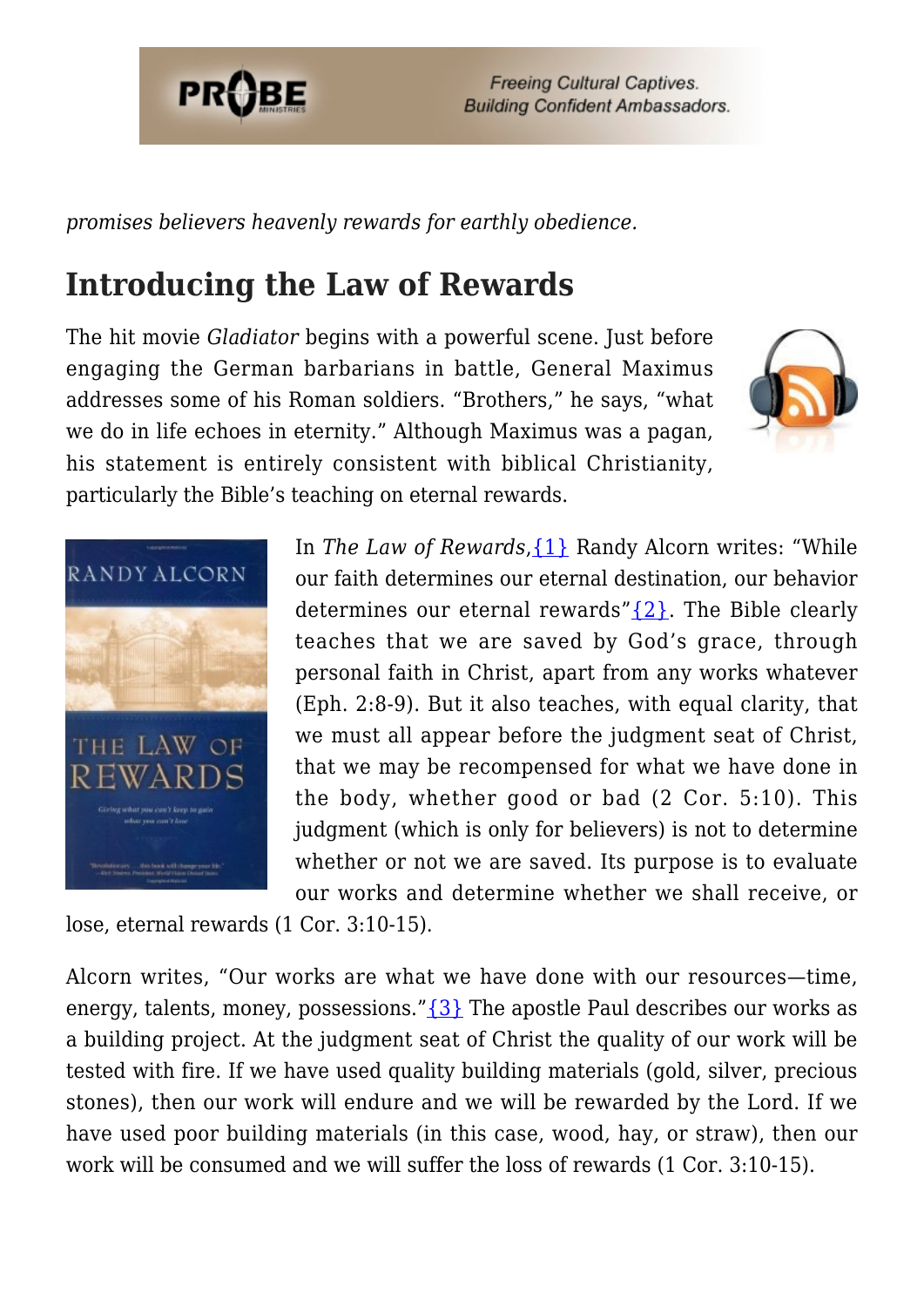*promises believers heavenly rewards for earthly obedience.*

## Introducing the Law of Rewards

The hit movie *Gladiator* begins with a powerful scene. Just before engaging the German barbarians in battle, General Maximus addresses some of his Roman soldiers. "Brothers," he says, "what we do in life echoes in eternity." Although Maximus was a pagan, his statement is entirely consistent with biblical Christianity, particularly the Bible's teaching on eternal rewards.

In *The Law of Rewards*,{1} Randy Alcorn writes: "While our faith determines our eternal destination, our behavior determines our eternal rewards"{2}. The Bible clearly teaches that we are saved by God's grace, through personal faith in Christ, apart from any works whatever (Eph. 2:8-9). But it also teaches, with equal clarity, that we must all appear before the judgment seat of Christ, that we may be recompensed for what we have done in the body, whether good or bad (2 Cor. 5:10). This judgment (which is only for believers) is not to determine whether or not we are saved. Its purpose is to evaluate our works and determine whether we shall receive, or lose, eternal rewards (1 Cor. 3:10-15).

Alcorn writes, "Our works are what we have done with our resources—time, energy, talents, money, possessions."{3} The apostle Paul describes our works as a building project. At the judgment seat of Christ the quality of our work will be tested with fire. If we have used quality building materials (gold, silver, precious stones), then our work will endure and we will be rewarded by the Lord. If we have used poor building materials (in this case, wood, hay, or straw), then our work will be consumed and we will suffer the loss of rewards (1 Cor. 3:10-15).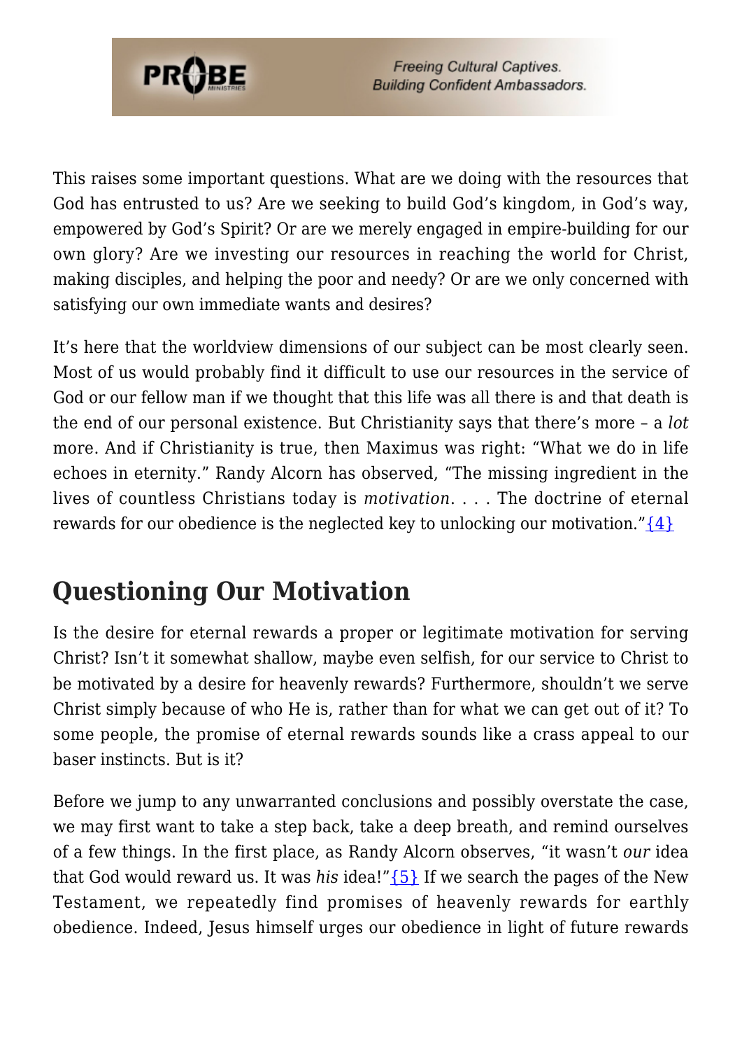This raises some important questions. What are we doing with the resources that God has entrusted to us? Are we seeking to build God's kingdom, in God's way, empowered by God's Spirit? Or are we merely engaged in empire-building for our own glory? Are we investing our resources in reaching the world for Christ, making disciples, and helping the poor and needy? Or are we only concerned with satisfying our own immediate wants and desires?

It's here that the worldview dimensions of our subject can be most clearly seen. Most of us would probably find it difficult to use our resources in the service of God or our fellow man if we thought that this life was all there is and that death is the end of our personal existence. But Christianity says that there's more – a *lot* more. And if Christianity is true, then Maximus was right: "What we do in life echoes in eternity." Randy Alcorn has observed, "The missing ingredient in the lives of countless Christians today is *motivation*. . . . The doctrine of eternal rewards for our obedience is the neglected key to unlocking our motivation."{4}

## Questioning Our Motivation

Is the desire for eternal rewards a proper or legitimate motivation for serving Christ? Isn't it somewhat shallow, maybe even selfish, for our service to Christ to be motivated by a desire for heavenly rewards? Furthermore, shouldn't we serve Christ simply because of who He is, rather than for what we can get out of it? To some people, the promise of eternal rewards sounds like a crass appeal to our baser instincts. But is it?

Before we jump to any unwarranted conclusions and possibly overstate the case, we may first want to take a step back, take a deep breath, and remind ourselves of a few things. In the first place, as Randy Alcorn observes, "it wasn't *our* idea that God would reward us. It was *his* idea!"{5} If we search the pages of the New Testament, we repeatedly find promises of heavenly rewards for earthly obedience. Indeed, Jesus himself urges our obedience in light of future rewards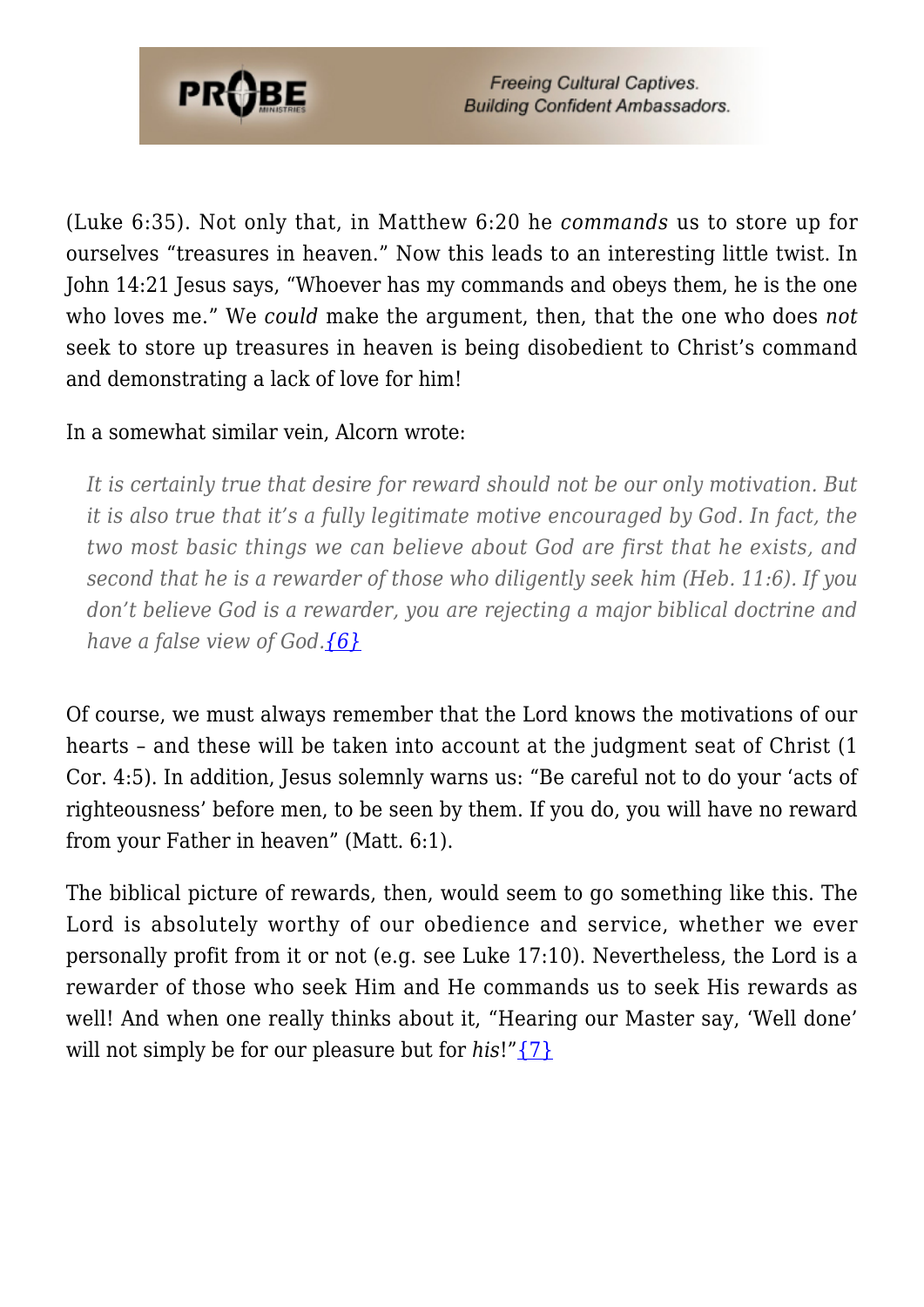(Luke 6:35). Not only that, in Matthew 6:20 he *commands* us to store up for ourselves "treasures in heaven." Now this leads to an interesting little twist. In John 14:21 Jesus says, "Whoever has my commands and obeys them, he is the one who loves me." We *could* make the argument, then, that the one who does *not* seek to store up treasures in heaven is being disobedient to Christ's command and demonstrating a lack of love for him!

In a somewhat similar vein, Alcorn wrote:

> *It is certainly true that desire for reward should not be our only motivation. But it is also true that it's a fully legitimate motive encouraged by God. In fact, the two most basic things we can believe about God are first that he exists, and second that he is a rewarder of those who diligently seek him (Heb. 11:6). If you don't believe God is a rewarder, you are rejecting a major biblical doctrine and have a false view of God.{6}*

Of course, we must always remember that the Lord knows the motivations of our hearts – and these will be taken into account at the judgment seat of Christ (1 Cor. 4:5). In addition, Jesus solemnly warns us: "Be careful not to do your 'acts of righteousness' before men, to be seen by them. If you do, you will have no reward from your Father in heaven" (Matt. 6:1).

The biblical picture of rewards, then, would seem to go something like this. The Lord is absolutely worthy of our obedience and service, whether we ever personally profit from it or not (e.g. see Luke 17:10). Nevertheless, the Lord is a rewarder of those who seek Him and He commands us to seek His rewards as well! And when one really thinks about it, "Hearing our Master say, 'Well done' will not simply be for our pleasure but for *his*!"{7}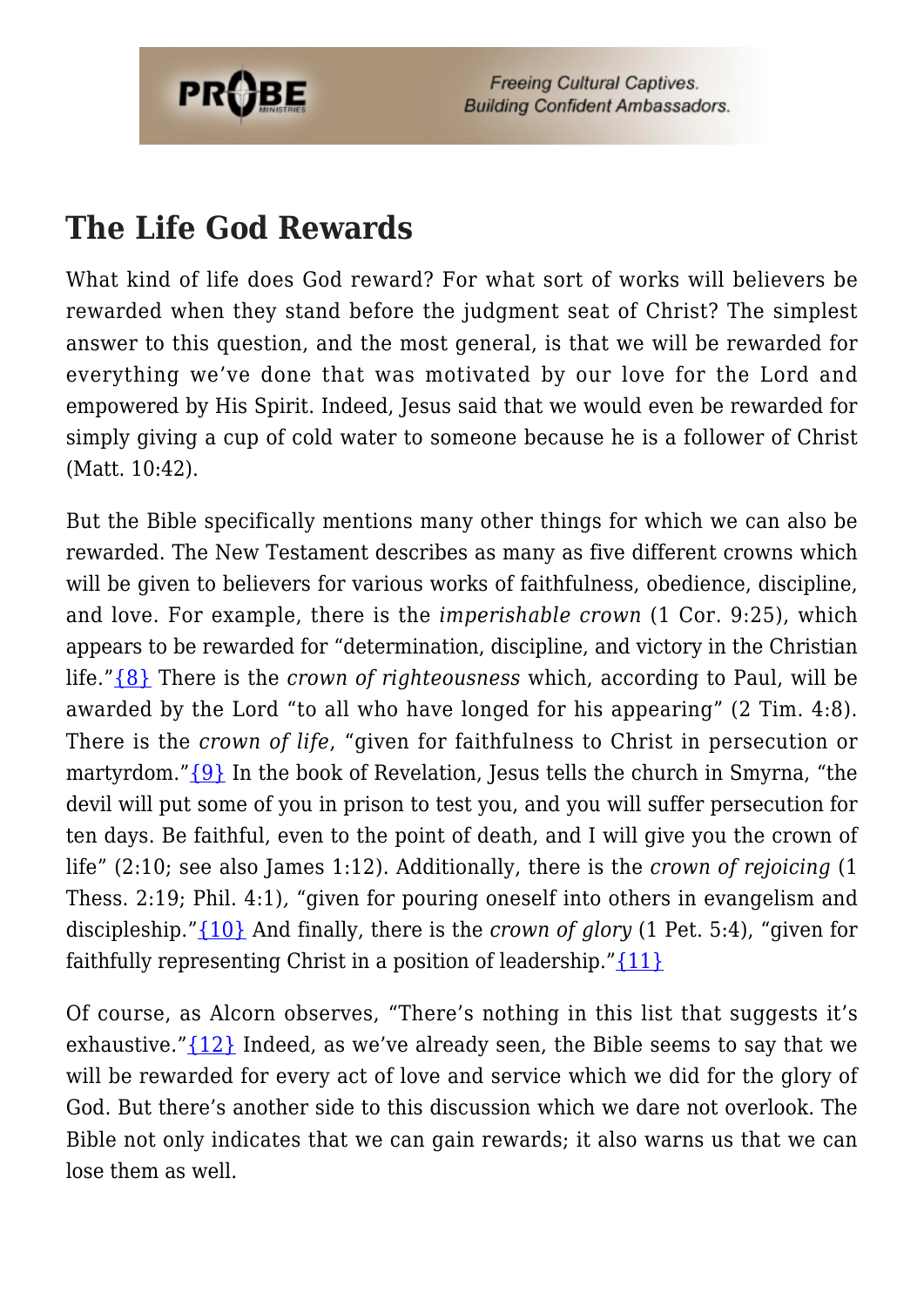## The Life God Rewards

What kind of life does God reward? For what sort of works will believers be rewarded when they stand before the judgment seat of Christ? The simplest answer to this question, and the most general, is that we will be rewarded for everything we've done that was motivated by our love for the Lord and empowered by His Spirit. Indeed, Jesus said that we would even be rewarded for simply giving a cup of cold water to someone because he is a follower of Christ (Matt. 10:42).

But the Bible specifically mentions many other things for which we can also be rewarded. The New Testament describes as many as five different crowns which will be given to believers for various works of faithfulness, obedience, discipline, and love. For example, there is the *imperishable crown* (1 Cor. 9:25), which appears to be rewarded for "determination, discipline, and victory in the Christian life."{8} There is the *crown of righteousness* which, according to Paul, will be awarded by the Lord "to all who have longed for his appearing" (2 Tim. 4:8). There is the *crown of life*, "given for faithfulness to Christ in persecution or martyrdom."{9} In the book of Revelation, Jesus tells the church in Smyrna, "the devil will put some of you in prison to test you, and you will suffer persecution for ten days. Be faithful, even to the point of death, and I will give you the crown of life" (2:10; see also James 1:12). Additionally, there is the *crown of rejoicing* (1 Thess. 2:19; Phil. 4:1), "given for pouring oneself into others in evangelism and discipleship."{10} And finally, there is the *crown of glory* (1 Pet. 5:4), "given for faithfully representing Christ in a position of leadership."{11}

Of course, as Alcorn observes, "There's nothing in this list that suggests it's exhaustive."{12} Indeed, as we've already seen, the Bible seems to say that we will be rewarded for every act of love and service which we did for the glory of God. But there's another side to this discussion which we dare not overlook. The Bible not only indicates that we can gain rewards; it also warns us that we can lose them as well.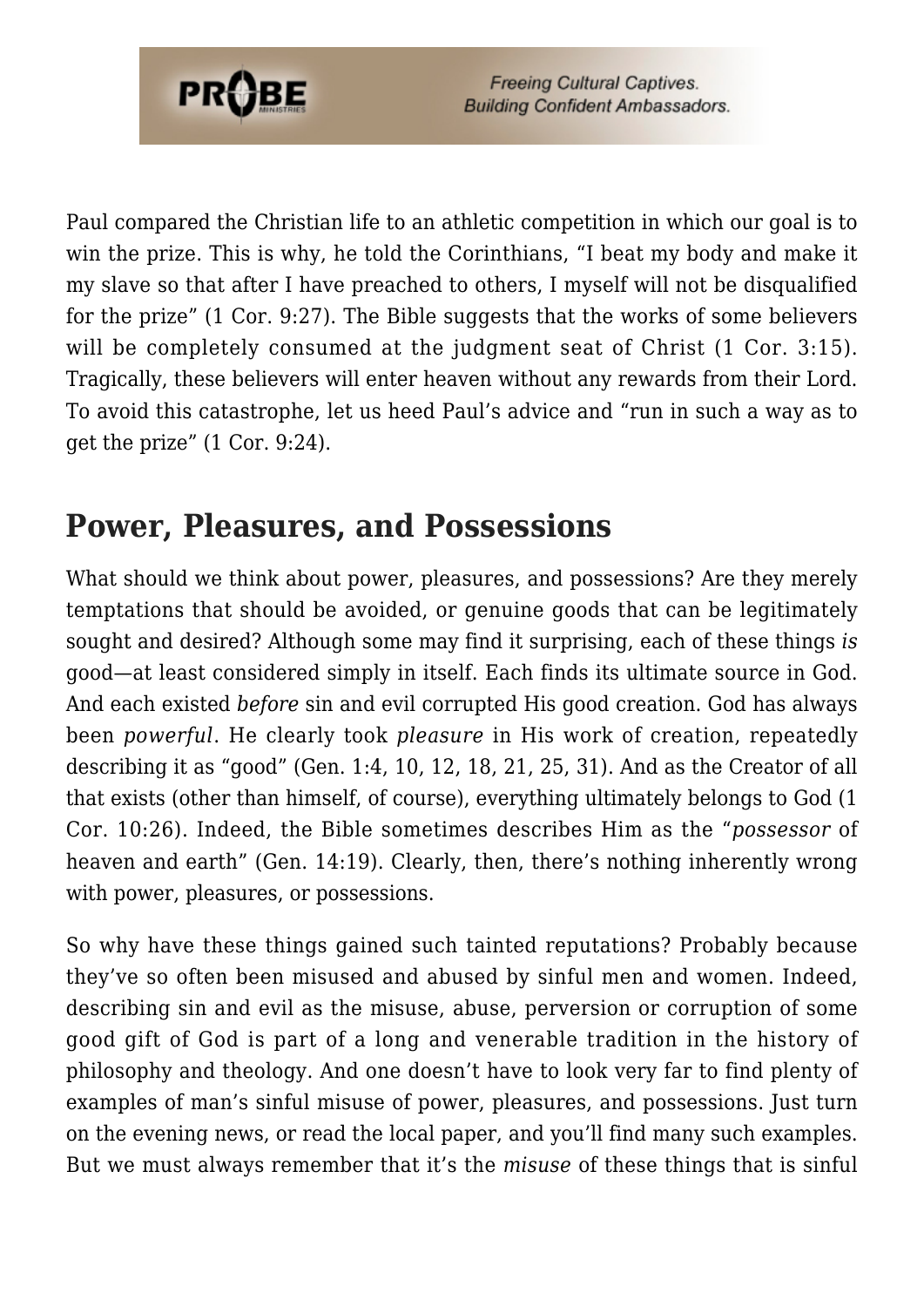Paul compared the Christian life to an athletic competition in which our goal is to win the prize. This is why, he told the Corinthians, “I beat my body and make it my slave so that after I have preached to others, I myself will not be disqualified for the prize” (1 Cor. 9:27). The Bible suggests that the works of some believers will be completely consumed at the judgment seat of Christ (1 Cor. 3:15). Tragically, these believers will enter heaven without any rewards from their Lord. To avoid this catastrophe, let us heed Paul’s advice and “run in such a way as to get the prize” (1 Cor. 9:24).

## Power, Pleasures, and Possessions

What should we think about power, pleasures, and possessions? Are they merely temptations that should be avoided, or genuine goods that can be legitimately sought and desired? Although some may find it surprising, each of these things *is* good—at least considered simply in itself. Each finds its ultimate source in God. And each existed *before* sin and evil corrupted His good creation. God has always been *powerful*. He clearly took *pleasure* in His work of creation, repeatedly describing it as “good” (Gen. 1:4, 10, 12, 18, 21, 25, 31). And as the Creator of all that exists (other than himself, of course), everything ultimately belongs to God (1 Cor. 10:26). Indeed, the Bible sometimes describes Him as the “*possessor* of heaven and earth” (Gen. 14:19). Clearly, then, there’s nothing inherently wrong with power, pleasures, or possessions.

So why have these things gained such tainted reputations? Probably because they’ve so often been misused and abused by sinful men and women. Indeed, describing sin and evil as the misuse, abuse, perversion or corruption of some good gift of God is part of a long and venerable tradition in the history of philosophy and theology. And one doesn’t have to look very far to find plenty of examples of man’s sinful misuse of power, pleasures, and possessions. Just turn on the evening news, or read the local paper, and you’ll find many such examples. But we must always remember that it’s the *misuse* of these things that is sinful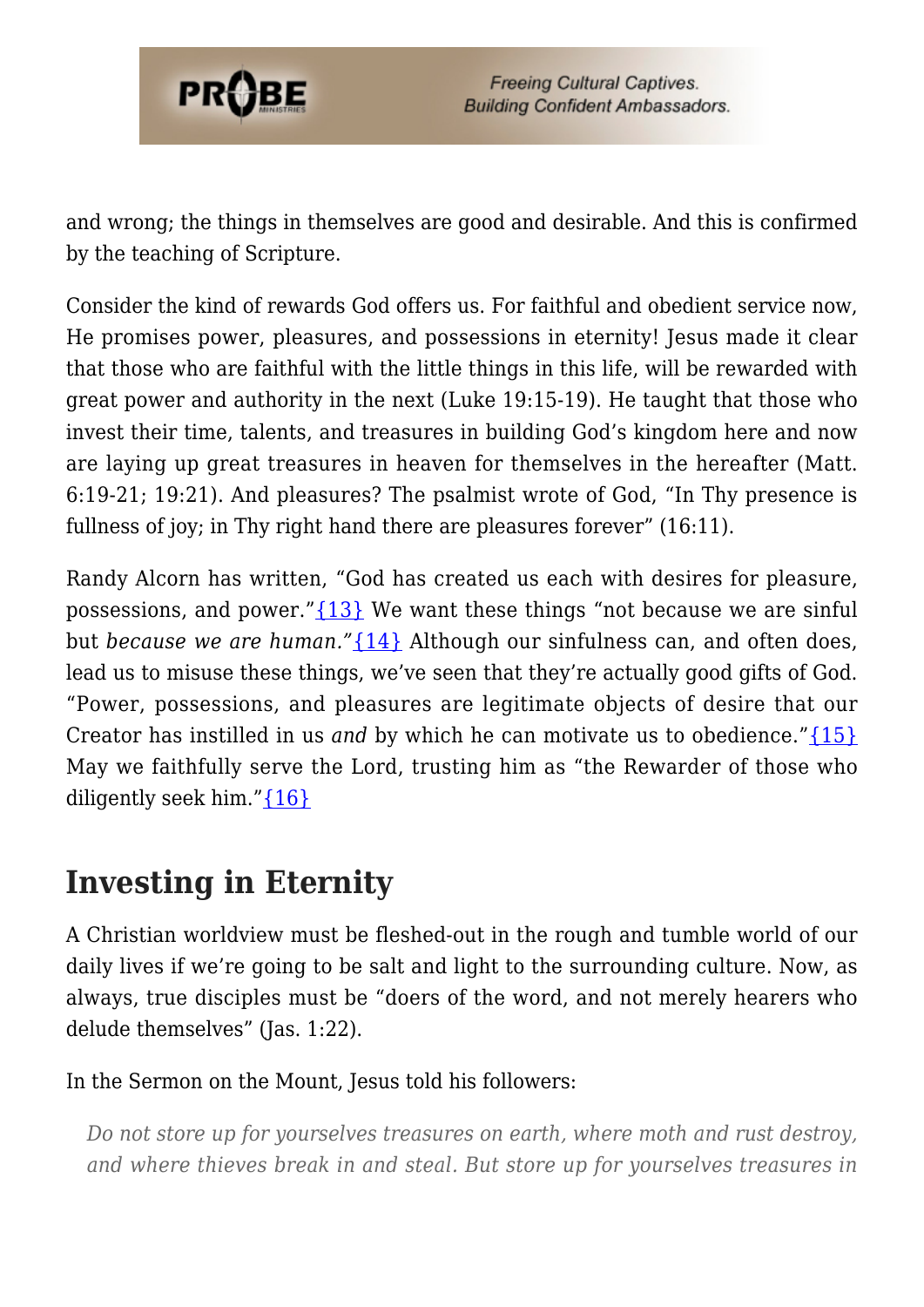and wrong; the things in themselves are good and desirable. And this is confirmed by the teaching of Scripture.

Consider the kind of rewards God offers us. For faithful and obedient service now, He promises power, pleasures, and possessions in eternity! Jesus made it clear that those who are faithful with the little things in this life, will be rewarded with great power and authority in the next (Luke 19:15-19). He taught that those who invest their time, talents, and treasures in building God's kingdom here and now are laying up great treasures in heaven for themselves in the hereafter (Matt. 6:19-21; 19:21). And pleasures? The psalmist wrote of God, "In Thy presence is fullness of joy; in Thy right hand there are pleasures forever" (16:11).

Randy Alcorn has written, "God has created us each with desires for pleasure, possessions, and power."{13} We want these things "not because we are sinful but *because we are human.*"{14} Although our sinfulness can, and often does, lead us to misuse these things, we've seen that they're actually good gifts of God. "Power, possessions, and pleasures are legitimate objects of desire that our Creator has instilled in us *and* by which he can motivate us to obedience."{15} May we faithfully serve the Lord, trusting him as "the Rewarder of those who diligently seek him."{16}

## Investing in Eternity

A Christian worldview must be fleshed-out in the rough and tumble world of our daily lives if we're going to be salt and light to the surrounding culture. Now, as always, true disciples must be "doers of the word, and not merely hearers who delude themselves" (Jas. 1:22).

In the Sermon on the Mount, Jesus told his followers:

> *Do not store up for yourselves treasures on earth, where moth and rust destroy, and where thieves break in and steal. But store up for yourselves treasures in*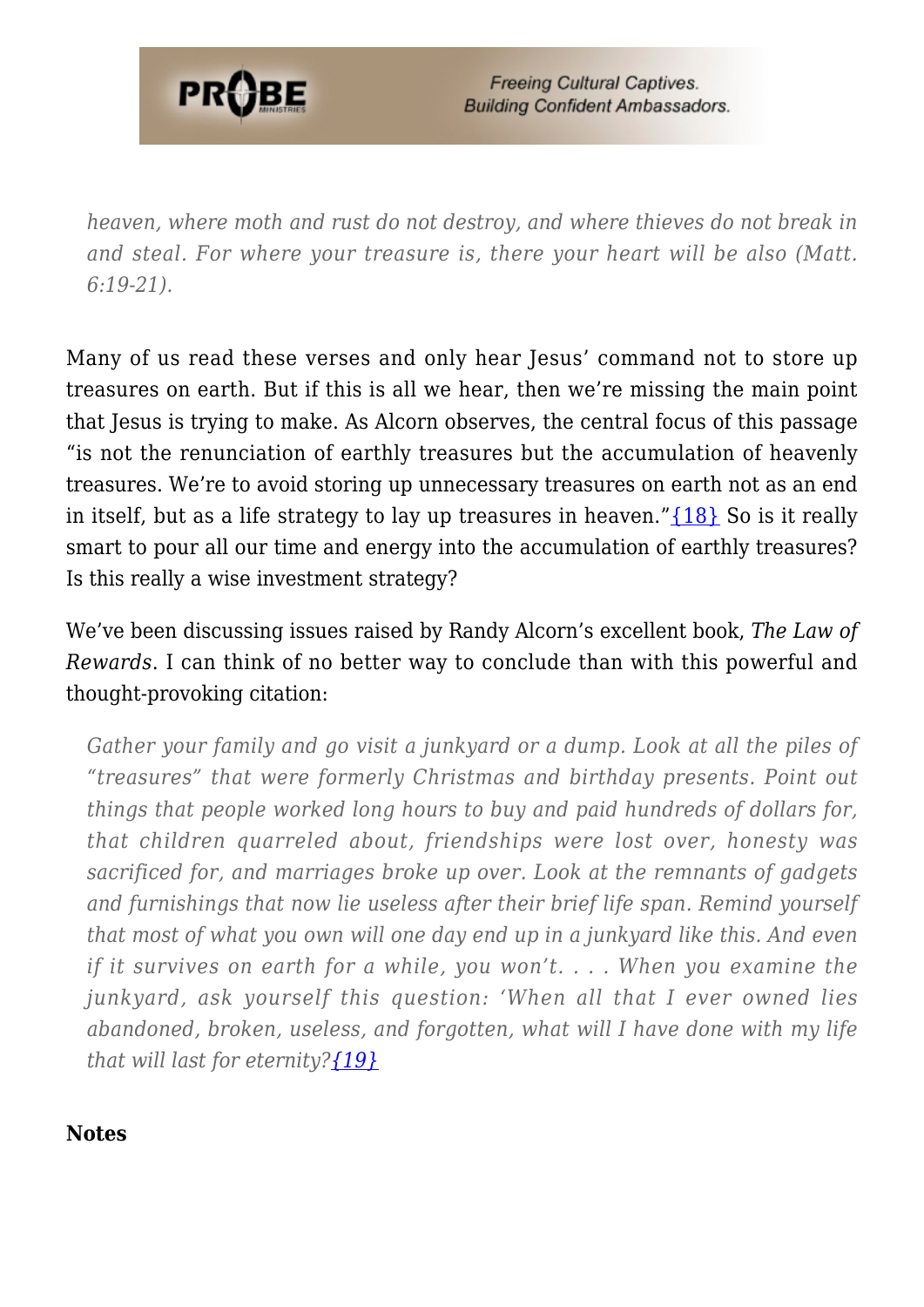> *heaven, where moth and rust do not destroy, and where thieves do not break in and steal. For where your treasure is, there your heart will be also (Matt. 6:19-21).*

Many of us read these verses and only hear Jesus' command not to store up treasures on earth. But if this is all we hear, then we're missing the main point that Jesus is trying to make. As Alcorn observes, the central focus of this passage "is not the renunciation of earthly treasures but the accumulation of heavenly treasures. We're to avoid storing up unnecessary treasures on earth not as an end in itself, but as a life strategy to lay up treasures in heaven."{18} So is it really smart to pour all our time and energy into the accumulation of earthly treasures? Is this really a wise investment strategy?

We've been discussing issues raised by Randy Alcorn's excellent book, *The Law of Rewards*. I can think of no better way to conclude than with this powerful and thought-provoking citation:

> *Gather your family and go visit a junkyard or a dump. Look at all the piles of "treasures" that were formerly Christmas and birthday presents. Point out things that people worked long hours to buy and paid hundreds of dollars for, that children quarreled about, friendships were lost over, honesty was sacrificed for, and marriages broke up over. Look at the remnants of gadgets and furnishings that now lie useless after their brief life span. Remind yourself that most of what you own will one day end up in a junkyard like this. And even if it survives on earth for a while, you won't. . . . When you examine the junkyard, ask yourself this question: 'When all that I ever owned lies abandoned, broken, useless, and forgotten, what will I have done with my life that will last for eternity?{19}*

**Notes**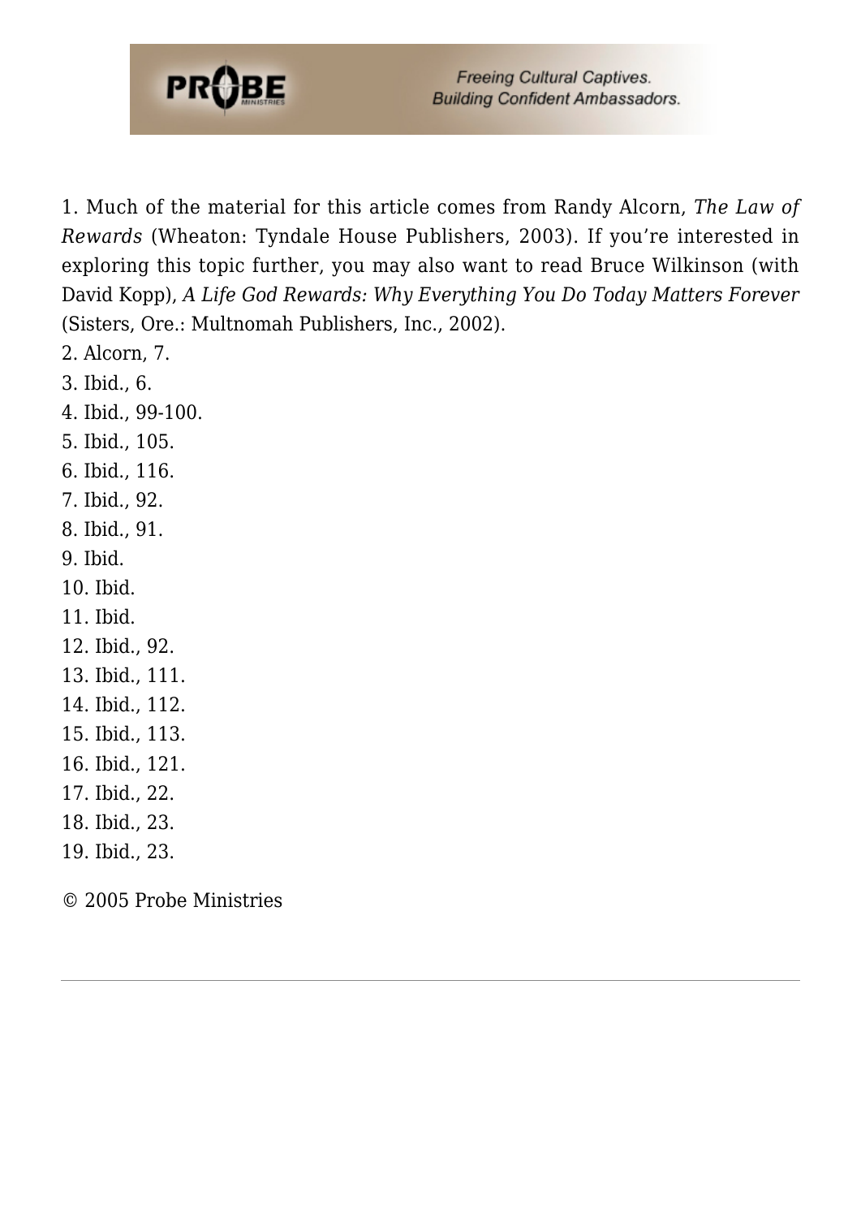1. Much of the material for this article comes from Randy Alcorn, *The Law of Rewards* (Wheaton: Tyndale House Publishers, 2003). If you're interested in exploring this topic further, you may also want to read Bruce Wilkinson (with David Kopp), *A Life God Rewards: Why Everything You Do Today Matters Forever* (Sisters, Ore.: Multnomah Publishers, Inc., 2002).
2. Alcorn, 7.
3. Ibid., 6.
4. Ibid., 99-100.
5. Ibid., 105.
6. Ibid., 116.
7. Ibid., 92.
8. Ibid., 91.
9. Ibid.
10. Ibid.
11. Ibid.
12. Ibid., 92.
13. Ibid., 111.
14. Ibid., 112.
15. Ibid., 113.
16. Ibid., 121.
17. Ibid., 22.
18. Ibid., 23.
19. Ibid., 23.

© 2005 Probe Ministries

---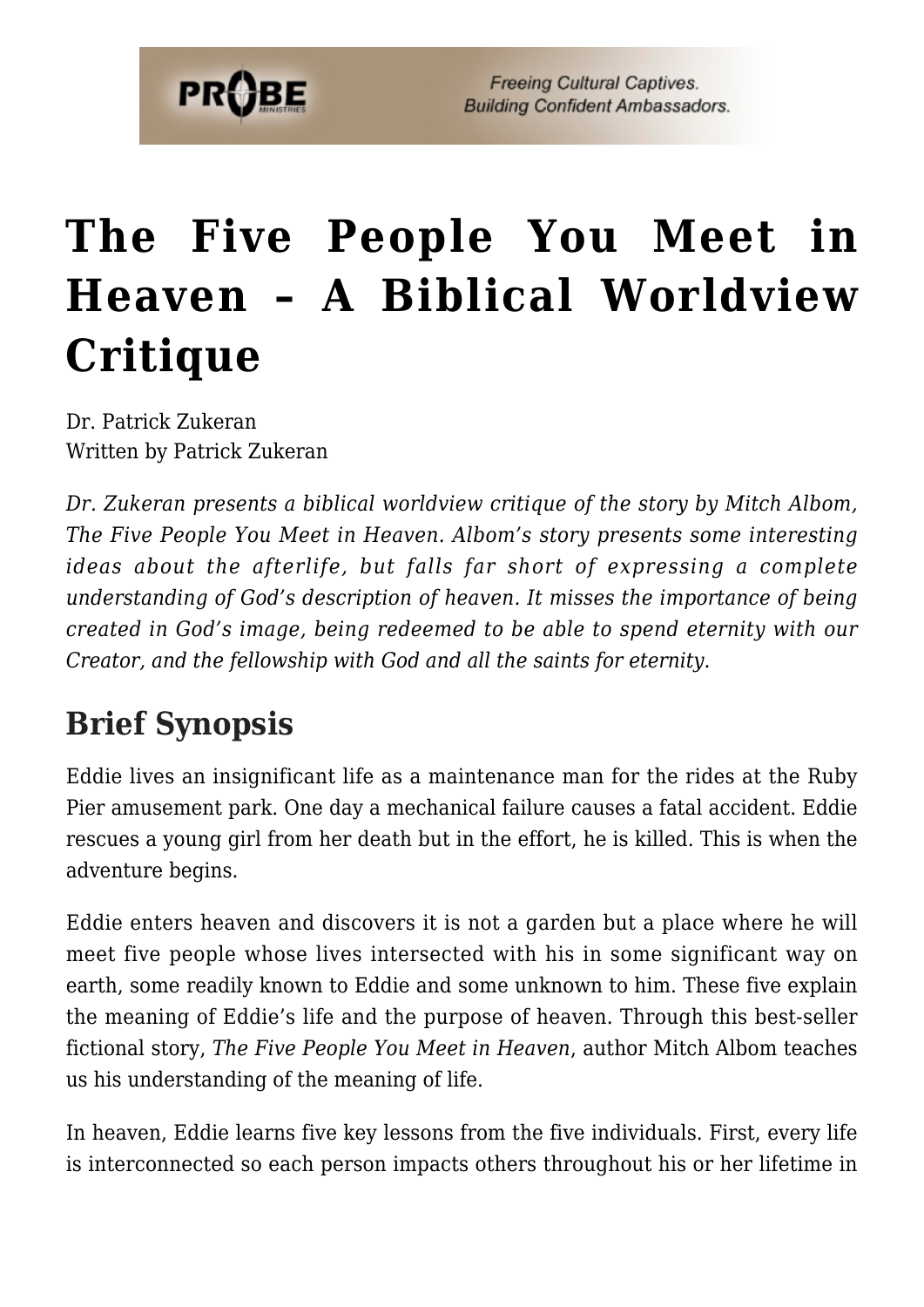# The Five People You Meet in Heaven – A Biblical Worldview Critique

Dr. Patrick Zukeran
Written by Patrick Zukeran

*Dr. Zukeran presents a biblical worldview critique of the story by Mitch Albom, The Five People You Meet in Heaven. Albom's story presents some interesting ideas about the afterlife, but falls far short of expressing a complete understanding of God's description of heaven. It misses the importance of being created in God's image, being redeemed to be able to spend eternity with our Creator, and the fellowship with God and all the saints for eternity.*

## Brief Synopsis

Eddie lives an insignificant life as a maintenance man for the rides at the Ruby Pier amusement park. One day a mechanical failure causes a fatal accident. Eddie rescues a young girl from her death but in the effort, he is killed. This is when the adventure begins.

Eddie enters heaven and discovers it is not a garden but a place where he will meet five people whose lives intersected with his in some significant way on earth, some readily known to Eddie and some unknown to him. These five explain the meaning of Eddie's life and the purpose of heaven. Through this best-seller fictional story, *The Five People You Meet in Heaven*, author Mitch Albom teaches us his understanding of the meaning of life.

In heaven, Eddie learns five key lessons from the five individuals. First, every life is interconnected so each person impacts others throughout his or her lifetime in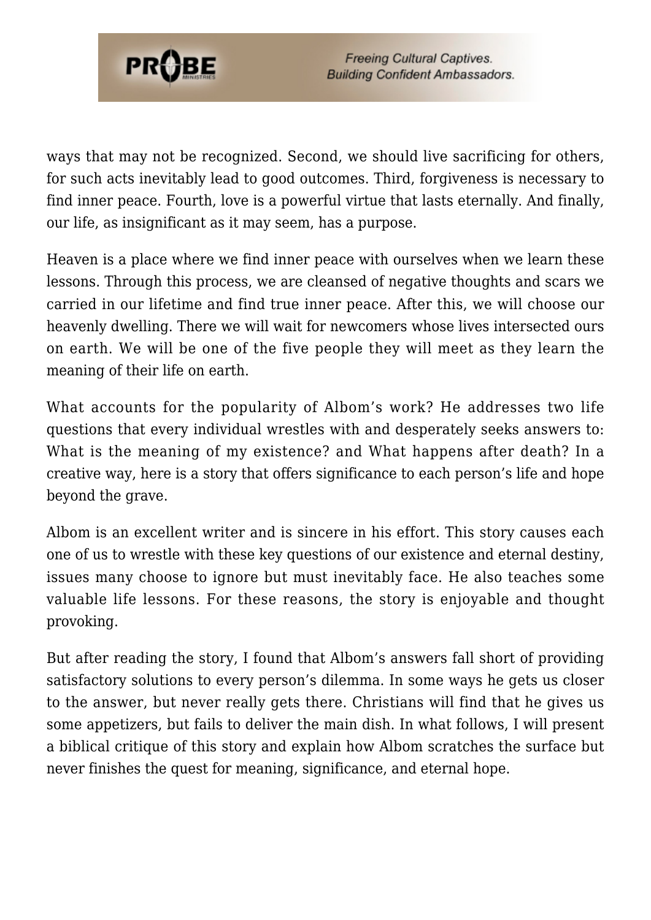ways that may not be recognized. Second, we should live sacrificing for others, for such acts inevitably lead to good outcomes. Third, forgiveness is necessary to find inner peace. Fourth, love is a powerful virtue that lasts eternally. And finally, our life, as insignificant as it may seem, has a purpose.

Heaven is a place where we find inner peace with ourselves when we learn these lessons. Through this process, we are cleansed of negative thoughts and scars we carried in our lifetime and find true inner peace. After this, we will choose our heavenly dwelling. There we will wait for newcomers whose lives intersected ours on earth. We will be one of the five people they will meet as they learn the meaning of their life on earth.

What accounts for the popularity of Albom's work? He addresses two life questions that every individual wrestles with and desperately seeks answers to: What is the meaning of my existence? and What happens after death? In a creative way, here is a story that offers significance to each person's life and hope beyond the grave.

Albom is an excellent writer and is sincere in his effort. This story causes each one of us to wrestle with these key questions of our existence and eternal destiny, issues many choose to ignore but must inevitably face. He also teaches some valuable life lessons. For these reasons, the story is enjoyable and thought provoking.

But after reading the story, I found that Albom's answers fall short of providing satisfactory solutions to every person's dilemma. In some ways he gets us closer to the answer, but never really gets there. Christians will find that he gives us some appetizers, but fails to deliver the main dish. In what follows, I will present a biblical critique of this story and explain how Albom scratches the surface but never finishes the quest for meaning, significance, and eternal hope.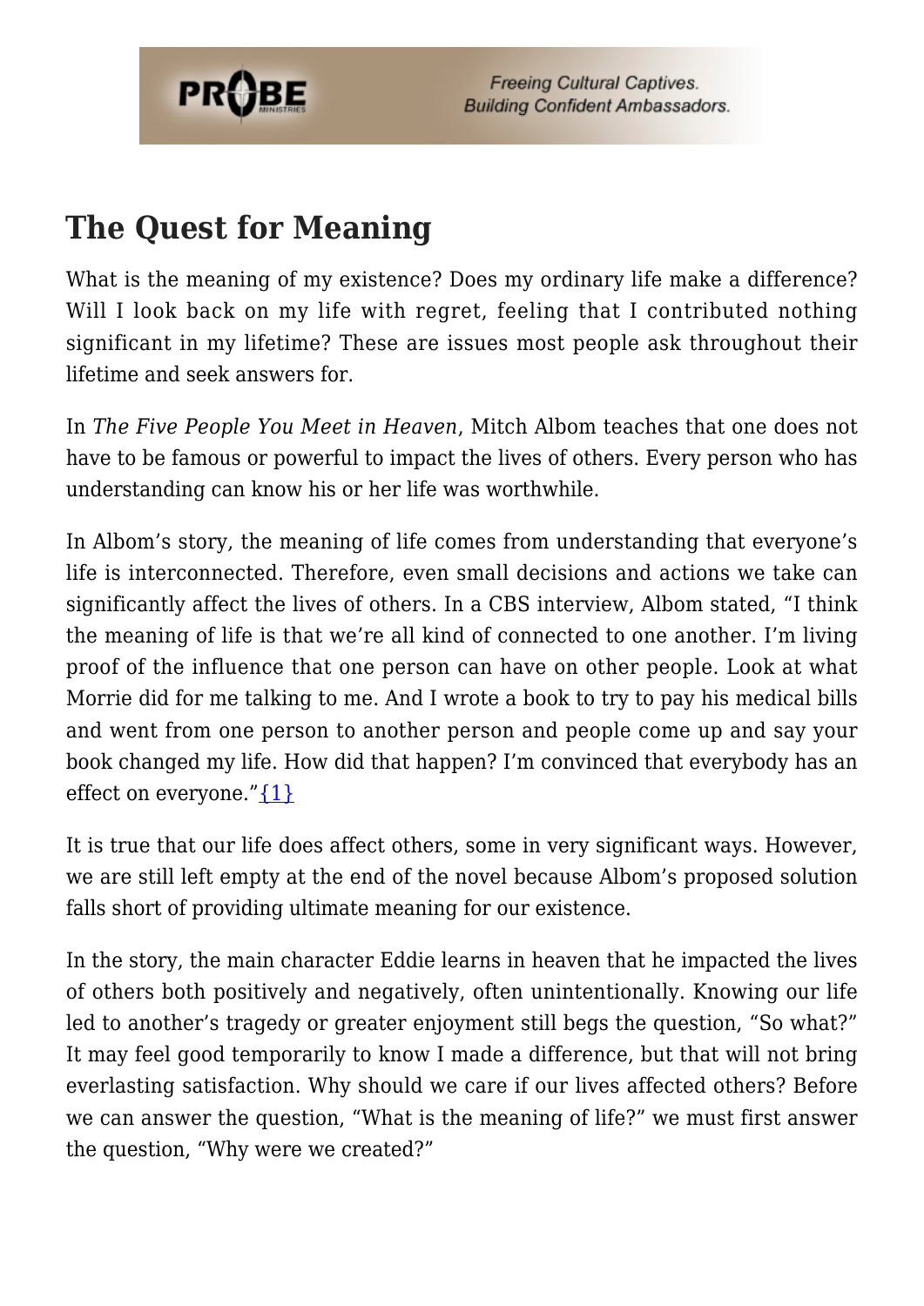## The Quest for Meaning

What is the meaning of my existence? Does my ordinary life make a difference? Will I look back on my life with regret, feeling that I contributed nothing significant in my lifetime? These are issues most people ask throughout their lifetime and seek answers for.

In *The Five People You Meet in Heaven*, Mitch Albom teaches that one does not have to be famous or powerful to impact the lives of others. Every person who has understanding can know his or her life was worthwhile.

In Albom's story, the meaning of life comes from understanding that everyone's life is interconnected. Therefore, even small decisions and actions we take can significantly affect the lives of others. In a CBS interview, Albom stated, "I think the meaning of life is that we're all kind of connected to one another. I'm living proof of the influence that one person can have on other people. Look at what Morrie did for me talking to me. And I wrote a book to try to pay his medical bills and went from one person to another person and people come up and say your book changed my life. How did that happen? I'm convinced that everybody has an effect on everyone."{1}

It is true that our life does affect others, some in very significant ways. However, we are still left empty at the end of the novel because Albom's proposed solution falls short of providing ultimate meaning for our existence.

In the story, the main character Eddie learns in heaven that he impacted the lives of others both positively and negatively, often unintentionally. Knowing our life led to another's tragedy or greater enjoyment still begs the question, "So what?" It may feel good temporarily to know I made a difference, but that will not bring everlasting satisfaction. Why should we care if our lives affected others? Before we can answer the question, "What is the meaning of life?" we must first answer the question, "Why were we created?"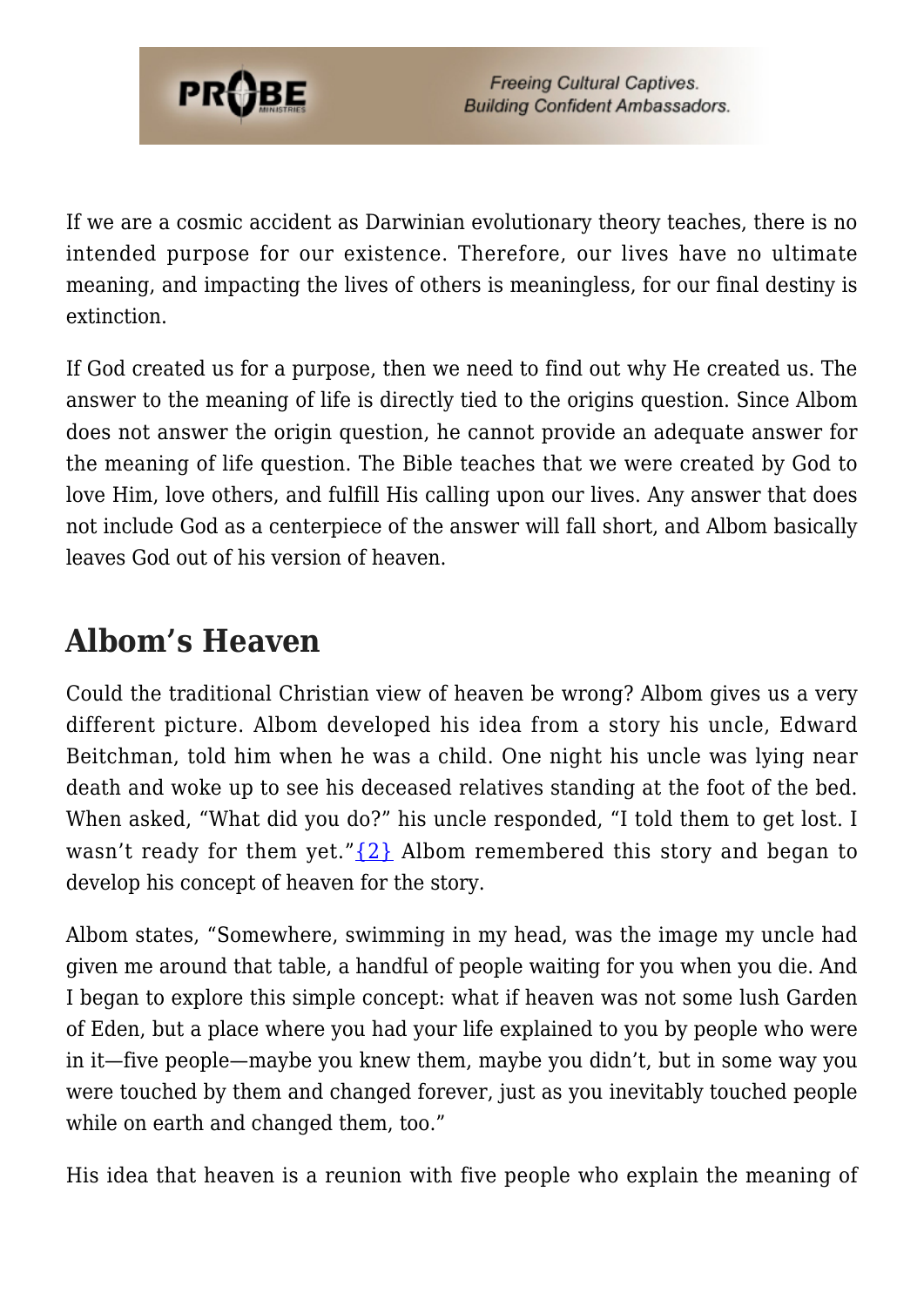If we are a cosmic accident as Darwinian evolutionary theory teaches, there is no intended purpose for our existence. Therefore, our lives have no ultimate meaning, and impacting the lives of others is meaningless, for our final destiny is extinction.

If God created us for a purpose, then we need to find out why He created us. The answer to the meaning of life is directly tied to the origins question. Since Albom does not answer the origin question, he cannot provide an adequate answer for the meaning of life question. The Bible teaches that we were created by God to love Him, love others, and fulfill His calling upon our lives. Any answer that does not include God as a centerpiece of the answer will fall short, and Albom basically leaves God out of his version of heaven.

## Albom's Heaven

Could the traditional Christian view of heaven be wrong? Albom gives us a very different picture. Albom developed his idea from a story his uncle, Edward Beitchman, told him when he was a child. One night his uncle was lying near death and woke up to see his deceased relatives standing at the foot of the bed. When asked, "What did you do?" his uncle responded, "I told them to get lost. I wasn't ready for them yet."{2} Albom remembered this story and began to develop his concept of heaven for the story.

Albom states, "Somewhere, swimming in my head, was the image my uncle had given me around that table, a handful of people waiting for you when you die. And I began to explore this simple concept: what if heaven was not some lush Garden of Eden, but a place where you had your life explained to you by people who were in it—five people—maybe you knew them, maybe you didn't, but in some way you were touched by them and changed forever, just as you inevitably touched people while on earth and changed them, too."

His idea that heaven is a reunion with five people who explain the meaning of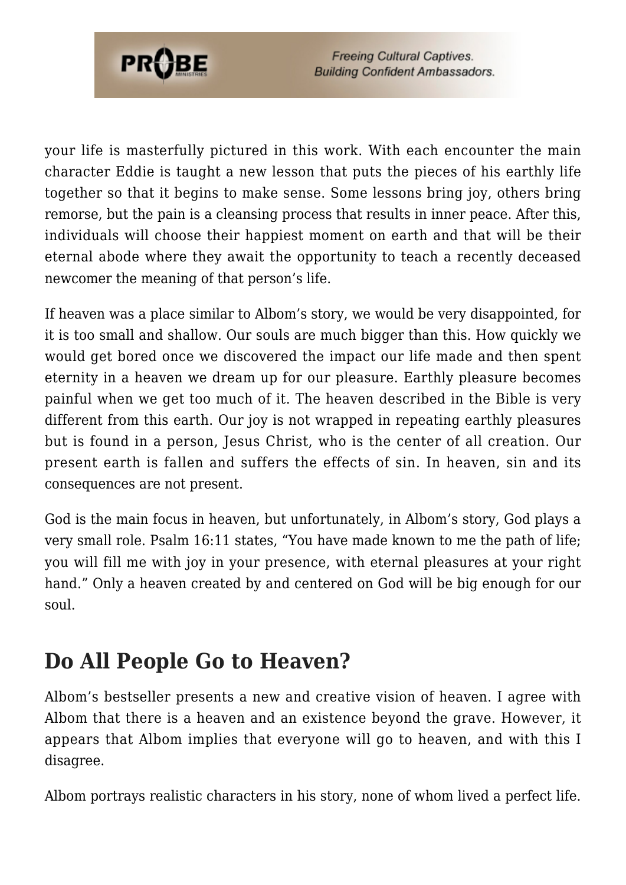your life is masterfully pictured in this work. With each encounter the main character Eddie is taught a new lesson that puts the pieces of his earthly life together so that it begins to make sense. Some lessons bring joy, others bring remorse, but the pain is a cleansing process that results in inner peace. After this, individuals will choose their happiest moment on earth and that will be their eternal abode where they await the opportunity to teach a recently deceased newcomer the meaning of that person's life.

If heaven was a place similar to Albom's story, we would be very disappointed, for it is too small and shallow. Our souls are much bigger than this. How quickly we would get bored once we discovered the impact our life made and then spent eternity in a heaven we dream up for our pleasure. Earthly pleasure becomes painful when we get too much of it. The heaven described in the Bible is very different from this earth. Our joy is not wrapped in repeating earthly pleasures but is found in a person, Jesus Christ, who is the center of all creation. Our present earth is fallen and suffers the effects of sin. In heaven, sin and its consequences are not present.

God is the main focus in heaven, but unfortunately, in Albom's story, God plays a very small role. Psalm 16:11 states, "You have made known to me the path of life; you will fill me with joy in your presence, with eternal pleasures at your right hand." Only a heaven created by and centered on God will be big enough for our soul.

## Do All People Go to Heaven?

Albom's bestseller presents a new and creative vision of heaven. I agree with Albom that there is a heaven and an existence beyond the grave. However, it appears that Albom implies that everyone will go to heaven, and with this I disagree.

Albom portrays realistic characters in his story, none of whom lived a perfect life.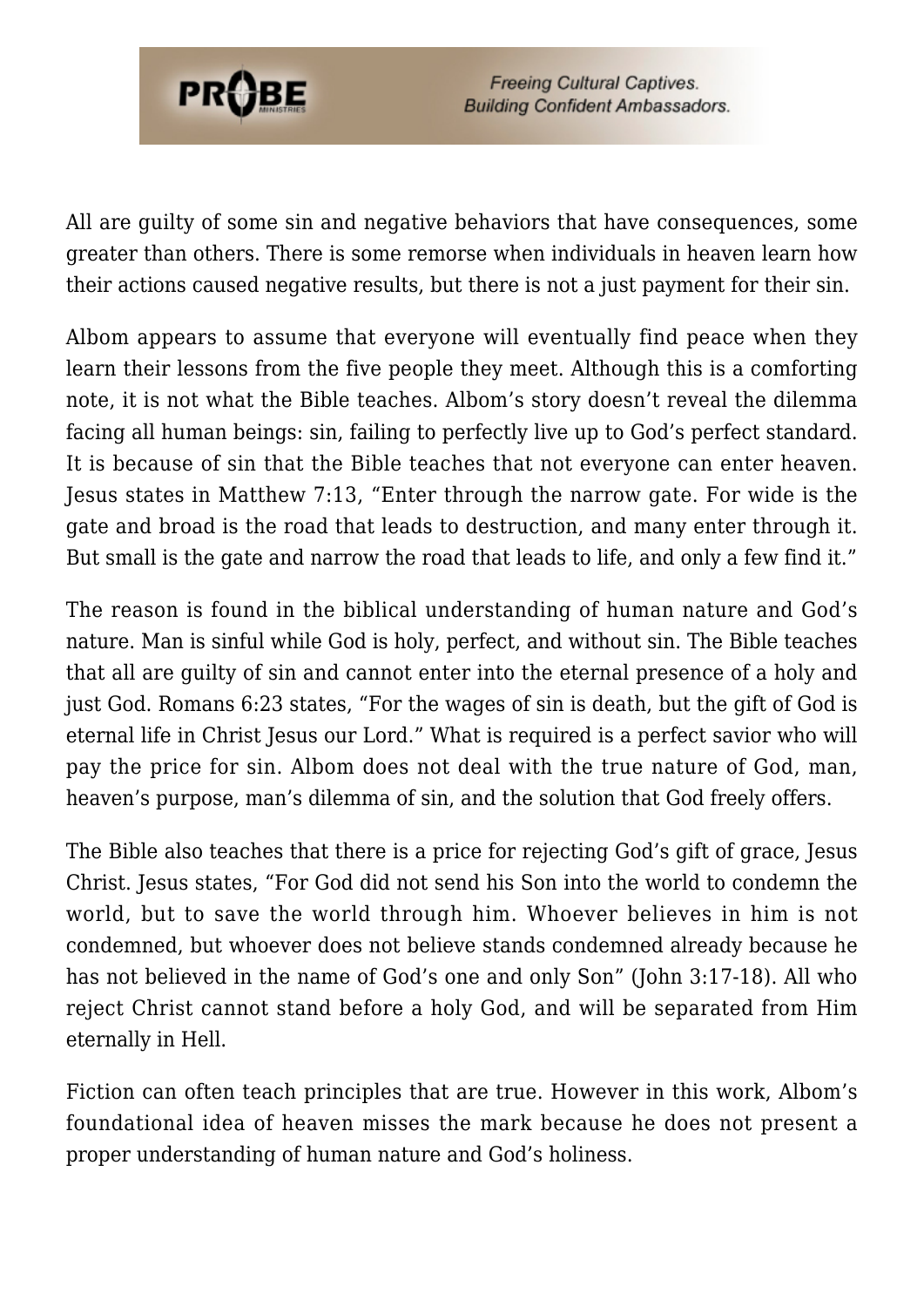All are guilty of some sin and negative behaviors that have consequences, some greater than others. There is some remorse when individuals in heaven learn how their actions caused negative results, but there is not a just payment for their sin.

Albom appears to assume that everyone will eventually find peace when they learn their lessons from the five people they meet. Although this is a comforting note, it is not what the Bible teaches. Albom's story doesn't reveal the dilemma facing all human beings: sin, failing to perfectly live up to God's perfect standard. It is because of sin that the Bible teaches that not everyone can enter heaven. Jesus states in Matthew 7:13, "Enter through the narrow gate. For wide is the gate and broad is the road that leads to destruction, and many enter through it. But small is the gate and narrow the road that leads to life, and only a few find it."

The reason is found in the biblical understanding of human nature and God's nature. Man is sinful while God is holy, perfect, and without sin. The Bible teaches that all are guilty of sin and cannot enter into the eternal presence of a holy and just God. Romans 6:23 states, "For the wages of sin is death, but the gift of God is eternal life in Christ Jesus our Lord." What is required is a perfect savior who will pay the price for sin. Albom does not deal with the true nature of God, man, heaven's purpose, man's dilemma of sin, and the solution that God freely offers.

The Bible also teaches that there is a price for rejecting God's gift of grace, Jesus Christ. Jesus states, "For God did not send his Son into the world to condemn the world, but to save the world through him. Whoever believes in him is not condemned, but whoever does not believe stands condemned already because he has not believed in the name of God's one and only Son" (John 3:17-18). All who reject Christ cannot stand before a holy God, and will be separated from Him eternally in Hell.

Fiction can often teach principles that are true. However in this work, Albom's foundational idea of heaven misses the mark because he does not present a proper understanding of human nature and God's holiness.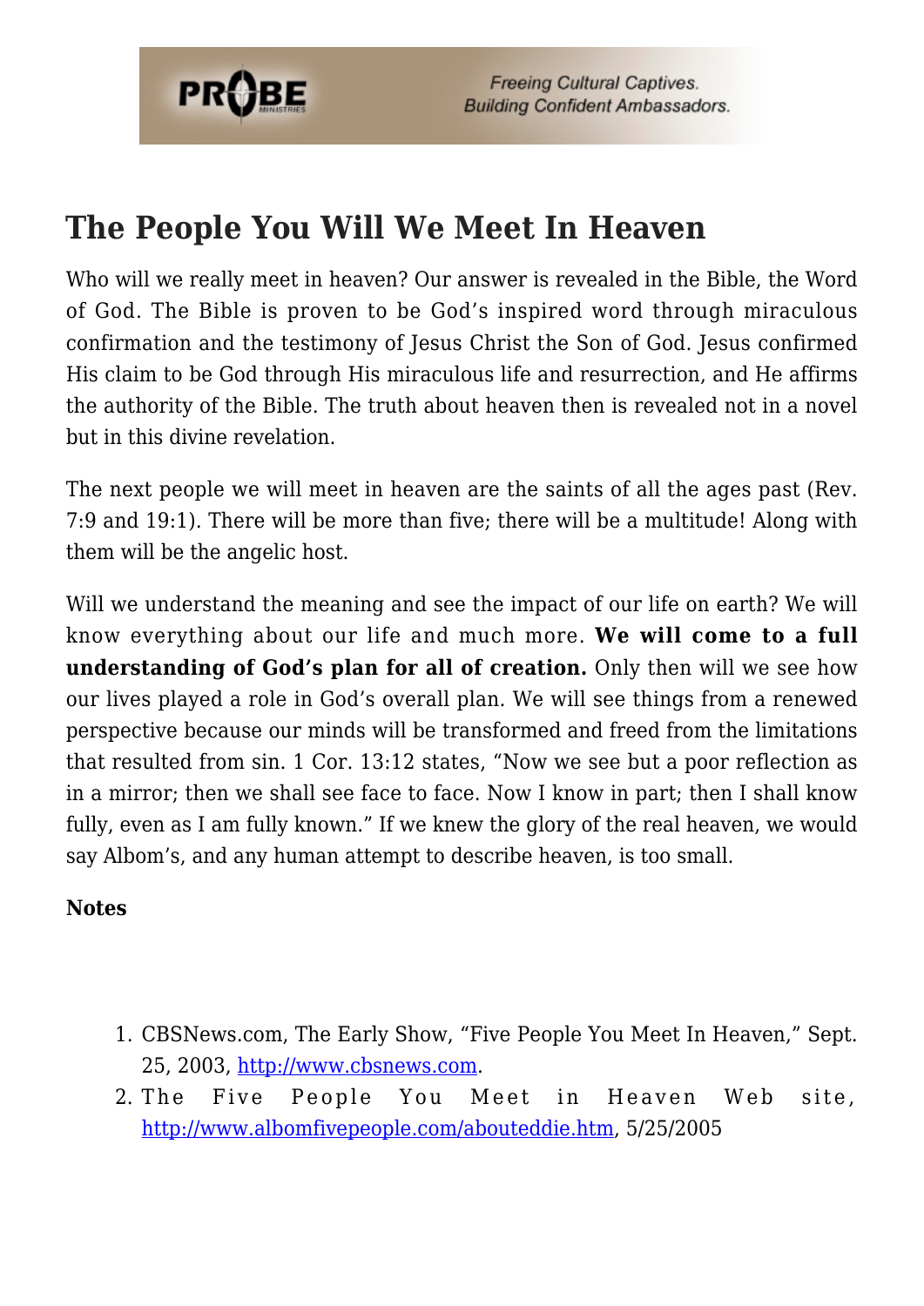## The People You Will We Meet In Heaven

Who will we really meet in heaven? Our answer is revealed in the Bible, the Word of God. The Bible is proven to be God's inspired word through miraculous confirmation and the testimony of Jesus Christ the Son of God. Jesus confirmed His claim to be God through His miraculous life and resurrection, and He affirms the authority of the Bible. The truth about heaven then is revealed not in a novel but in this divine revelation.

The next people we will meet in heaven are the saints of all the ages past (Rev. 7:9 and 19:1). There will be more than five; there will be a multitude! Along with them will be the angelic host.

Will we understand the meaning and see the impact of our life on earth? We will know everything about our life and much more. **We will come to a full understanding of God's plan for all of creation.** Only then will we see how our lives played a role in God's overall plan. We will see things from a renewed perspective because our minds will be transformed and freed from the limitations that resulted from sin. 1 Cor. 13:12 states, "Now we see but a poor reflection as in a mirror; then we shall see face to face. Now I know in part; then I shall know fully, even as I am fully known." If we knew the glory of the real heaven, we would say Albom's, and any human attempt to describe heaven, is too small.

**Notes**

1. CBSNews.com, The Early Show, "Five People You Meet In Heaven," Sept. 25, 2003, http://www.cbsnews.com.
2. The Five People You Meet in Heaven Web site, http://www.albomfivepeople.com/abouteddie.htm, 5/25/2005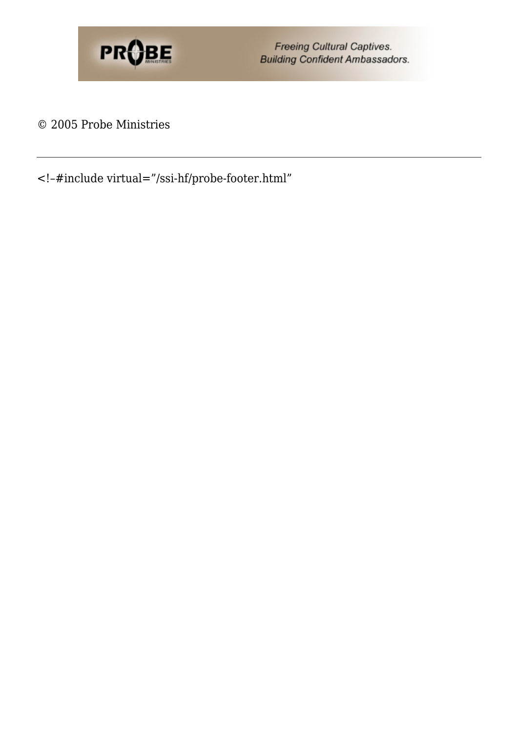© 2005 Probe Ministries

---

<!–#include virtual=”/ssi-hf/probe-footer.html”